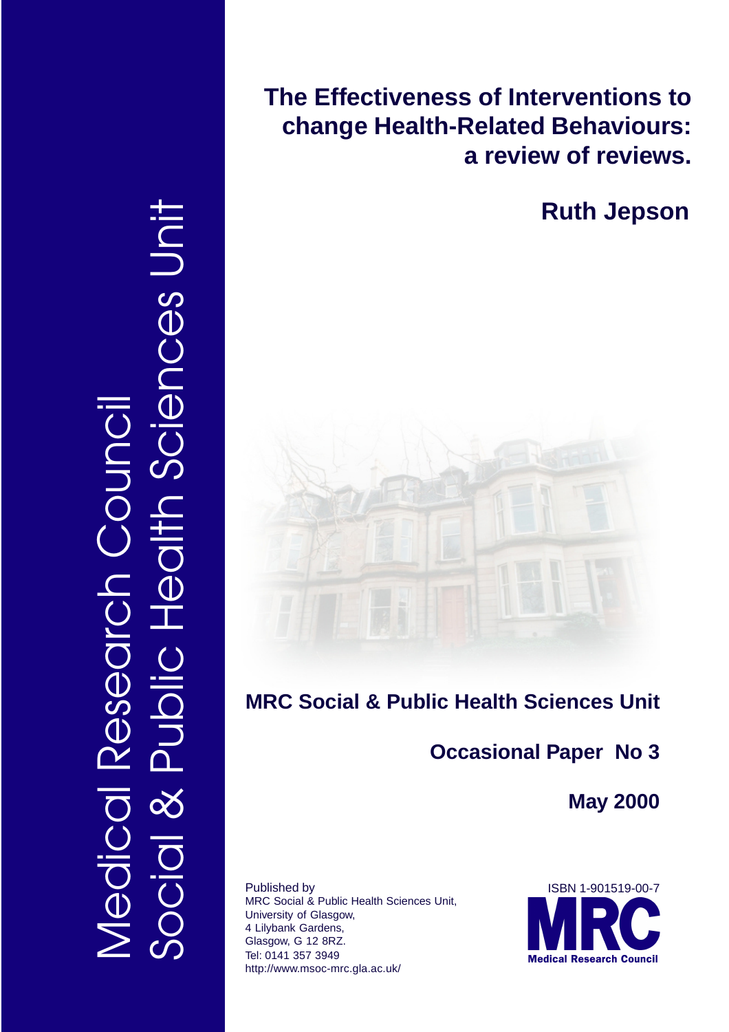Medical Research Council
Social & Public Health Sciences Unit

# The Effectiveness of Interventions to change Health-Related Behaviours: a review of reviews.

**Ruth Jepson**

**MRC Social & Public Health Sciences Unit**

**Occasional Paper No 3**

**May 2000**

Published by
MRC Social & Public Health Sciences Unit,
University of Glasgow,
4 Lilybank Gardens,
Glasgow, G 12 8RZ.
Tel: 0141 357 3949
http://www.msoc-mrc.gla.ac.uk/

ISBN 1-901519-00-7

MRC
Medical Research Council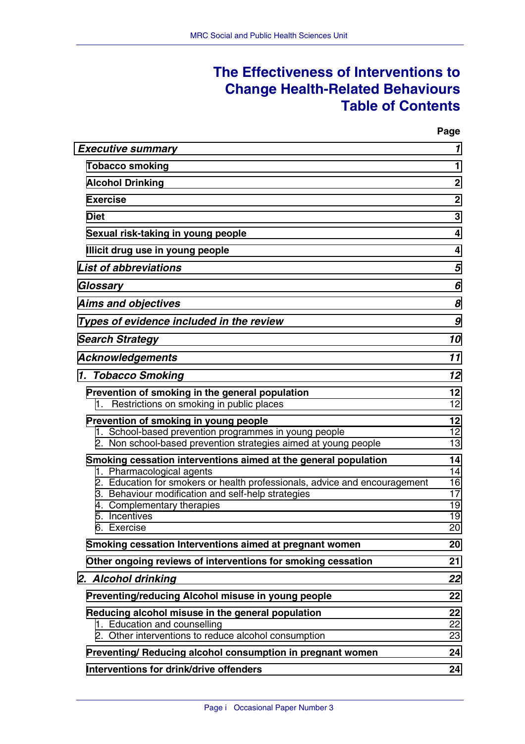# The Effectiveness of Interventions to Change Health-Related Behaviours Table of Contents

| | Page |
|---|---|
| ***Executive summary*** | ***1*** |
| **Tobacco smoking** | **1** |
| **Alcohol Drinking** | **2** |
| **Exercise** | **2** |
| **Diet** | **3** |
| **Sexual risk-taking in young people** | **4** |
| **Illicit drug use in young people** | **4** |
| ***List of abbreviations*** | ***5*** |
| ***Glossary*** | ***6*** |
| ***Aims and objectives*** | ***8*** |
| ***Types of evidence included in the review*** | ***9*** |
| ***Search Strategy*** | ***10*** |
| ***Acknowledgements*** | ***11*** |
| ***1. Tobacco Smoking*** | ***12*** |
| **Prevention of smoking in the general population** | **12** |
| 1. Restrictions on smoking in public places | 12 |
| **Prevention of smoking in young people** | **12** |
| 1. School-based prevention programmes in young people | 12 |
| 2. Non school-based prevention strategies aimed at young people | 13 |
| **Smoking cessation interventions aimed at the general population** | **14** |
| 1. Pharmacological agents | 14 |
| 2. Education for smokers or health professionals, advice and encouragement | 16 |
| 3. Behaviour modification and self-help strategies | 17 |
| 4. Complementary therapies | 19 |
| 5. Incentives | 19 |
| 6. Exercise | 20 |
| **Smoking cessation Interventions aimed at pregnant women** | **20** |
| **Other ongoing reviews of interventions for smoking cessation** | **21** |
| ***2. Alcohol drinking*** | ***22*** |
| **Preventing/reducing Alcohol misuse in young people** | **22** |
| **Reducing alcohol misuse in the general population** | **22** |
| 1. Education and counselling | 22 |
| 2. Other interventions to reduce alcohol consumption | 23 |
| **Preventing/ Reducing alcohol consumption in pregnant women** | **24** |
| **Interventions for drink/drive offenders** | **24** |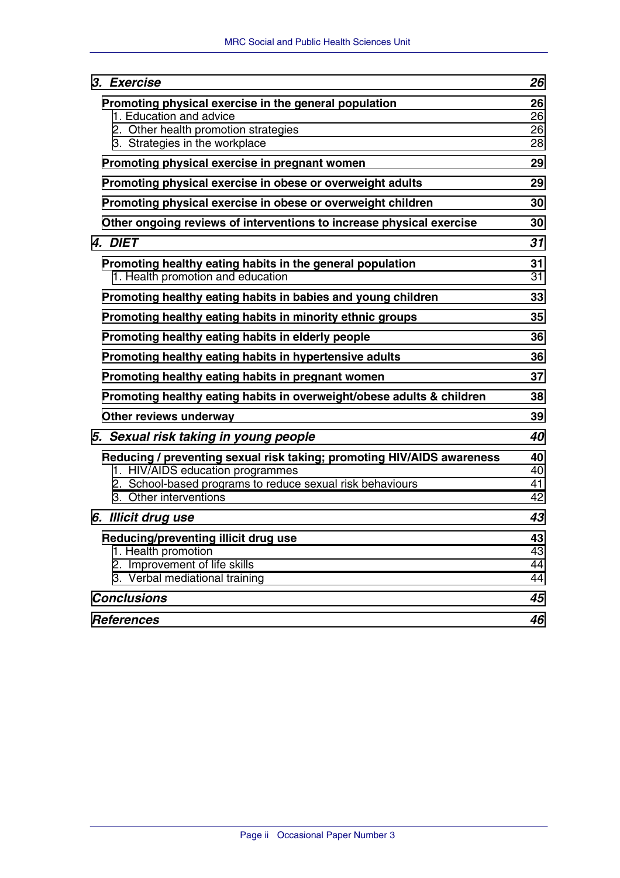| | |
|---|---|
| ***3. Exercise*** | ***26*** |
| **Promoting physical exercise in the general population** | **26** |
| 1. Education and advice | 26 |
| 2. Other health promotion strategies | 26 |
| 3. Strategies in the workplace | 28 |
| **Promoting physical exercise in pregnant women** | **29** |
| **Promoting physical exercise in obese or overweight adults** | **29** |
| **Promoting physical exercise in obese or overweight children** | **30** |
| **Other ongoing reviews of interventions to increase physical exercise** | **30** |
| ***4. DIET*** | ***31*** |
| **Promoting healthy eating habits in the general population** | **31** |
| 1. Health promotion and education | 31 |
| **Promoting healthy eating habits in babies and young children** | **33** |
| **Promoting healthy eating habits in minority ethnic groups** | **35** |
| **Promoting healthy eating habits in elderly people** | **36** |
| **Promoting healthy eating habits in hypertensive adults** | **36** |
| **Promoting healthy eating habits in pregnant women** | **37** |
| **Promoting healthy eating habits in overweight/obese adults & children** | **38** |
| **Other reviews underway** | **39** |
| ***5. Sexual risk taking in young people*** | ***40*** |
| **Reducing / preventing sexual risk taking; promoting HIV/AIDS awareness** | **40** |
| 1. HIV/AIDS education programmes | 40 |
| 2. School-based programs to reduce sexual risk behaviours | 41 |
| 3. Other interventions | 42 |
| ***6. Illicit drug use*** | ***43*** |
| **Reducing/preventing illicit drug use** | **43** |
| 1. Health promotion | 43 |
| 2. Improvement of life skills | 44 |
| 3. Verbal mediational training | 44 |
| ***Conclusions*** | ***45*** |
| ***References*** | ***46*** |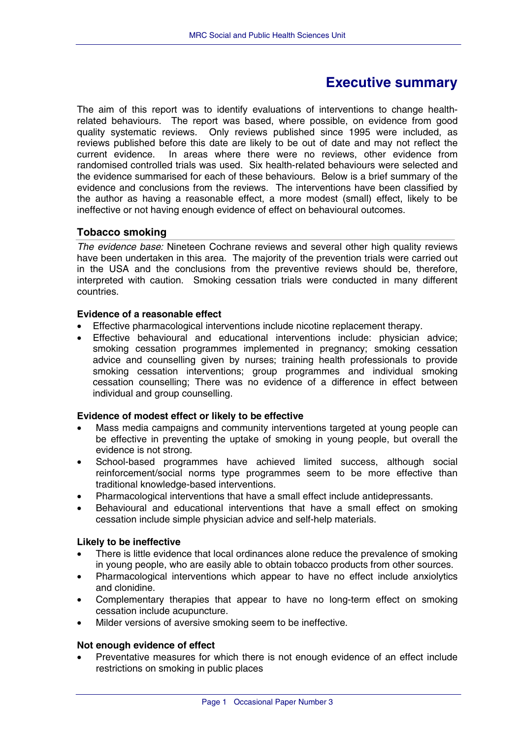# Executive summary

The aim of this report was to identify evaluations of interventions to change health-related behaviours. The report was based, where possible, on evidence from good quality systematic reviews. Only reviews published since 1995 were included, as reviews published before this date are likely to be out of date and may not reflect the current evidence. In areas where there were no reviews, other evidence from randomised controlled trials was used. Six health-related behaviours were selected and the evidence summarised for each of these behaviours. Below is a brief summary of the evidence and conclusions from the reviews. The interventions have been classified by the author as having a reasonable effect, a more modest (small) effect, likely to be ineffective or not having enough evidence of effect on behavioural outcomes.

## Tobacco smoking

*The evidence base:* Nineteen Cochrane reviews and several other high quality reviews have been undertaken in this area. The majority of the prevention trials were carried out in the USA and the conclusions from the preventive reviews should be, therefore, interpreted with caution. Smoking cessation trials were conducted in many different countries.

### Evidence of a reasonable effect

- Effective pharmacological interventions include nicotine replacement therapy.
- Effective behavioural and educational interventions include: physician advice; smoking cessation programmes implemented in pregnancy; smoking cessation advice and counselling given by nurses; training health professionals to provide smoking cessation interventions; group programmes and individual smoking cessation counselling; There was no evidence of a difference in effect between individual and group counselling.

### Evidence of modest effect or likely to be effective

- Mass media campaigns and community interventions targeted at young people can be effective in preventing the uptake of smoking in young people, but overall the evidence is not strong.
- School-based programmes have achieved limited success, although social reinforcement/social norms type programmes seem to be more effective than traditional knowledge-based interventions.
- Pharmacological interventions that have a small effect include antidepressants.
- Behavioural and educational interventions that have a small effect on smoking cessation include simple physician advice and self-help materials.

### Likely to be ineffective

- There is little evidence that local ordinances alone reduce the prevalence of smoking in young people, who are easily able to obtain tobacco products from other sources.
- Pharmacological interventions which appear to have no effect include anxiolytics and clonidine.
- Complementary therapies that appear to have no long-term effect on smoking cessation include acupuncture.
- Milder versions of aversive smoking seem to be ineffective.

### Not enough evidence of effect

- Preventative measures for which there is not enough evidence of an effect include restrictions on smoking in public places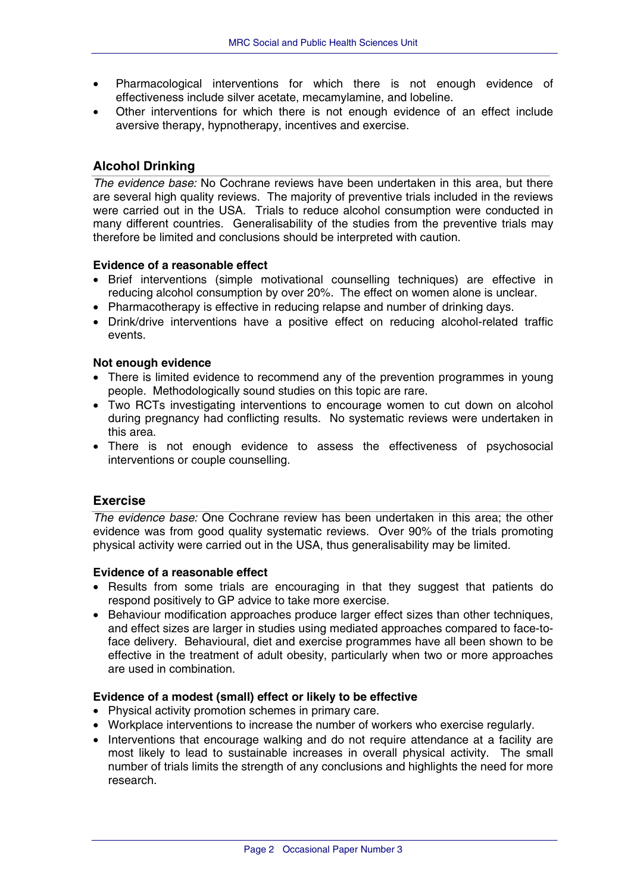- Pharmacological interventions for which there is not enough evidence of effectiveness include silver acetate, mecamylamine, and lobeline.
- Other interventions for which there is not enough evidence of an effect include aversive therapy, hypnotherapy, incentives and exercise.

## Alcohol Drinking

*The evidence base:* No Cochrane reviews have been undertaken in this area, but there are several high quality reviews. The majority of preventive trials included in the reviews were carried out in the USA. Trials to reduce alcohol consumption were conducted in many different countries. Generalisability of the studies from the preventive trials may therefore be limited and conclusions should be interpreted with caution.

**Evidence of a reasonable effect**

- Brief interventions (simple motivational counselling techniques) are effective in reducing alcohol consumption by over 20%. The effect on women alone is unclear.
- Pharmacotherapy is effective in reducing relapse and number of drinking days.
- Drink/drive interventions have a positive effect on reducing alcohol-related traffic events.

**Not enough evidence**

- There is limited evidence to recommend any of the prevention programmes in young people. Methodologically sound studies on this topic are rare.
- Two RCTs investigating interventions to encourage women to cut down on alcohol during pregnancy had conflicting results. No systematic reviews were undertaken in this area.
- There is not enough evidence to assess the effectiveness of psychosocial interventions or couple counselling.

## Exercise

*The evidence base:* One Cochrane review has been undertaken in this area; the other evidence was from good quality systematic reviews. Over 90% of the trials promoting physical activity were carried out in the USA, thus generalisability may be limited.

**Evidence of a reasonable effect**

- Results from some trials are encouraging in that they suggest that patients do respond positively to GP advice to take more exercise.
- Behaviour modification approaches produce larger effect sizes than other techniques, and effect sizes are larger in studies using mediated approaches compared to face-to-face delivery. Behavioural, diet and exercise programmes have all been shown to be effective in the treatment of adult obesity, particularly when two or more approaches are used in combination.

**Evidence of a modest (small) effect or likely to be effective**

- Physical activity promotion schemes in primary care.
- Workplace interventions to increase the number of workers who exercise regularly.
- Interventions that encourage walking and do not require attendance at a facility are most likely to lead to sustainable increases in overall physical activity. The small number of trials limits the strength of any conclusions and highlights the need for more research.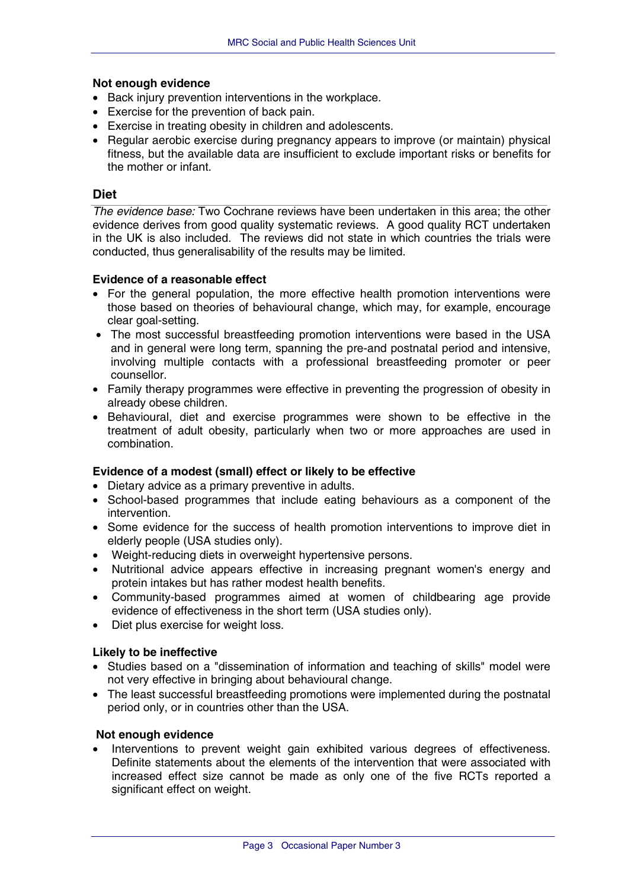#### Not enough evidence

- Back injury prevention interventions in the workplace.
- Exercise for the prevention of back pain.
- Exercise in treating obesity in children and adolescents.
- Regular aerobic exercise during pregnancy appears to improve (or maintain) physical fitness, but the available data are insufficient to exclude important risks or benefits for the mother or infant.

### Diet

*The evidence base:* Two Cochrane reviews have been undertaken in this area; the other evidence derives from good quality systematic reviews. A good quality RCT undertaken in the UK is also included. The reviews did not state in which countries the trials were conducted, thus generalisability of the results may be limited.

#### Evidence of a reasonable effect

- For the general population, the more effective health promotion interventions were those based on theories of behavioural change, which may, for example, encourage clear goal-setting.
- The most successful breastfeeding promotion interventions were based in the USA and in general were long term, spanning the pre-and postnatal period and intensive, involving multiple contacts with a professional breastfeeding promoter or peer counsellor.
- Family therapy programmes were effective in preventing the progression of obesity in already obese children.
- Behavioural, diet and exercise programmes were shown to be effective in the treatment of adult obesity, particularly when two or more approaches are used in combination.

#### Evidence of a modest (small) effect or likely to be effective

- Dietary advice as a primary preventive in adults.
- School-based programmes that include eating behaviours as a component of the intervention.
- Some evidence for the success of health promotion interventions to improve diet in elderly people (USA studies only).
- Weight-reducing diets in overweight hypertensive persons.
- Nutritional advice appears effective in increasing pregnant women's energy and protein intakes but has rather modest health benefits.
- Community-based programmes aimed at women of childbearing age provide evidence of effectiveness in the short term (USA studies only).
- Diet plus exercise for weight loss.

#### Likely to be ineffective

- Studies based on a "dissemination of information and teaching of skills" model were not very effective in bringing about behavioural change.
- The least successful breastfeeding promotions were implemented during the postnatal period only, or in countries other than the USA.

#### Not enough evidence

- Interventions to prevent weight gain exhibited various degrees of effectiveness. Definite statements about the elements of the intervention that were associated with increased effect size cannot be made as only one of the five RCTs reported a significant effect on weight.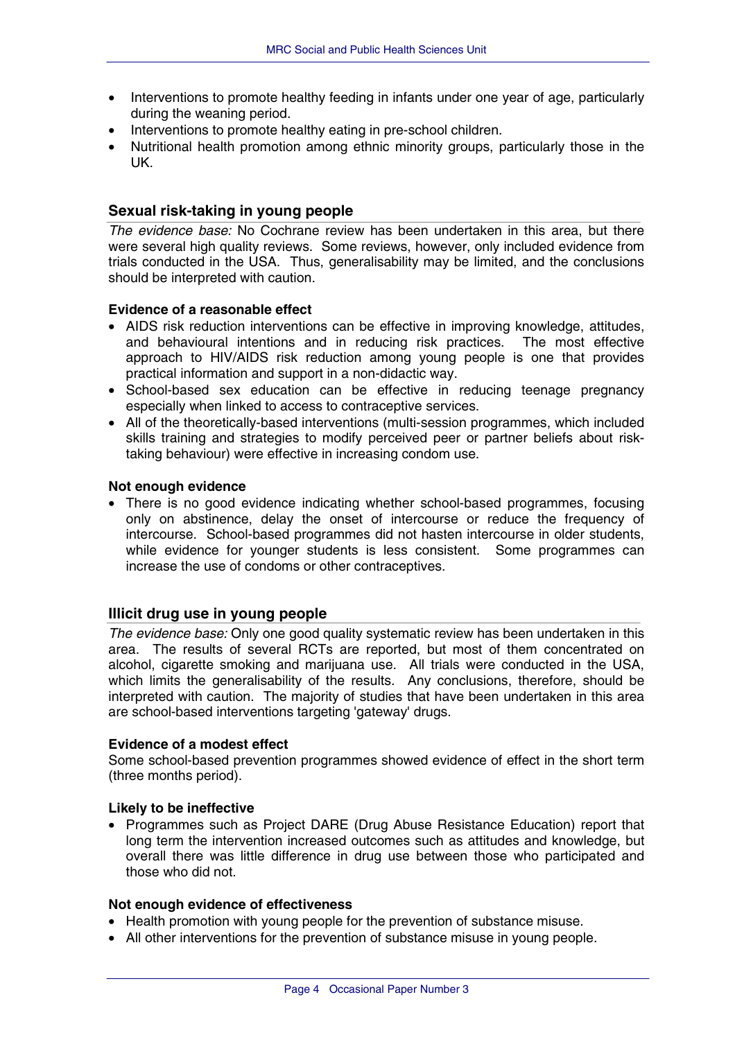- Interventions to promote healthy feeding in infants under one year of age, particularly during the weaning period.
- Interventions to promote healthy eating in pre-school children.
- Nutritional health promotion among ethnic minority groups, particularly those in the UK.

## Sexual risk-taking in young people

*The evidence base:* No Cochrane review has been undertaken in this area, but there were several high quality reviews. Some reviews, however, only included evidence from trials conducted in the USA. Thus, generalisability may be limited, and the conclusions should be interpreted with caution.

**Evidence of a reasonable effect**

- AIDS risk reduction interventions can be effective in improving knowledge, attitudes, and behavioural intentions and in reducing risk practices. The most effective approach to HIV/AIDS risk reduction among young people is one that provides practical information and support in a non-didactic way.
- School-based sex education can be effective in reducing teenage pregnancy especially when linked to access to contraceptive services.
- All of the theoretically-based interventions (multi-session programmes, which included skills training and strategies to modify perceived peer or partner beliefs about risk-taking behaviour) were effective in increasing condom use.

**Not enough evidence**

- There is no good evidence indicating whether school-based programmes, focusing only on abstinence, delay the onset of intercourse or reduce the frequency of intercourse. School-based programmes did not hasten intercourse in older students, while evidence for younger students is less consistent. Some programmes can increase the use of condoms or other contraceptives.

## Illicit drug use in young people

*The evidence base:* Only one good quality systematic review has been undertaken in this area. The results of several RCTs are reported, but most of them concentrated on alcohol, cigarette smoking and marijuana use. All trials were conducted in the USA, which limits the generalisability of the results. Any conclusions, therefore, should be interpreted with caution. The majority of studies that have been undertaken in this area are school-based interventions targeting 'gateway' drugs.

**Evidence of a modest effect**

Some school-based prevention programmes showed evidence of effect in the short term (three months period).

**Likely to be ineffective**

- Programmes such as Project DARE (Drug Abuse Resistance Education) report that long term the intervention increased outcomes such as attitudes and knowledge, but overall there was little difference in drug use between those who participated and those who did not.

**Not enough evidence of effectiveness**

- Health promotion with young people for the prevention of substance misuse.
- All other interventions for the prevention of substance misuse in young people.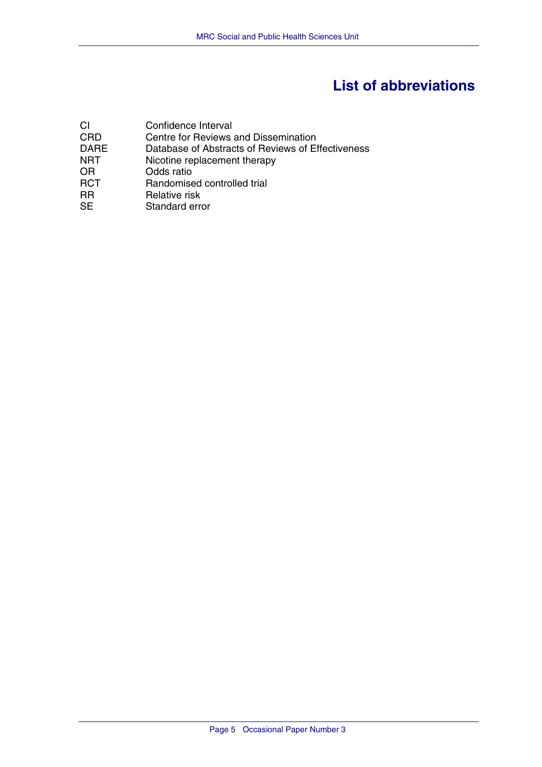# List of abbreviations

| | |
|---|---|
| CI | Confidence Interval |
| CRD | Centre for Reviews and Dissemination |
| DARE | Database of Abstracts of Reviews of Effectiveness |
| NRT | Nicotine replacement therapy |
| OR | Odds ratio |
| RCT | Randomised controlled trial |
| RR | Relative risk |
| SE | Standard error |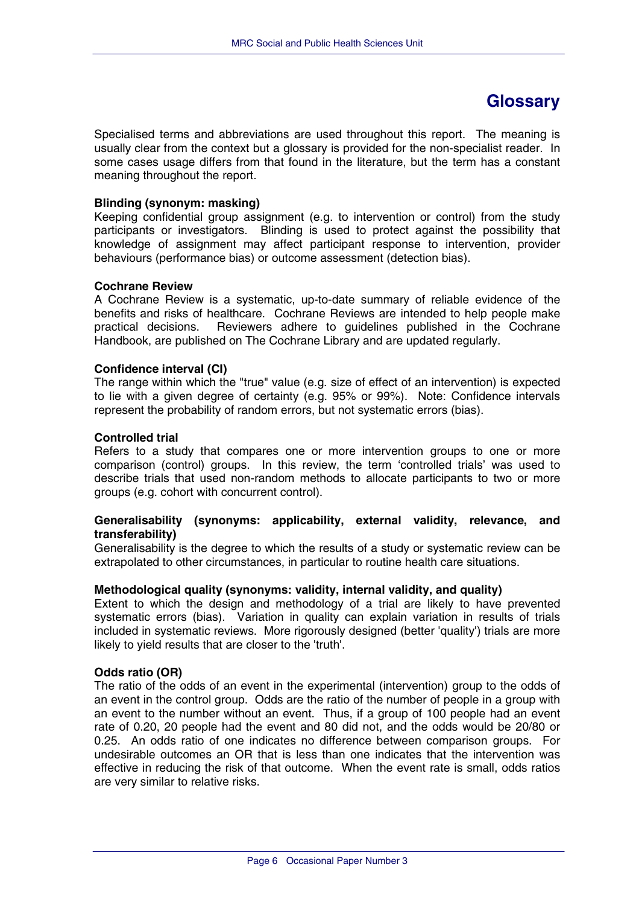# Glossary

Specialised terms and abbreviations are used throughout this report. The meaning is usually clear from the context but a glossary is provided for the non-specialist reader. In some cases usage differs from that found in the literature, but the term has a constant meaning throughout the report.

**Blinding (synonym: masking)**
Keeping confidential group assignment (e.g. to intervention or control) from the study participants or investigators. Blinding is used to protect against the possibility that knowledge of assignment may affect participant response to intervention, provider behaviours (performance bias) or outcome assessment (detection bias).

**Cochrane Review**
A Cochrane Review is a systematic, up-to-date summary of reliable evidence of the benefits and risks of healthcare. Cochrane Reviews are intended to help people make practical decisions. Reviewers adhere to guidelines published in the Cochrane Handbook, are published on The Cochrane Library and are updated regularly.

**Confidence interval (CI)**
The range within which the "true" value (e.g. size of effect of an intervention) is expected to lie with a given degree of certainty (e.g. 95% or 99%). Note: Confidence intervals represent the probability of random errors, but not systematic errors (bias).

**Controlled trial**
Refers to a study that compares one or more intervention groups to one or more comparison (control) groups. In this review, the term 'controlled trials' was used to describe trials that used non-random methods to allocate participants to two or more groups (e.g. cohort with concurrent control).

**Generalisability (synonyms: applicability, external validity, relevance, and transferability)**
Generalisability is the degree to which the results of a study or systematic review can be extrapolated to other circumstances, in particular to routine health care situations.

**Methodological quality (synonyms: validity, internal validity, and quality)**
Extent to which the design and methodology of a trial are likely to have prevented systematic errors (bias). Variation in quality can explain variation in results of trials included in systematic reviews. More rigorously designed (better 'quality') trials are more likely to yield results that are closer to the 'truth'.

**Odds ratio (OR)**
The ratio of the odds of an event in the experimental (intervention) group to the odds of an event in the control group. Odds are the ratio of the number of people in a group with an event to the number without an event. Thus, if a group of 100 people had an event rate of 0.20, 20 people had the event and 80 did not, and the odds would be 20/80 or 0.25. An odds ratio of one indicates no difference between comparison groups. For undesirable outcomes an OR that is less than one indicates that the intervention was effective in reducing the risk of that outcome. When the event rate is small, odds ratios are very similar to relative risks.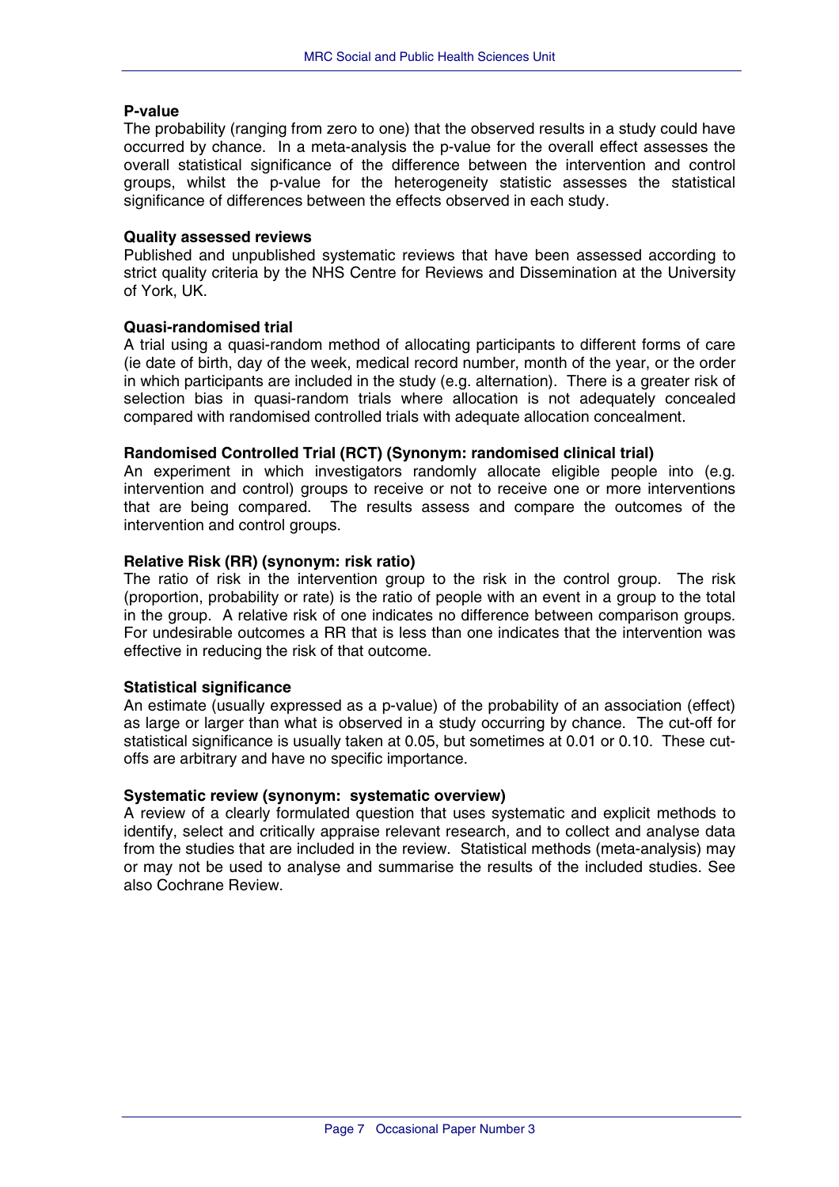**P-value**
The probability (ranging from zero to one) that the observed results in a study could have occurred by chance. In a meta-analysis the p-value for the overall effect assesses the overall statistical significance of the difference between the intervention and control groups, whilst the p-value for the heterogeneity statistic assesses the statistical significance of differences between the effects observed in each study.

**Quality assessed reviews**
Published and unpublished systematic reviews that have been assessed according to strict quality criteria by the NHS Centre for Reviews and Dissemination at the University of York, UK.

**Quasi-randomised trial**
A trial using a quasi-random method of allocating participants to different forms of care (ie date of birth, day of the week, medical record number, month of the year, or the order in which participants are included in the study (e.g. alternation). There is a greater risk of selection bias in quasi-random trials where allocation is not adequately concealed compared with randomised controlled trials with adequate allocation concealment.

**Randomised Controlled Trial (RCT) (Synonym: randomised clinical trial)**
An experiment in which investigators randomly allocate eligible people into (e.g. intervention and control) groups to receive or not to receive one or more interventions that are being compared. The results assess and compare the outcomes of the intervention and control groups.

**Relative Risk (RR) (synonym: risk ratio)**
The ratio of risk in the intervention group to the risk in the control group. The risk (proportion, probability or rate) is the ratio of people with an event in a group to the total in the group. A relative risk of one indicates no difference between comparison groups. For undesirable outcomes a RR that is less than one indicates that the intervention was effective in reducing the risk of that outcome.

**Statistical significance**
An estimate (usually expressed as a p-value) of the probability of an association (effect) as large or larger than what is observed in a study occurring by chance. The cut-off for statistical significance is usually taken at 0.05, but sometimes at 0.01 or 0.10. These cut-offs are arbitrary and have no specific importance.

**Systematic review (synonym: systematic overview)**
A review of a clearly formulated question that uses systematic and explicit methods to identify, select and critically appraise relevant research, and to collect and analyse data from the studies that are included in the review. Statistical methods (meta-analysis) may or may not be used to analyse and summarise the results of the included studies. See also Cochrane Review.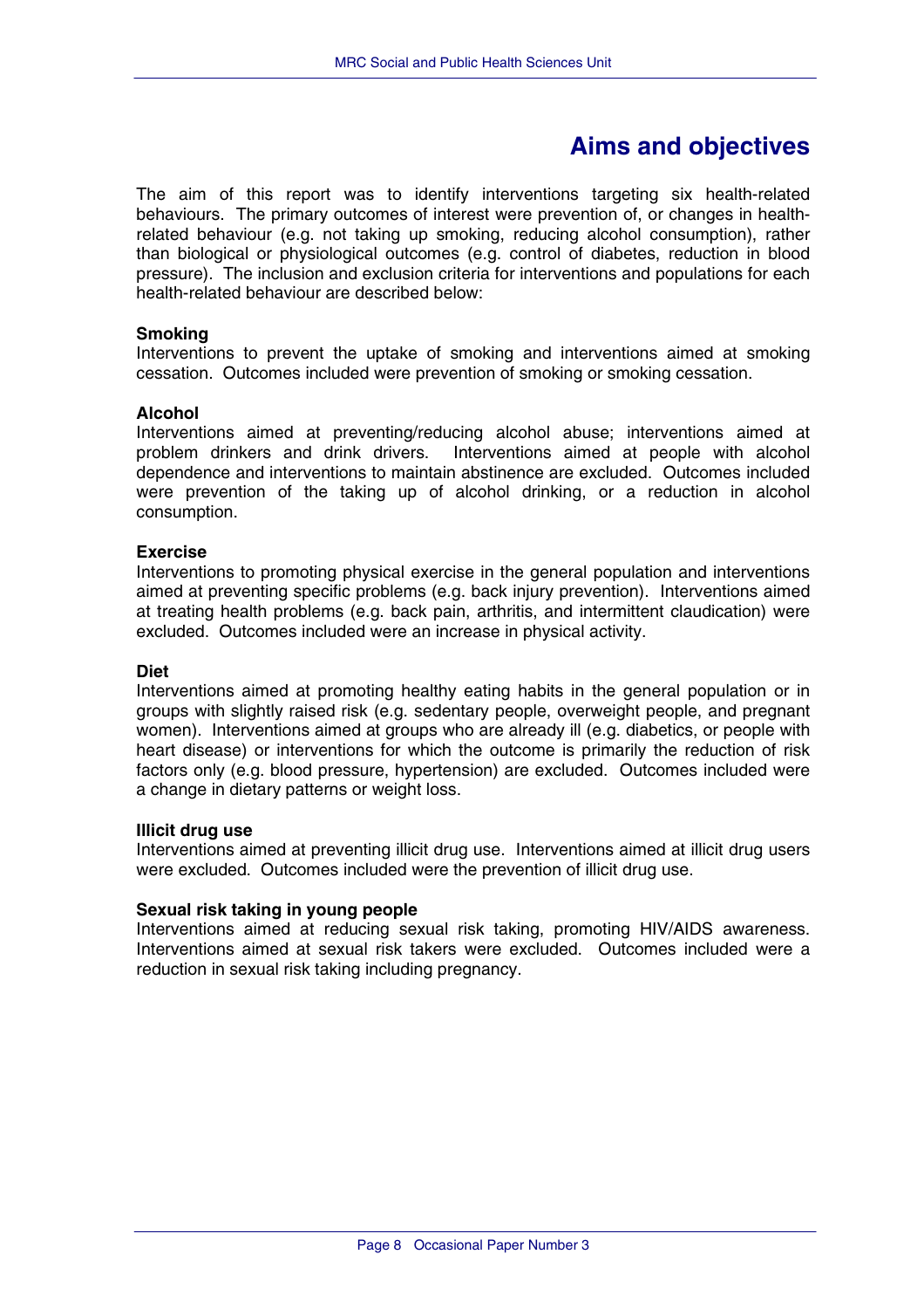# Aims and objectives

The aim of this report was to identify interventions targeting six health-related behaviours. The primary outcomes of interest were prevention of, or changes in health-related behaviour (e.g. not taking up smoking, reducing alcohol consumption), rather than biological or physiological outcomes (e.g. control of diabetes, reduction in blood pressure). The inclusion and exclusion criteria for interventions and populations for each health-related behaviour are described below:

**Smoking**
Interventions to prevent the uptake of smoking and interventions aimed at smoking cessation. Outcomes included were prevention of smoking or smoking cessation.

**Alcohol**
Interventions aimed at preventing/reducing alcohol abuse; interventions aimed at problem drinkers and drink drivers. Interventions aimed at people with alcohol dependence and interventions to maintain abstinence are excluded. Outcomes included were prevention of the taking up of alcohol drinking, or a reduction in alcohol consumption.

**Exercise**
Interventions to promoting physical exercise in the general population and interventions aimed at preventing specific problems (e.g. back injury prevention). Interventions aimed at treating health problems (e.g. back pain, arthritis, and intermittent claudication) were excluded. Outcomes included were an increase in physical activity.

**Diet**
Interventions aimed at promoting healthy eating habits in the general population or in groups with slightly raised risk (e.g. sedentary people, overweight people, and pregnant women). Interventions aimed at groups who are already ill (e.g. diabetics, or people with heart disease) or interventions for which the outcome is primarily the reduction of risk factors only (e.g. blood pressure, hypertension) are excluded. Outcomes included were a change in dietary patterns or weight loss.

**Illicit drug use**
Interventions aimed at preventing illicit drug use. Interventions aimed at illicit drug users were excluded. Outcomes included were the prevention of illicit drug use.

**Sexual risk taking in young people**
Interventions aimed at reducing sexual risk taking, promoting HIV/AIDS awareness. Interventions aimed at sexual risk takers were excluded. Outcomes included were a reduction in sexual risk taking including pregnancy.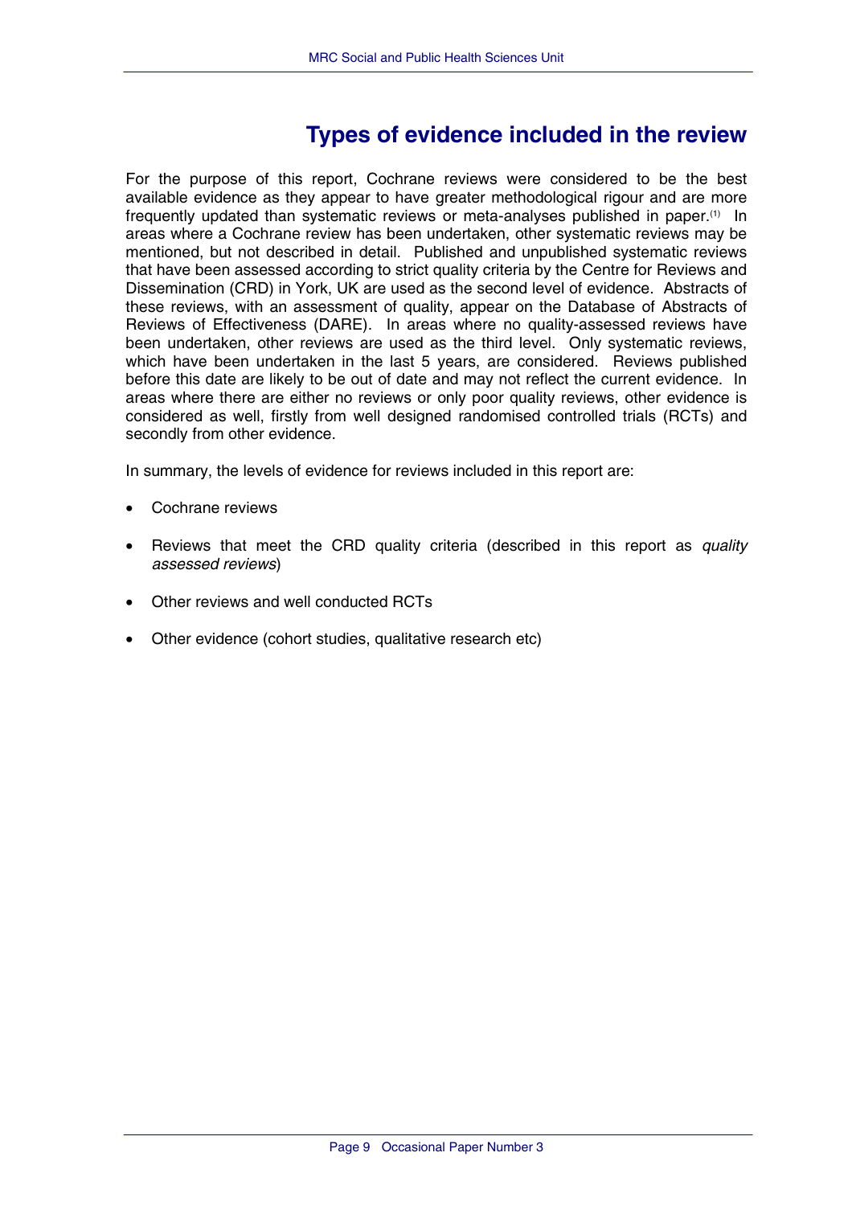# Types of evidence included in the review

For the purpose of this report, Cochrane reviews were considered to be the best available evidence as they appear to have greater methodological rigour and are more frequently updated than systematic reviews or meta-analyses published in paper.[1] In areas where a Cochrane review has been undertaken, other systematic reviews may be mentioned, but not described in detail. Published and unpublished systematic reviews that have been assessed according to strict quality criteria by the Centre for Reviews and Dissemination (CRD) in York, UK are used as the second level of evidence. Abstracts of these reviews, with an assessment of quality, appear on the Database of Abstracts of Reviews of Effectiveness (DARE). In areas where no quality-assessed reviews have been undertaken, other reviews are used as the third level. Only systematic reviews, which have been undertaken in the last 5 years, are considered. Reviews published before this date are likely to be out of date and may not reflect the current evidence. In areas where there are either no reviews or only poor quality reviews, other evidence is considered as well, firstly from well designed randomised controlled trials (RCTs) and secondly from other evidence.

In summary, the levels of evidence for reviews included in this report are:

- Cochrane reviews
- Reviews that meet the CRD quality criteria (described in this report as *quality assessed reviews*)
- Other reviews and well conducted RCTs
- Other evidence (cohort studies, qualitative research etc)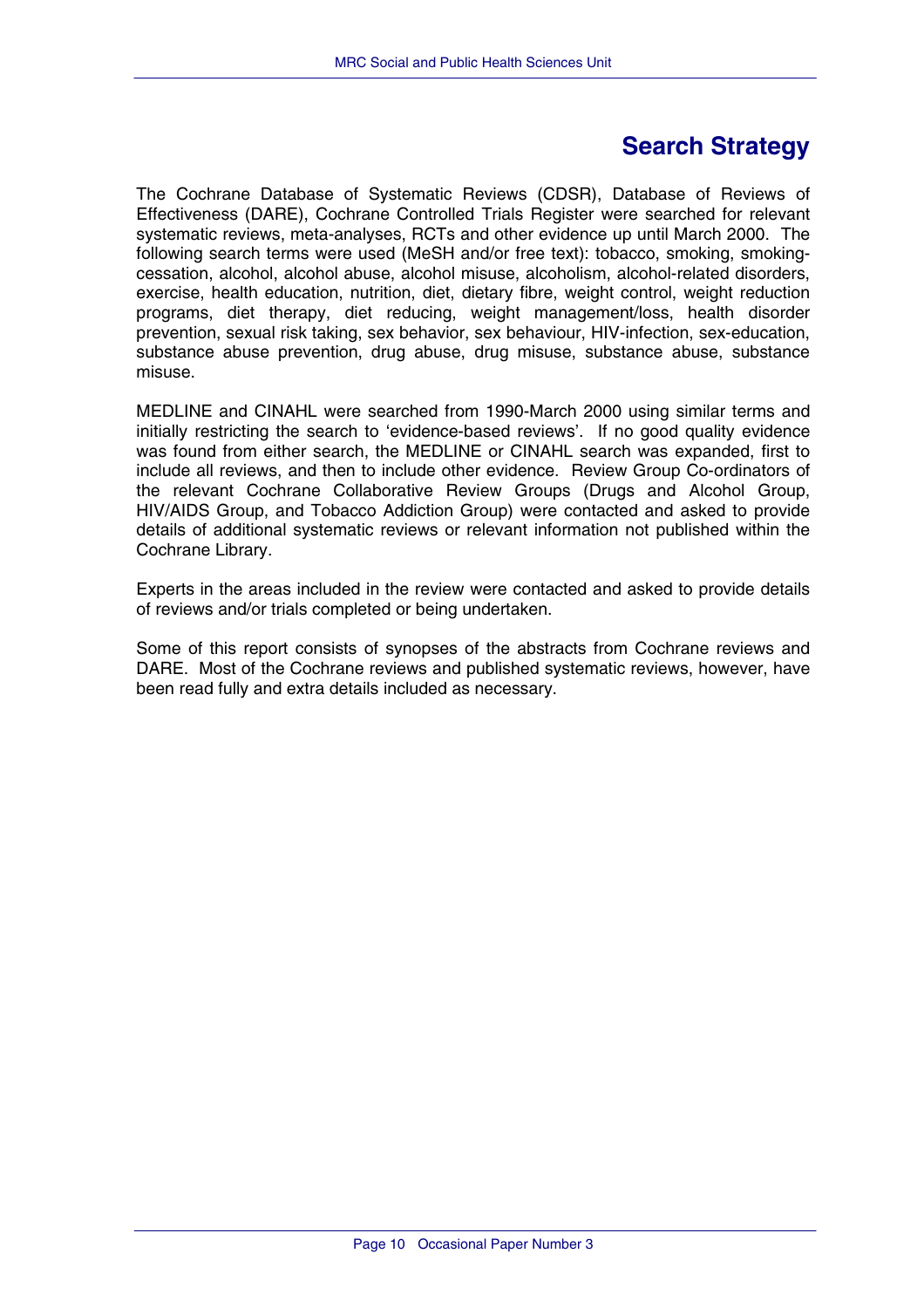# Search Strategy

The Cochrane Database of Systematic Reviews (CDSR), Database of Reviews of Effectiveness (DARE), Cochrane Controlled Trials Register were searched for relevant systematic reviews, meta-analyses, RCTs and other evidence up until March 2000. The following search terms were used (MeSH and/or free text): tobacco, smoking, smoking-cessation, alcohol, alcohol abuse, alcohol misuse, alcoholism, alcohol-related disorders, exercise, health education, nutrition, diet, dietary fibre, weight control, weight reduction programs, diet therapy, diet reducing, weight management/loss, health disorder prevention, sexual risk taking, sex behavior, sex behaviour, HIV-infection, sex-education, substance abuse prevention, drug abuse, drug misuse, substance abuse, substance misuse.

MEDLINE and CINAHL were searched from 1990-March 2000 using similar terms and initially restricting the search to 'evidence-based reviews'. If no good quality evidence was found from either search, the MEDLINE or CINAHL search was expanded, first to include all reviews, and then to include other evidence. Review Group Co-ordinators of the relevant Cochrane Collaborative Review Groups (Drugs and Alcohol Group, HIV/AIDS Group, and Tobacco Addiction Group) were contacted and asked to provide details of additional systematic reviews or relevant information not published within the Cochrane Library.

Experts in the areas included in the review were contacted and asked to provide details of reviews and/or trials completed or being undertaken.

Some of this report consists of synopses of the abstracts from Cochrane reviews and DARE. Most of the Cochrane reviews and published systematic reviews, however, have been read fully and extra details included as necessary.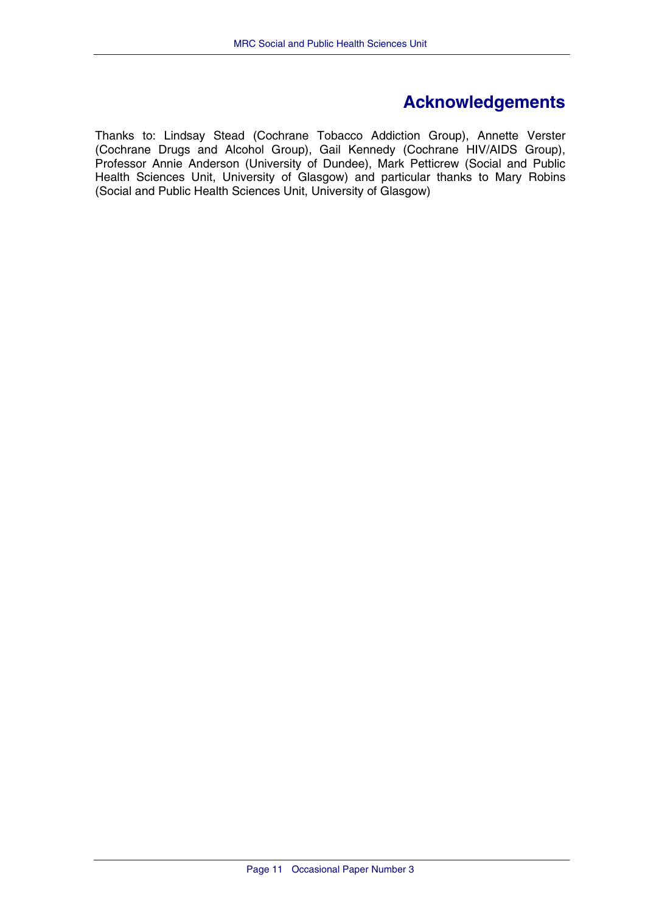# Acknowledgements

Thanks to: Lindsay Stead (Cochrane Tobacco Addiction Group), Annette Verster (Cochrane Drugs and Alcohol Group), Gail Kennedy (Cochrane HIV/AIDS Group), Professor Annie Anderson (University of Dundee), Mark Petticrew (Social and Public Health Sciences Unit, University of Glasgow) and particular thanks to Mary Robins (Social and Public Health Sciences Unit, University of Glasgow)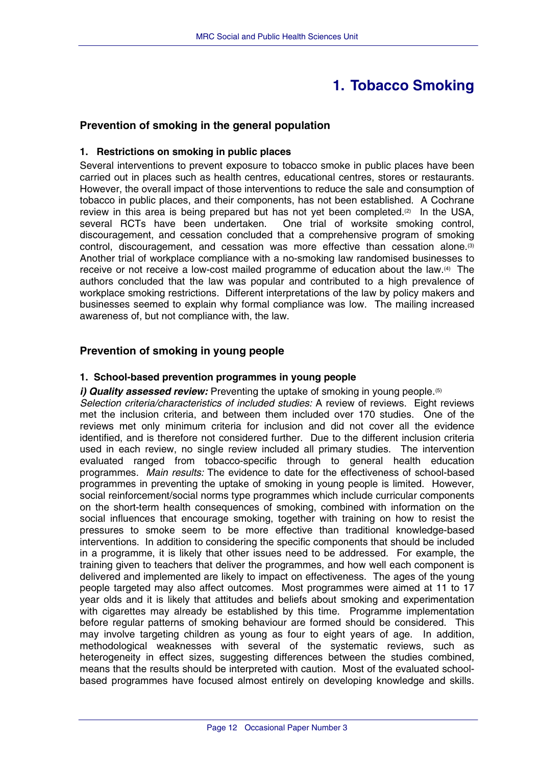// 1. Tobacco Smoking

## Prevention of smoking in the general population

### 1. Restrictions on smoking in public places

Several interventions to prevent exposure to tobacco smoke in public places have been carried out in places such as health centres, educational centres, stores or restaurants. However, the overall impact of those interventions to reduce the sale and consumption of tobacco in public places, and their components, has not been established. A Cochrane review in this area is being prepared but has not yet been completed.[2] In the USA, several RCTs have been undertaken. One trial of worksite smoking control, discouragement, and cessation concluded that a comprehensive program of smoking control, discouragement, and cessation was more effective than cessation alone.[3] Another trial of workplace compliance with a no-smoking law randomised businesses to receive or not receive a low-cost mailed programme of education about the law.[4] The authors concluded that the law was popular and contributed to a high prevalence of workplace smoking restrictions. Different interpretations of the law by policy makers and businesses seemed to explain why formal compliance was low. The mailing increased awareness of, but not compliance with, the law.

## Prevention of smoking in young people

### 1. School-based prevention programmes in young people

***i) Quality assessed review:*** Preventing the uptake of smoking in young people.[5]
*Selection criteria/characteristics of included studies:* A review of reviews. Eight reviews met the inclusion criteria, and between them included over 170 studies. One of the reviews met only minimum criteria for inclusion and did not cover all the evidence identified, and is therefore not considered further. Due to the different inclusion criteria used in each review, no single review included all primary studies. The intervention evaluated ranged from tobacco-specific through to general health education programmes. *Main results:* The evidence to date for the effectiveness of school-based programmes in preventing the uptake of smoking in young people is limited. However, social reinforcement/social norms type programmes which include curricular components on the short-term health consequences of smoking, combined with information on the social influences that encourage smoking, together with training on how to resist the pressures to smoke seem to be more effective than traditional knowledge-based interventions. In addition to considering the specific components that should be included in a programme, it is likely that other issues need to be addressed. For example, the training given to teachers that deliver the programmes, and how well each component is delivered and implemented are likely to impact on effectiveness. The ages of the young people targeted may also affect outcomes. Most programmes were aimed at 11 to 17 year olds and it is likely that attitudes and beliefs about smoking and experimentation with cigarettes may already be established by this time. Programme implementation before regular patterns of smoking behaviour are formed should be considered. This may involve targeting children as young as four to eight years of age. In addition, methodological weaknesses with several of the systematic reviews, such as heterogeneity in effect sizes, suggesting differences between the studies combined, means that the results should be interpreted with caution. Most of the evaluated school-based programmes have focused almost entirely on developing knowledge and skills.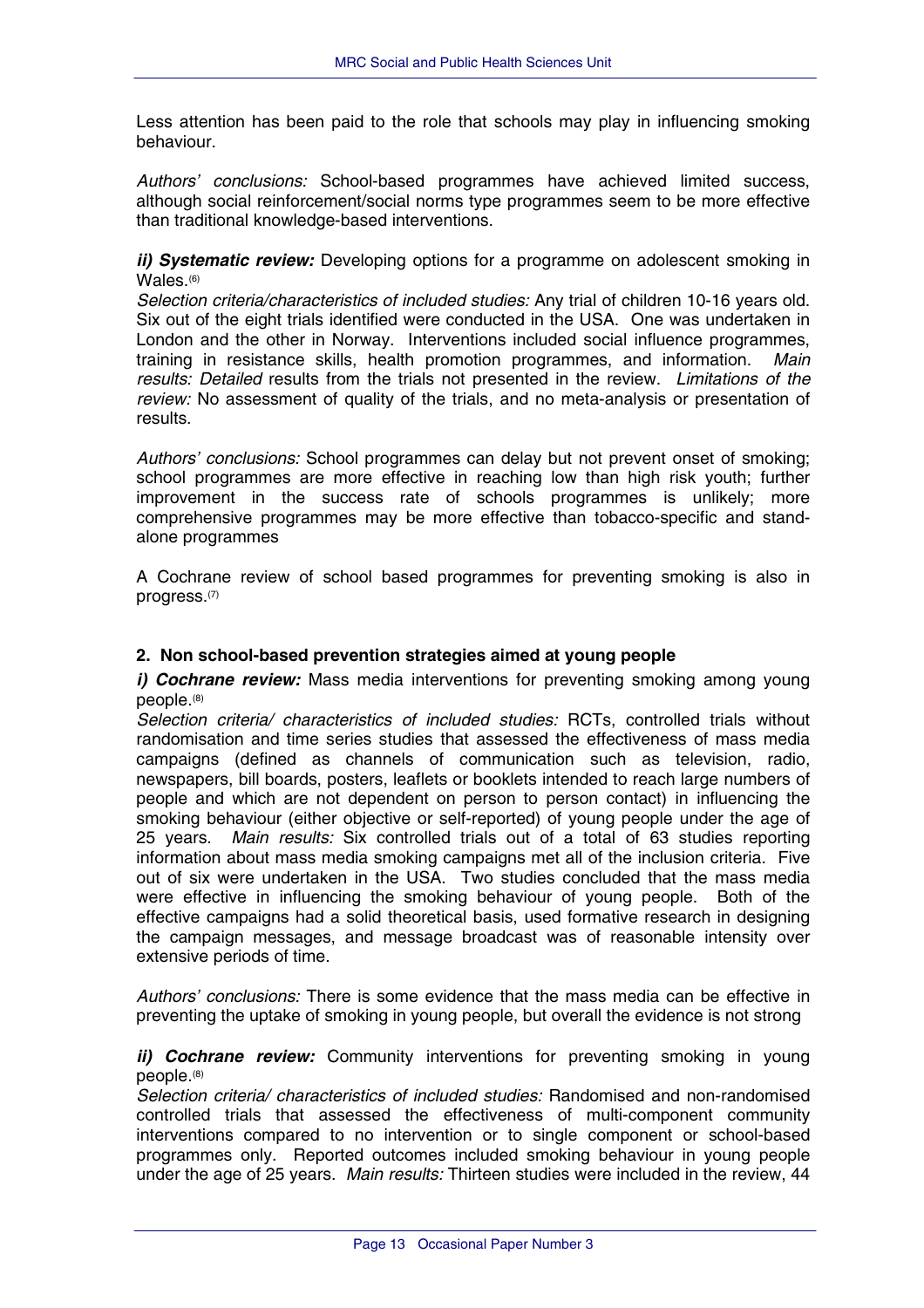Less attention has been paid to the role that schools may play in influencing smoking behaviour.

*Authors' conclusions:* School-based programmes have achieved limited success, although social reinforcement/social norms type programmes seem to be more effective than traditional knowledge-based interventions.

***ii) Systematic review:*** Developing options for a programme on adolescent smoking in Wales.[6]
*Selection criteria/characteristics of included studies:* Any trial of children 10-16 years old. Six out of the eight trials identified were conducted in the USA. One was undertaken in London and the other in Norway. Interventions included social influence programmes, training in resistance skills, health promotion programmes, and information. *Main results: Detailed* results from the trials not presented in the review. *Limitations of the review:* No assessment of quality of the trials, and no meta-analysis or presentation of results.

*Authors' conclusions:* School programmes can delay but not prevent onset of smoking; school programmes are more effective in reaching low than high risk youth; further improvement in the success rate of schools programmes is unlikely; more comprehensive programmes may be more effective than tobacco-specific and stand-alone programmes

A Cochrane review of school based programmes for preventing smoking is also in progress.[7]

## 2. Non school-based prevention strategies aimed at young people

***i) Cochrane review:*** Mass media interventions for preventing smoking among young people.[8]
*Selection criteria/ characteristics of included studies:* RCTs, controlled trials without randomisation and time series studies that assessed the effectiveness of mass media campaigns (defined as channels of communication such as television, radio, newspapers, bill boards, posters, leaflets or booklets intended to reach large numbers of people and which are not dependent on person to person contact) in influencing the smoking behaviour (either objective or self-reported) of young people under the age of 25 years. *Main results:* Six controlled trials out of a total of 63 studies reporting information about mass media smoking campaigns met all of the inclusion criteria. Five out of six were undertaken in the USA. Two studies concluded that the mass media were effective in influencing the smoking behaviour of young people. Both of the effective campaigns had a solid theoretical basis, used formative research in designing the campaign messages, and message broadcast was of reasonable intensity over extensive periods of time.

*Authors' conclusions:* There is some evidence that the mass media can be effective in preventing the uptake of smoking in young people, but overall the evidence is not strong

***ii) Cochrane review:*** Community interventions for preventing smoking in young people.[8]
*Selection criteria/ characteristics of included studies:* Randomised and non-randomised controlled trials that assessed the effectiveness of multi-component community interventions compared to no intervention or to single component or school-based programmes only. Reported outcomes included smoking behaviour in young people under the age of 25 years. *Main results:* Thirteen studies were included in the review, 44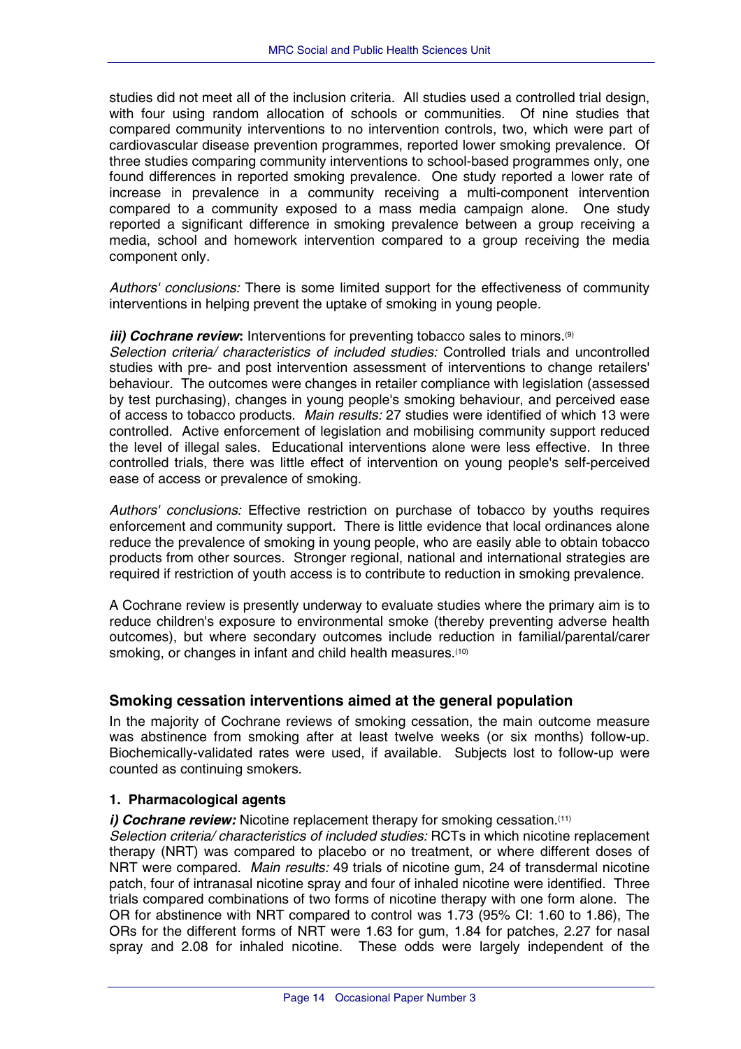studies did not meet all of the inclusion criteria. All studies used a controlled trial design, with four using random allocation of schools or communities. Of nine studies that compared community interventions to no intervention controls, two, which were part of cardiovascular disease prevention programmes, reported lower smoking prevalence. Of three studies comparing community interventions to school-based programmes only, one found differences in reported smoking prevalence. One study reported a lower rate of increase in prevalence in a community receiving a multi-component intervention compared to a community exposed to a mass media campaign alone. One study reported a significant difference in smoking prevalence between a group receiving a media, school and homework intervention compared to a group receiving the media component only.

*Authors' conclusions:* There is some limited support for the effectiveness of community interventions in helping prevent the uptake of smoking in young people.

***iii) Cochrane review*:** Interventions for preventing tobacco sales to minors.[9]
*Selection criteria/ characteristics of included studies:* Controlled trials and uncontrolled studies with pre- and post intervention assessment of interventions to change retailers' behaviour. The outcomes were changes in retailer compliance with legislation (assessed by test purchasing), changes in young people's smoking behaviour, and perceived ease of access to tobacco products. *Main results:* 27 studies were identified of which 13 were controlled. Active enforcement of legislation and mobilising community support reduced the level of illegal sales. Educational interventions alone were less effective. In three controlled trials, there was little effect of intervention on young people's self-perceived ease of access or prevalence of smoking.

*Authors' conclusions:* Effective restriction on purchase of tobacco by youths requires enforcement and community support. There is little evidence that local ordinances alone reduce the prevalence of smoking in young people, who are easily able to obtain tobacco products from other sources. Stronger regional, national and international strategies are required if restriction of youth access is to contribute to reduction in smoking prevalence.

A Cochrane review is presently underway to evaluate studies where the primary aim is to reduce children's exposure to environmental smoke (thereby preventing adverse health outcomes), but where secondary outcomes include reduction in familial/parental/carer smoking, or changes in infant and child health measures.[10]

## Smoking cessation interventions aimed at the general population

In the majority of Cochrane reviews of smoking cessation, the main outcome measure was abstinence from smoking after at least twelve weeks (or six months) follow-up. Biochemically-validated rates were used, if available. Subjects lost to follow-up were counted as continuing smokers.

### 1. Pharmacological agents

***i) Cochrane review:*** Nicotine replacement therapy for smoking cessation.[11]
*Selection criteria/ characteristics of included studies:* RCTs in which nicotine replacement therapy (NRT) was compared to placebo or no treatment, or where different doses of NRT were compared. *Main results:* 49 trials of nicotine gum, 24 of transdermal nicotine patch, four of intranasal nicotine spray and four of inhaled nicotine were identified. Three trials compared combinations of two forms of nicotine therapy with one form alone. The OR for abstinence with NRT compared to control was 1.73 (95% CI: 1.60 to 1.86), The ORs for the different forms of NRT were 1.63 for gum, 1.84 for patches, 2.27 for nasal spray and 2.08 for inhaled nicotine. These odds were largely independent of the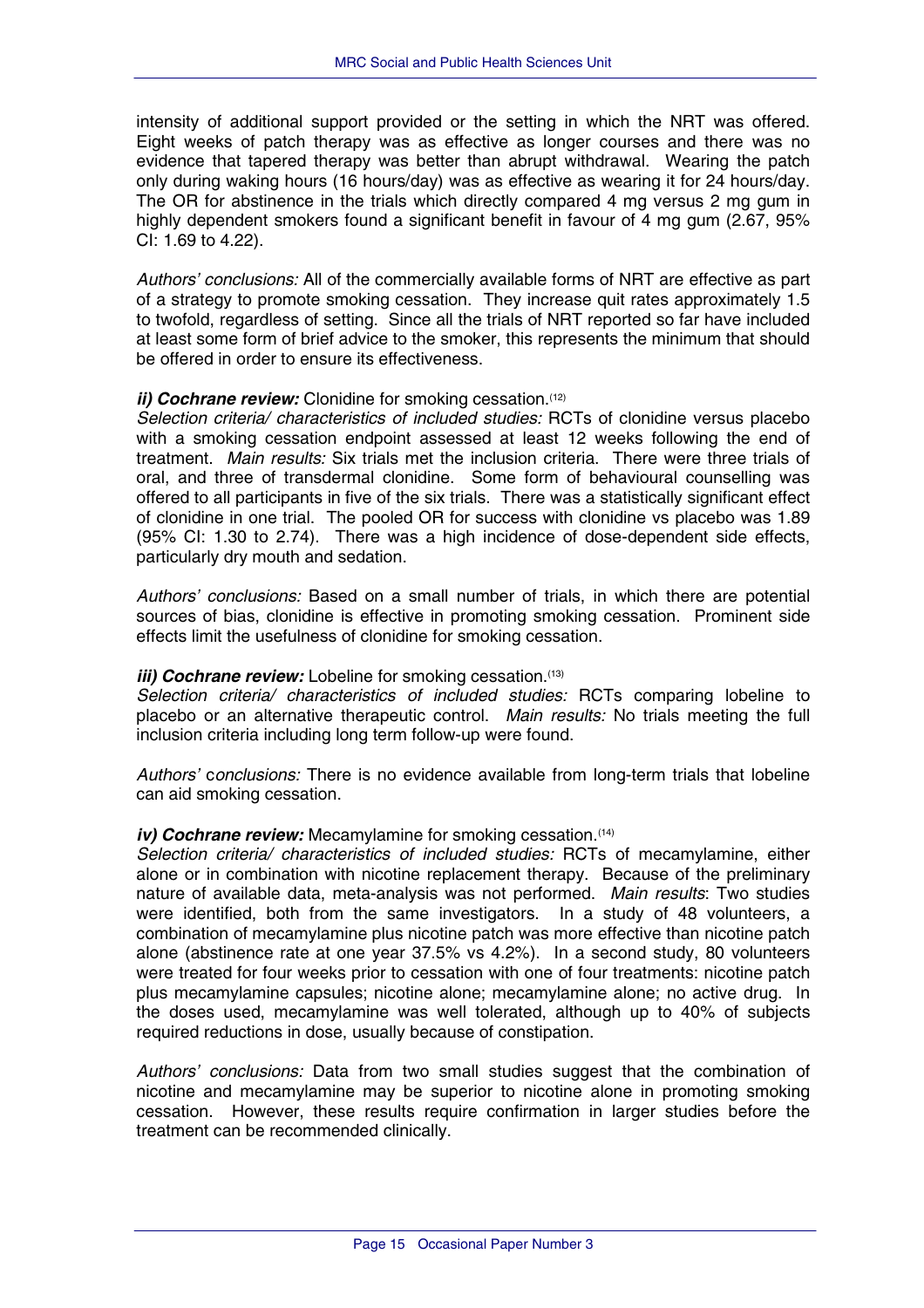intensity of additional support provided or the setting in which the NRT was offered. Eight weeks of patch therapy was as effective as longer courses and there was no evidence that tapered therapy was better than abrupt withdrawal. Wearing the patch only during waking hours (16 hours/day) was as effective as wearing it for 24 hours/day. The OR for abstinence in the trials which directly compared 4 mg versus 2 mg gum in highly dependent smokers found a significant benefit in favour of 4 mg gum (2.67, 95% CI: 1.69 to 4.22).

*Authors' conclusions:* All of the commercially available forms of NRT are effective as part of a strategy to promote smoking cessation. They increase quit rates approximately 1.5 to twofold, regardless of setting. Since all the trials of NRT reported so far have included at least some form of brief advice to the smoker, this represents the minimum that should be offered in order to ensure its effectiveness.

***ii) Cochrane review:*** Clonidine for smoking cessation.[12]
*Selection criteria/ characteristics of included studies:* RCTs of clonidine versus placebo with a smoking cessation endpoint assessed at least 12 weeks following the end of treatment. *Main results:* Six trials met the inclusion criteria. There were three trials of oral, and three of transdermal clonidine. Some form of behavioural counselling was offered to all participants in five of the six trials. There was a statistically significant effect of clonidine in one trial. The pooled OR for success with clonidine vs placebo was 1.89 (95% CI: 1.30 to 2.74). There was a high incidence of dose-dependent side effects, particularly dry mouth and sedation.

*Authors' conclusions:* Based on a small number of trials, in which there are potential sources of bias, clonidine is effective in promoting smoking cessation. Prominent side effects limit the usefulness of clonidine for smoking cessation.

***iii) Cochrane review:*** Lobeline for smoking cessation.[13]
*Selection criteria/ characteristics of included studies:* RCTs comparing lobeline to placebo or an alternative therapeutic control. *Main results:* No trials meeting the full inclusion criteria including long term follow-up were found.

*Authors' conclusions:* There is no evidence available from long-term trials that lobeline can aid smoking cessation.

***iv) Cochrane review:*** Mecamylamine for smoking cessation.[14]
*Selection criteria/ characteristics of included studies:* RCTs of mecamylamine, either alone or in combination with nicotine replacement therapy. Because of the preliminary nature of available data, meta-analysis was not performed. *Main results*: Two studies were identified, both from the same investigators. In a study of 48 volunteers, a combination of mecamylamine plus nicotine patch was more effective than nicotine patch alone (abstinence rate at one year 37.5% vs 4.2%). In a second study, 80 volunteers were treated for four weeks prior to cessation with one of four treatments: nicotine patch plus mecamylamine capsules; nicotine alone; mecamylamine alone; no active drug. In the doses used, mecamylamine was well tolerated, although up to 40% of subjects required reductions in dose, usually because of constipation.

*Authors' conclusions:* Data from two small studies suggest that the combination of nicotine and mecamylamine may be superior to nicotine alone in promoting smoking cessation. However, these results require confirmation in larger studies before the treatment can be recommended clinically.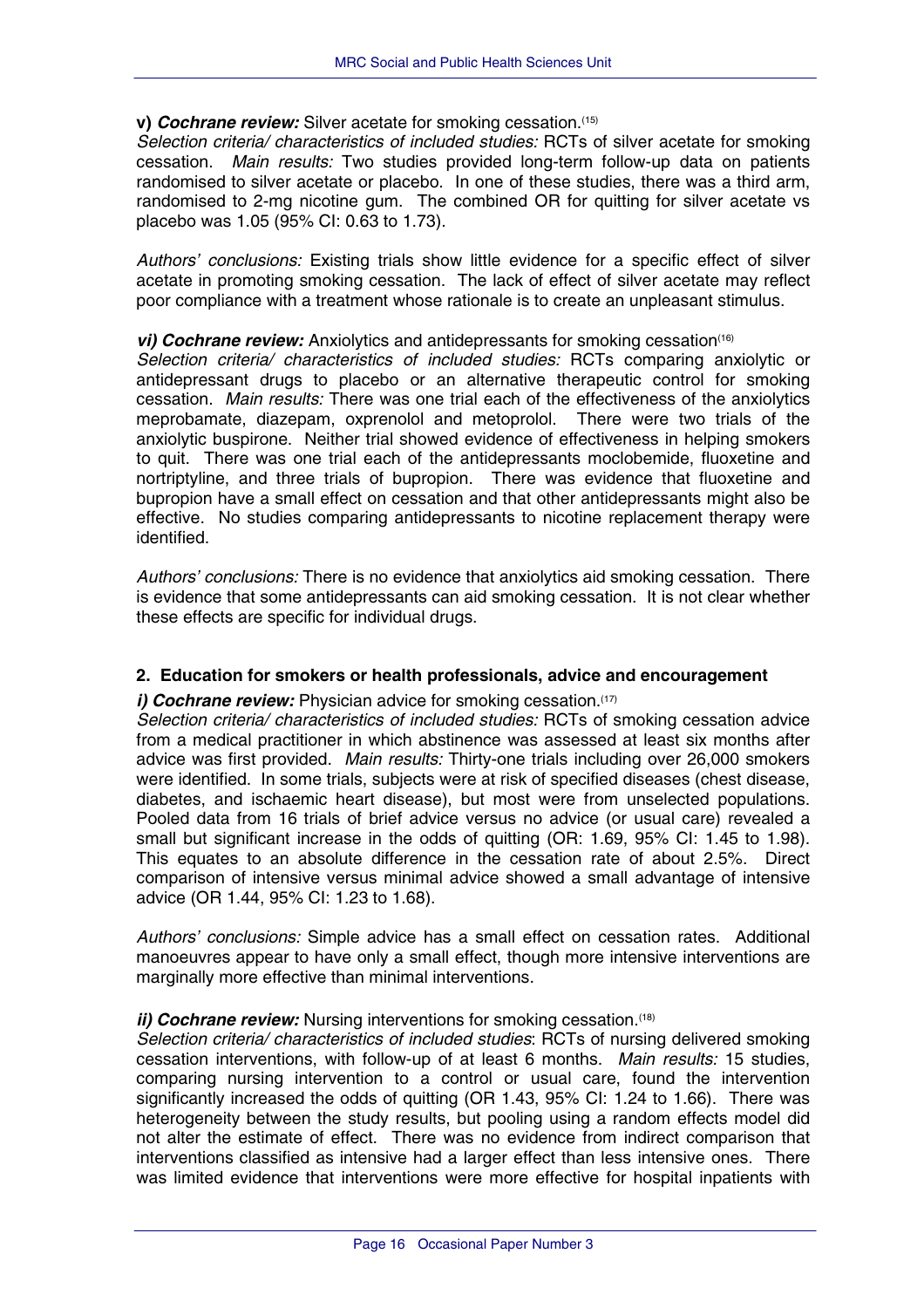**v) *Cochrane review:*** Silver acetate for smoking cessation.[15]

*Selection criteria/ characteristics of included studies:* RCTs of silver acetate for smoking cessation. *Main results:* Two studies provided long-term follow-up data on patients randomised to silver acetate or placebo. In one of these studies, there was a third arm, randomised to 2-mg nicotine gum. The combined OR for quitting for silver acetate vs placebo was 1.05 (95% CI: 0.63 to 1.73).

*Authors' conclusions:* Existing trials show little evidence for a specific effect of silver acetate in promoting smoking cessation. The lack of effect of silver acetate may reflect poor compliance with a treatment whose rationale is to create an unpleasant stimulus.

***vi) Cochrane review:*** Anxiolytics and antidepressants for smoking cessation[16]

*Selection criteria/ characteristics of included studies:* RCTs comparing anxiolytic or antidepressant drugs to placebo or an alternative therapeutic control for smoking cessation. *Main results:* There was one trial each of the effectiveness of the anxiolytics meprobamate, diazepam, oxprenolol and metoprolol. There were two trials of the anxiolytic buspirone. Neither trial showed evidence of effectiveness in helping smokers to quit. There was one trial each of the antidepressants moclobemide, fluoxetine and nortriptyline, and three trials of bupropion. There was evidence that fluoxetine and bupropion have a small effect on cessation and that other antidepressants might also be effective. No studies comparing antidepressants to nicotine replacement therapy were identified.

*Authors' conclusions:* There is no evidence that anxiolytics aid smoking cessation. There is evidence that some antidepressants can aid smoking cessation. It is not clear whether these effects are specific for individual drugs.

## 2. Education for smokers or health professionals, advice and encouragement

***i) Cochrane review:*** Physician advice for smoking cessation.[17]

*Selection criteria/ characteristics of included studies:* RCTs of smoking cessation advice from a medical practitioner in which abstinence was assessed at least six months after advice was first provided. *Main results:* Thirty-one trials including over 26,000 smokers were identified. In some trials, subjects were at risk of specified diseases (chest disease, diabetes, and ischaemic heart disease), but most were from unselected populations. Pooled data from 16 trials of brief advice versus no advice (or usual care) revealed a small but significant increase in the odds of quitting (OR: 1.69, 95% CI: 1.45 to 1.98). This equates to an absolute difference in the cessation rate of about 2.5%. Direct comparison of intensive versus minimal advice showed a small advantage of intensive advice (OR 1.44, 95% CI: 1.23 to 1.68).

*Authors' conclusions:* Simple advice has a small effect on cessation rates. Additional manoeuvres appear to have only a small effect, though more intensive interventions are marginally more effective than minimal interventions.

***ii) Cochrane review:*** Nursing interventions for smoking cessation.[18]

*Selection criteria/ characteristics of included studies*: RCTs of nursing delivered smoking cessation interventions, with follow-up of at least 6 months. *Main results:* 15 studies, comparing nursing intervention to a control or usual care, found the intervention significantly increased the odds of quitting (OR 1.43, 95% CI: 1.24 to 1.66). There was heterogeneity between the study results, but pooling using a random effects model did not alter the estimate of effect. There was no evidence from indirect comparison that interventions classified as intensive had a larger effect than less intensive ones. There was limited evidence that interventions were more effective for hospital inpatients with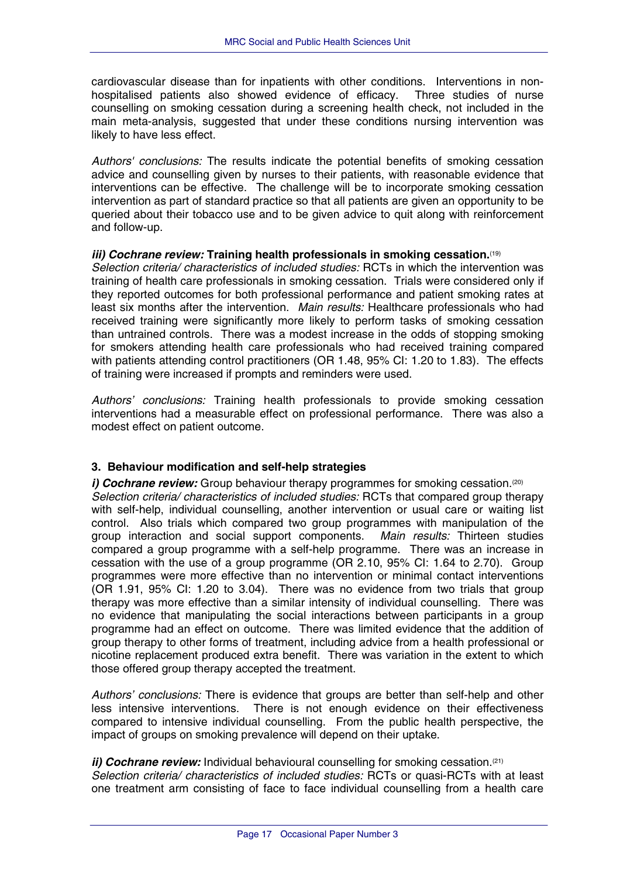cardiovascular disease than for inpatients with other conditions. Interventions in non-hospitalised patients also showed evidence of efficacy. Three studies of nurse counselling on smoking cessation during a screening health check, not included in the main meta-analysis, suggested that under these conditions nursing intervention was likely to have less effect.

*Authors' conclusions:* The results indicate the potential benefits of smoking cessation advice and counselling given by nurses to their patients, with reasonable evidence that interventions can be effective. The challenge will be to incorporate smoking cessation intervention as part of standard practice so that all patients are given an opportunity to be queried about their tobacco use and to be given advice to quit along with reinforcement and follow-up.

***iii) Cochrane review:* Training health professionals in smoking cessation.**[19]
*Selection criteria/ characteristics of included studies:* RCTs in which the intervention was training of health care professionals in smoking cessation. Trials were considered only if they reported outcomes for both professional performance and patient smoking rates at least six months after the intervention. *Main results:* Healthcare professionals who had received training were significantly more likely to perform tasks of smoking cessation than untrained controls. There was a modest increase in the odds of stopping smoking for smokers attending health care professionals who had received training compared with patients attending control practitioners (OR 1.48, 95% CI: 1.20 to 1.83). The effects of training were increased if prompts and reminders were used.

*Authors' conclusions:* Training health professionals to provide smoking cessation interventions had a measurable effect on professional performance. There was also a modest effect on patient outcome.

### 3. Behaviour modification and self-help strategies

***i) Cochrane review:*** Group behaviour therapy programmes for smoking cessation.[20]
*Selection criteria/ characteristics of included studies:* RCTs that compared group therapy with self-help, individual counselling, another intervention or usual care or waiting list control. Also trials which compared two group programmes with manipulation of the group interaction and social support components. *Main results:* Thirteen studies compared a group programme with a self-help programme. There was an increase in cessation with the use of a group programme (OR 2.10, 95% CI: 1.64 to 2.70). Group programmes were more effective than no intervention or minimal contact interventions (OR 1.91, 95% CI: 1.20 to 3.04). There was no evidence from two trials that group therapy was more effective than a similar intensity of individual counselling. There was no evidence that manipulating the social interactions between participants in a group programme had an effect on outcome. There was limited evidence that the addition of group therapy to other forms of treatment, including advice from a health professional or nicotine replacement produced extra benefit. There was variation in the extent to which those offered group therapy accepted the treatment.

*Authors' conclusions:* There is evidence that groups are better than self-help and other less intensive interventions. There is not enough evidence on their effectiveness compared to intensive individual counselling. From the public health perspective, the impact of groups on smoking prevalence will depend on their uptake.

***ii) Cochrane review:*** Individual behavioural counselling for smoking cessation.[21]
*Selection criteria/ characteristics of included studies:* RCTs or quasi-RCTs with at least one treatment arm consisting of face to face individual counselling from a health care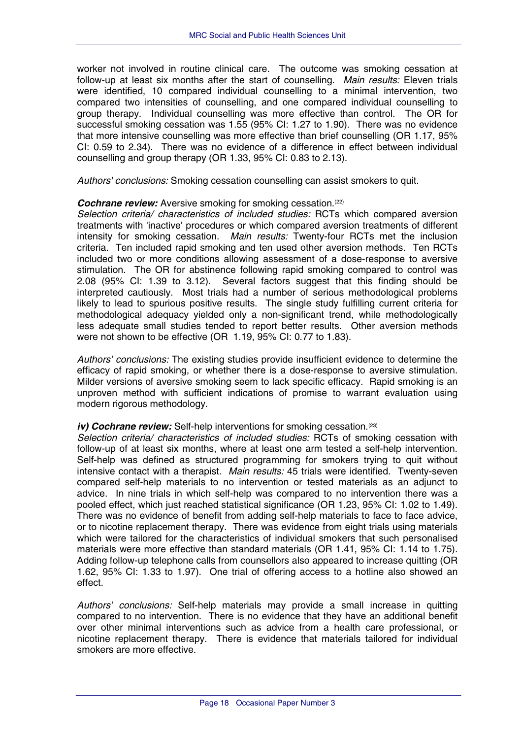worker not involved in routine clinical care. The outcome was smoking cessation at follow-up at least six months after the start of counselling. *Main results:* Eleven trials were identified, 10 compared individual counselling to a minimal intervention, two compared two intensities of counselling, and one compared individual counselling to group therapy. Individual counselling was more effective than control. The OR for successful smoking cessation was 1.55 (95% CI: 1.27 to 1.90). There was no evidence that more intensive counselling was more effective than brief counselling (OR 1.17, 95% CI: 0.59 to 2.34). There was no evidence of a difference in effect between individual counselling and group therapy (OR 1.33, 95% CI: 0.83 to 2.13).

*Authors' conclusions:* Smoking cessation counselling can assist smokers to quit.

***Cochrane review:*** Aversive smoking for smoking cessation.[22]
*Selection criteria/ characteristics of included studies:* RCTs which compared aversion treatments with 'inactive' procedures or which compared aversion treatments of different intensity for smoking cessation. *Main results:* Twenty-four RCTs met the inclusion criteria. Ten included rapid smoking and ten used other aversion methods. Ten RCTs included two or more conditions allowing assessment of a dose-response to aversive stimulation. The OR for abstinence following rapid smoking compared to control was 2.08 (95% CI: 1.39 to 3.12). Several factors suggest that this finding should be interpreted cautiously. Most trials had a number of serious methodological problems likely to lead to spurious positive results. The single study fulfilling current criteria for methodological adequacy yielded only a non-significant trend, while methodologically less adequate small studies tended to report better results. Other aversion methods were not shown to be effective (OR 1.19, 95% CI: 0.77 to 1.83).

*Authors' conclusions:* The existing studies provide insufficient evidence to determine the efficacy of rapid smoking, or whether there is a dose-response to aversive stimulation. Milder versions of aversive smoking seem to lack specific efficacy. Rapid smoking is an unproven method with sufficient indications of promise to warrant evaluation using modern rigorous methodology.

***iv) Cochrane review:*** Self-help interventions for smoking cessation.[23]
*Selection criteria/ characteristics of included studies:* RCTs of smoking cessation with follow-up of at least six months, where at least one arm tested a self-help intervention. Self-help was defined as structured programming for smokers trying to quit without intensive contact with a therapist. *Main results:* 45 trials were identified. Twenty-seven compared self-help materials to no intervention or tested materials as an adjunct to advice. In nine trials in which self-help was compared to no intervention there was a pooled effect, which just reached statistical significance (OR 1.23, 95% CI: 1.02 to 1.49). There was no evidence of benefit from adding self-help materials to face to face advice, or to nicotine replacement therapy. There was evidence from eight trials using materials which were tailored for the characteristics of individual smokers that such personalised materials were more effective than standard materials (OR 1.41, 95% CI: 1.14 to 1.75). Adding follow-up telephone calls from counsellors also appeared to increase quitting (OR 1.62, 95% CI: 1.33 to 1.97). One trial of offering access to a hotline also showed an effect.

*Authors' conclusions:* Self-help materials may provide a small increase in quitting compared to no intervention. There is no evidence that they have an additional benefit over other minimal interventions such as advice from a health care professional, or nicotine replacement therapy. There is evidence that materials tailored for individual smokers are more effective.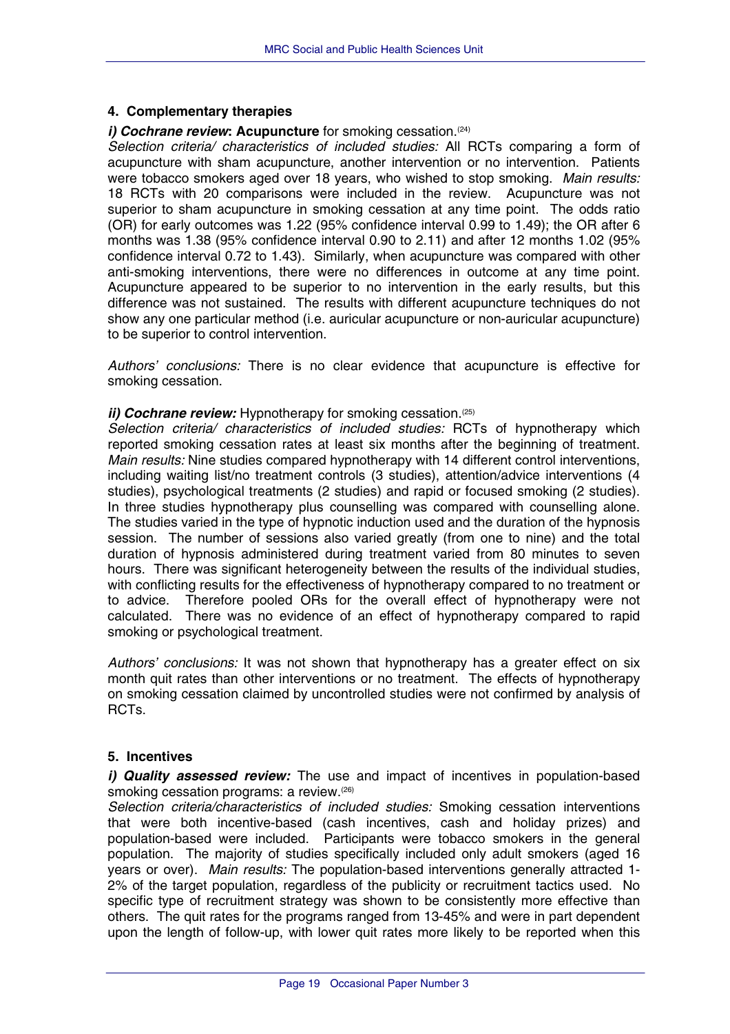## 4. Complementary therapies

***i) Cochrane review*: Acupuncture** for smoking cessation.[24]

*Selection criteria/ characteristics of included studies:* All RCTs comparing a form of acupuncture with sham acupuncture, another intervention or no intervention. Patients were tobacco smokers aged over 18 years, who wished to stop smoking. *Main results:* 18 RCTs with 20 comparisons were included in the review. Acupuncture was not superior to sham acupuncture in smoking cessation at any time point. The odds ratio (OR) for early outcomes was 1.22 (95% confidence interval 0.99 to 1.49); the OR after 6 months was 1.38 (95% confidence interval 0.90 to 2.11) and after 12 months 1.02 (95% confidence interval 0.72 to 1.43). Similarly, when acupuncture was compared with other anti-smoking interventions, there were no differences in outcome at any time point. Acupuncture appeared to be superior to no intervention in the early results, but this difference was not sustained. The results with different acupuncture techniques do not show any one particular method (i.e. auricular acupuncture or non-auricular acupuncture) to be superior to control intervention.

*Authors' conclusions:* There is no clear evidence that acupuncture is effective for smoking cessation.

***ii) Cochrane review:*** Hypnotherapy for smoking cessation.[25]

*Selection criteria/ characteristics of included studies:* RCTs of hypnotherapy which reported smoking cessation rates at least six months after the beginning of treatment. *Main results:* Nine studies compared hypnotherapy with 14 different control interventions, including waiting list/no treatment controls (3 studies), attention/advice interventions (4 studies), psychological treatments (2 studies) and rapid or focused smoking (2 studies). In three studies hypnotherapy plus counselling was compared with counselling alone. The studies varied in the type of hypnotic induction used and the duration of the hypnosis session. The number of sessions also varied greatly (from one to nine) and the total duration of hypnosis administered during treatment varied from 80 minutes to seven hours. There was significant heterogeneity between the results of the individual studies, with conflicting results for the effectiveness of hypnotherapy compared to no treatment or to advice. Therefore pooled ORs for the overall effect of hypnotherapy were not calculated. There was no evidence of an effect of hypnotherapy compared to rapid smoking or psychological treatment.

*Authors' conclusions:* It was not shown that hypnotherapy has a greater effect on six month quit rates than other interventions or no treatment. The effects of hypnotherapy on smoking cessation claimed by uncontrolled studies were not confirmed by analysis of RCTs.

## 5. Incentives

***i) Quality assessed review:*** The use and impact of incentives in population-based smoking cessation programs: a review.[26]

*Selection criteria/characteristics of included studies:* Smoking cessation interventions that were both incentive-based (cash incentives, cash and holiday prizes) and population-based were included. Participants were tobacco smokers in the general population. The majority of studies specifically included only adult smokers (aged 16 years or over). *Main results:* The population-based interventions generally attracted 1-2% of the target population, regardless of the publicity or recruitment tactics used. No specific type of recruitment strategy was shown to be consistently more effective than others. The quit rates for the programs ranged from 13-45% and were in part dependent upon the length of follow-up, with lower quit rates more likely to be reported when this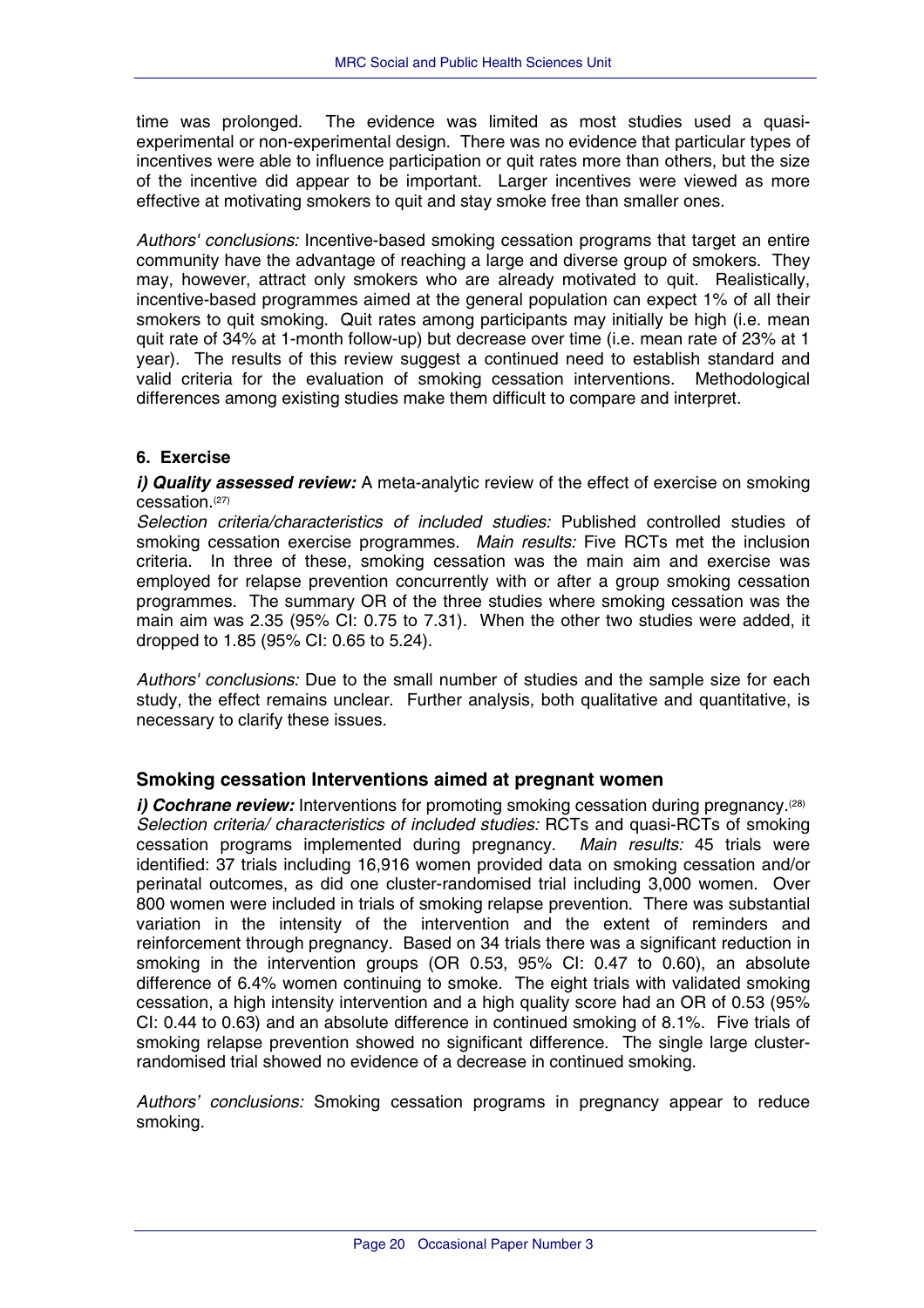time was prolonged. The evidence was limited as most studies used a quasi-experimental or non-experimental design. There was no evidence that particular types of incentives were able to influence participation or quit rates more than others, but the size of the incentive did appear to be important. Larger incentives were viewed as more effective at motivating smokers to quit and stay smoke free than smaller ones.

*Authors' conclusions:* Incentive-based smoking cessation programs that target an entire community have the advantage of reaching a large and diverse group of smokers. They may, however, attract only smokers who are already motivated to quit. Realistically, incentive-based programmes aimed at the general population can expect 1% of all their smokers to quit smoking. Quit rates among participants may initially be high (i.e. mean quit rate of 34% at 1-month follow-up) but decrease over time (i.e. mean rate of 23% at 1 year). The results of this review suggest a continued need to establish standard and valid criteria for the evaluation of smoking cessation interventions. Methodological differences among existing studies make them difficult to compare and interpret.

#### 6. Exercise

***i) Quality assessed review:*** A meta-analytic review of the effect of exercise on smoking cessation.[27]

*Selection criteria/characteristics of included studies:* Published controlled studies of smoking cessation exercise programmes. *Main results:* Five RCTs met the inclusion criteria. In three of these, smoking cessation was the main aim and exercise was employed for relapse prevention concurrently with or after a group smoking cessation programmes. The summary OR of the three studies where smoking cessation was the main aim was 2.35 (95% CI: 0.75 to 7.31). When the other two studies were added, it dropped to 1.85 (95% CI: 0.65 to 5.24).

*Authors' conclusions:* Due to the small number of studies and the sample size for each study, the effect remains unclear. Further analysis, both qualitative and quantitative, is necessary to clarify these issues.

### Smoking cessation Interventions aimed at pregnant women

***i) Cochrane review:*** Interventions for promoting smoking cessation during pregnancy.[28]

*Selection criteria/ characteristics of included studies:* RCTs and quasi-RCTs of smoking cessation programs implemented during pregnancy. *Main results:* 45 trials were identified: 37 trials including 16,916 women provided data on smoking cessation and/or perinatal outcomes, as did one cluster-randomised trial including 3,000 women. Over 800 women were included in trials of smoking relapse prevention. There was substantial variation in the intensity of the intervention and the extent of reminders and reinforcement through pregnancy. Based on 34 trials there was a significant reduction in smoking in the intervention groups (OR 0.53, 95% CI: 0.47 to 0.60), an absolute difference of 6.4% women continuing to smoke. The eight trials with validated smoking cessation, a high intensity intervention and a high quality score had an OR of 0.53 (95% CI: 0.44 to 0.63) and an absolute difference in continued smoking of 8.1%. Five trials of smoking relapse prevention showed no significant difference. The single large cluster-randomised trial showed no evidence of a decrease in continued smoking.

*Authors' conclusions:* Smoking cessation programs in pregnancy appear to reduce smoking.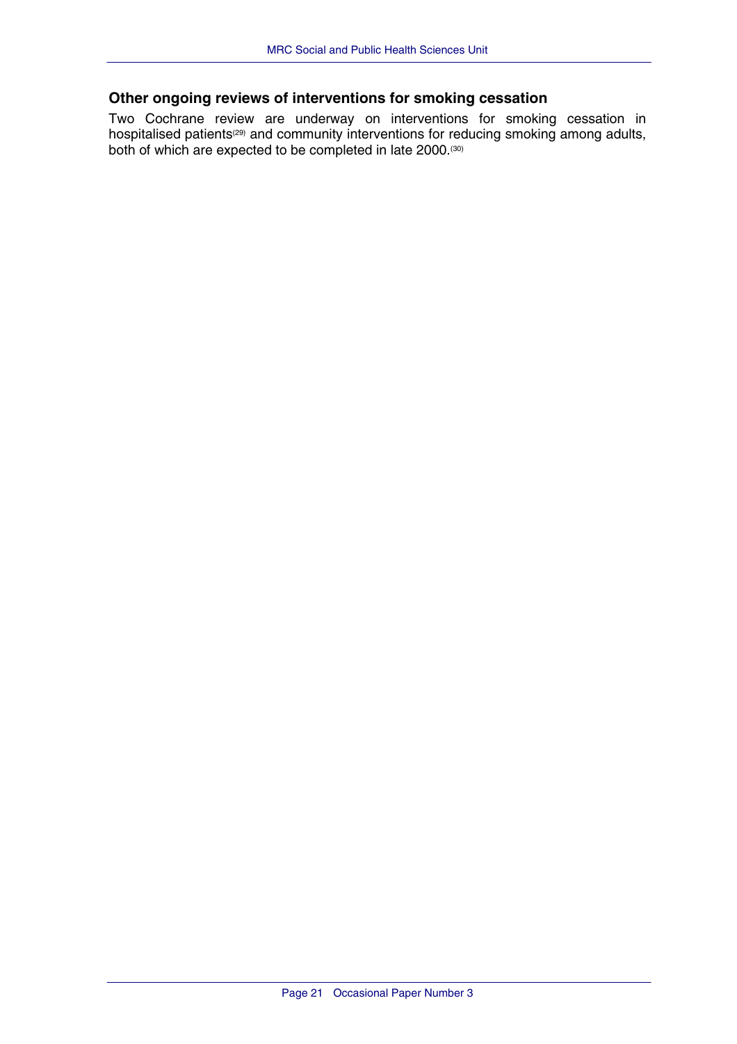## Other ongoing reviews of interventions for smoking cessation

Two Cochrane review are underway on interventions for smoking cessation in hospitalised patients[29] and community interventions for reducing smoking among adults, both of which are expected to be completed in late 2000.[30]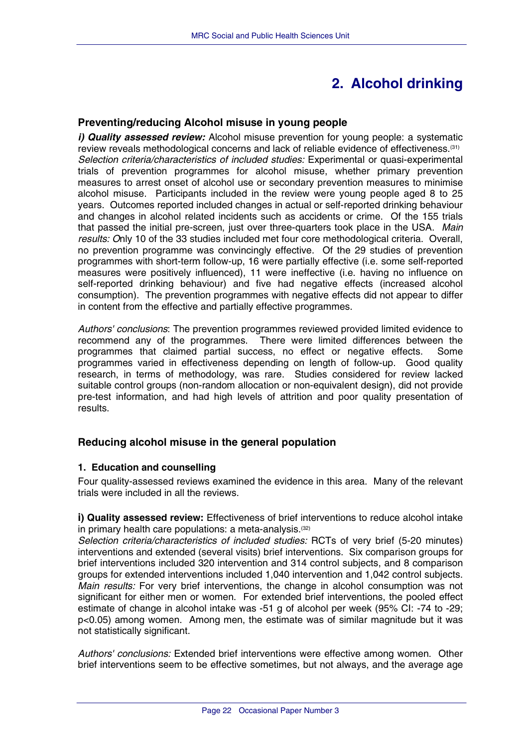# 2. Alcohol drinking

### Preventing/reducing Alcohol misuse in young people

***i) Quality assessed review:*** Alcohol misuse prevention for young people: a systematic review reveals methodological concerns and lack of reliable evidence of effectiveness.[31]
*Selection criteria/characteristics of included studies:* Experimental or quasi-experimental trials of prevention programmes for alcohol misuse, whether primary prevention measures to arrest onset of alcohol use or secondary prevention measures to minimise alcohol misuse. Participants included in the review were young people aged 8 to 25 years. Outcomes reported included changes in actual or self-reported drinking behaviour and changes in alcohol related incidents such as accidents or crime. Of the 155 trials that passed the initial pre-screen, just over three-quarters took place in the USA. *Main results: O*nly 10 of the 33 studies included met four core methodological criteria. Overall, no prevention programme was convincingly effective. Of the 29 studies of prevention programmes with short-term follow-up, 16 were partially effective (i.e. some self-reported measures were positively influenced), 11 were ineffective (i.e. having no influence on self-reported drinking behaviour) and five had negative effects (increased alcohol consumption). The prevention programmes with negative effects did not appear to differ in content from the effective and partially effective programmes.

*Authors' conclusions*: The prevention programmes reviewed provided limited evidence to recommend any of the programmes. There were limited differences between the programmes that claimed partial success, no effect or negative effects. Some programmes varied in effectiveness depending on length of follow-up. Good quality research, in terms of methodology, was rare. Studies considered for review lacked suitable control groups (non-random allocation or non-equivalent design), did not provide pre-test information, and had high levels of attrition and poor quality presentation of results.

### Reducing alcohol misuse in the general population

#### 1. Education and counselling

Four quality-assessed reviews examined the evidence in this area. Many of the relevant trials were included in all the reviews.

**i) Quality assessed review:** Effectiveness of brief interventions to reduce alcohol intake in primary health care populations: a meta-analysis.[32]
*Selection criteria/characteristics of included studies:* RCTs of very brief (5-20 minutes) interventions and extended (several visits) brief interventions. Six comparison groups for brief interventions included 320 intervention and 314 control subjects, and 8 comparison groups for extended interventions included 1,040 intervention and 1,042 control subjects. *Main results:* For very brief interventions, the change in alcohol consumption was not significant for either men or women. For extended brief interventions, the pooled effect estimate of change in alcohol intake was -51 g of alcohol per week (95% CI: -74 to -29; $p<0.05$) among women. Among men, the estimate was of similar magnitude but it was not statistically significant.

*Authors' conclusions:* Extended brief interventions were effective among women. Other brief interventions seem to be effective sometimes, but not always, and the average age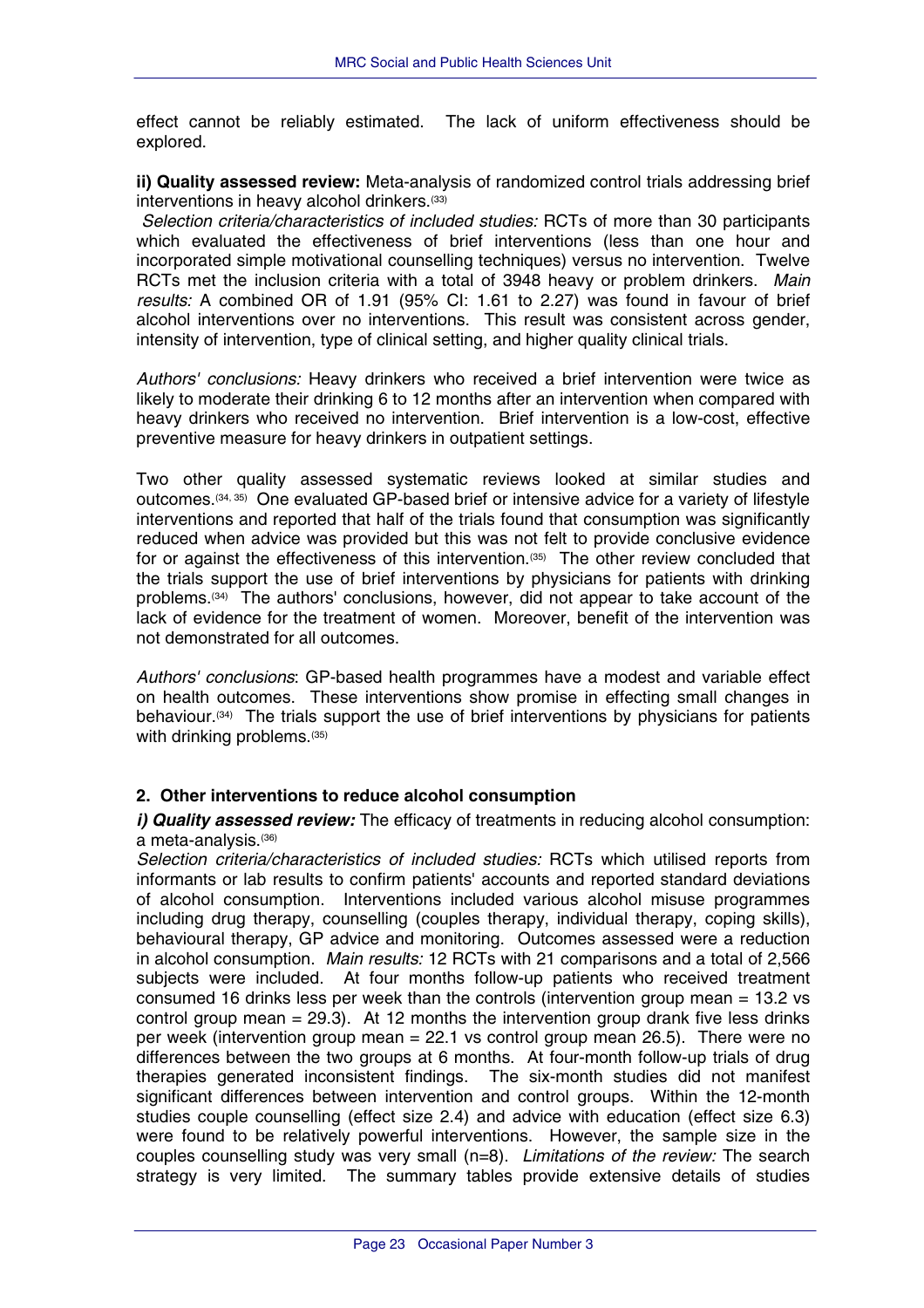effect cannot be reliably estimated. The lack of uniform effectiveness should be explored.

**ii) Quality assessed review:** Meta-analysis of randomized control trials addressing brief interventions in heavy alcohol drinkers.[33]

*Selection criteria/characteristics of included studies:* RCTs of more than 30 participants which evaluated the effectiveness of brief interventions (less than one hour and incorporated simple motivational counselling techniques) versus no intervention. Twelve RCTs met the inclusion criteria with a total of 3948 heavy or problem drinkers. *Main results:* A combined OR of 1.91 (95% CI: 1.61 to 2.27) was found in favour of brief alcohol interventions over no interventions. This result was consistent across gender, intensity of intervention, type of clinical setting, and higher quality clinical trials.

*Authors' conclusions:* Heavy drinkers who received a brief intervention were twice as likely to moderate their drinking 6 to 12 months after an intervention when compared with heavy drinkers who received no intervention. Brief intervention is a low-cost, effective preventive measure for heavy drinkers in outpatient settings.

Two other quality assessed systematic reviews looked at similar studies and outcomes.[34, 35] One evaluated GP-based brief or intensive advice for a variety of lifestyle interventions and reported that half of the trials found that consumption was significantly reduced when advice was provided but this was not felt to provide conclusive evidence for or against the effectiveness of this intervention.[35] The other review concluded that the trials support the use of brief interventions by physicians for patients with drinking problems.[34] The authors' conclusions, however, did not appear to take account of the lack of evidence for the treatment of women. Moreover, benefit of the intervention was not demonstrated for all outcomes.

*Authors' conclusions*: GP-based health programmes have a modest and variable effect on health outcomes. These interventions show promise in effecting small changes in behaviour.[34] The trials support the use of brief interventions by physicians for patients with drinking problems.[35]

## 2. Other interventions to reduce alcohol consumption

***i) Quality assessed review:*** The efficacy of treatments in reducing alcohol consumption: a meta-analysis.[36]

*Selection criteria/characteristics of included studies:* RCTs which utilised reports from informants or lab results to confirm patients' accounts and reported standard deviations of alcohol consumption. Interventions included various alcohol misuse programmes including drug therapy, counselling (couples therapy, individual therapy, coping skills), behavioural therapy, GP advice and monitoring. Outcomes assessed were a reduction in alcohol consumption. *Main results:* 12 RCTs with 21 comparisons and a total of 2,566 subjects were included. At four months follow-up patients who received treatment consumed 16 drinks less per week than the controls (intervention group mean = 13.2 vs control group mean = 29.3). At 12 months the intervention group drank five less drinks per week (intervention group mean = 22.1 vs control group mean 26.5). There were no differences between the two groups at 6 months. At four-month follow-up trials of drug therapies generated inconsistent findings. The six-month studies did not manifest significant differences between intervention and control groups. Within the 12-month studies couple counselling (effect size 2.4) and advice with education (effect size 6.3) were found to be relatively powerful interventions. However, the sample size in the couples counselling study was very small (n=8). *Limitations of the review:* The search strategy is very limited. The summary tables provide extensive details of studies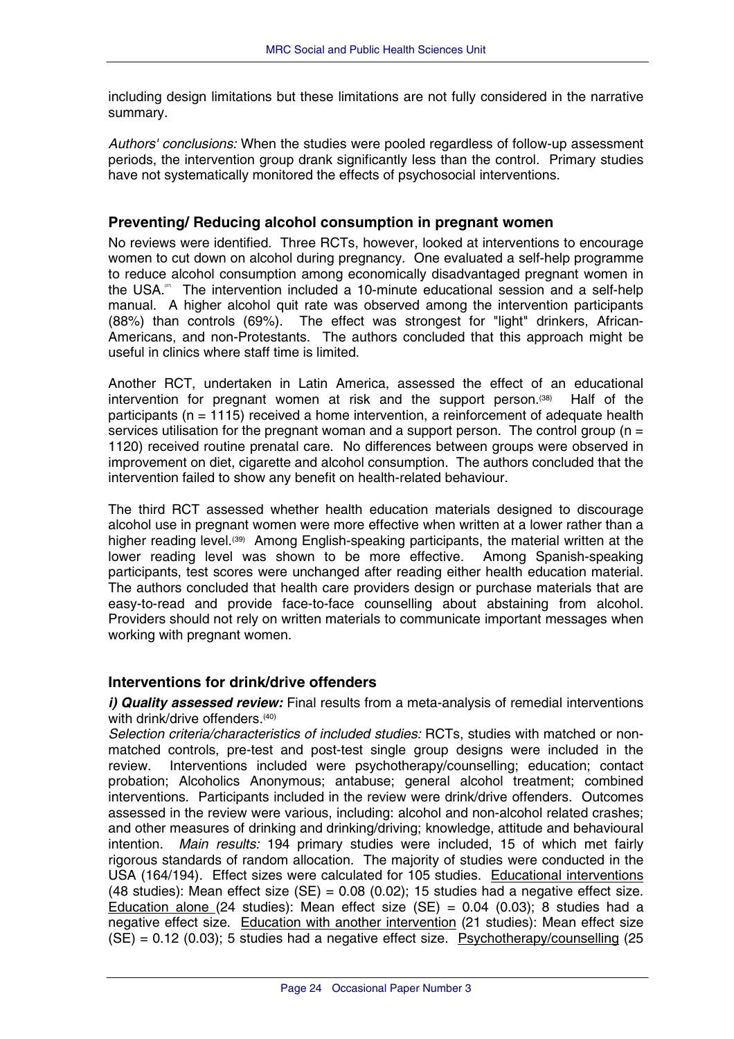including design limitations but these limitations are not fully considered in the narrative summary.

*Authors' conclusions:* When the studies were pooled regardless of follow-up assessment periods, the intervention group drank significantly less than the control. Primary studies have not systematically monitored the effects of psychosocial interventions.

### Preventing/ Reducing alcohol consumption in pregnant women

No reviews were identified. Three RCTs, however, looked at interventions to encourage women to cut down on alcohol during pregnancy. One evaluated a self-help programme to reduce alcohol consumption among economically disadvantaged pregnant women in the USA.[37] The intervention included a 10-minute educational session and a self-help manual. A higher alcohol quit rate was observed among the intervention participants (88%) than controls (69%). The effect was strongest for "light" drinkers, African-Americans, and non-Protestants. The authors concluded that this approach might be useful in clinics where staff time is limited.

Another RCT, undertaken in Latin America, assessed the effect of an educational intervention for pregnant women at risk and the support person.[38] Half of the participants (n = 1115) received a home intervention, a reinforcement of adequate health services utilisation for the pregnant woman and a support person. The control group (n = 1120) received routine prenatal care. No differences between groups were observed in improvement on diet, cigarette and alcohol consumption. The authors concluded that the intervention failed to show any benefit on health-related behaviour.

The third RCT assessed whether health education materials designed to discourage alcohol use in pregnant women were more effective when written at a lower rather than a higher reading level.[39] Among English-speaking participants, the material written at the lower reading level was shown to be more effective. Among Spanish-speaking participants, test scores were unchanged after reading either health education material. The authors concluded that health care providers design or purchase materials that are easy-to-read and provide face-to-face counselling about abstaining from alcohol. Providers should not rely on written materials to communicate important messages when working with pregnant women.

### Interventions for drink/drive offenders

***i) Quality assessed review:*** Final results from a meta-analysis of remedial interventions with drink/drive offenders.[40]

*Selection criteria/characteristics of included studies:* RCTs, studies with matched or non-matched controls, pre-test and post-test single group designs were included in the review. Interventions included were psychotherapy/counselling; education; contact probation; Alcoholics Anonymous; antabuse; general alcohol treatment; combined interventions. Participants included in the review were drink/drive offenders. Outcomes assessed in the review were various, including: alcohol and non-alcohol related crashes; and other measures of drinking and drinking/driving; knowledge, attitude and behavioural intention. *Main results:* 194 primary studies were included, 15 of which met fairly rigorous standards of random allocation. The majority of studies were conducted in the USA (164/194). Effect sizes were calculated for 105 studies. <u>Educational interventions</u> (48 studies): Mean effect size (SE) = 0.08 (0.02); 15 studies had a negative effect size. <u>Education alone</u> (24 studies): Mean effect size (SE) = 0.04 (0.03); 8 studies had a negative effect size. <u>Education with another intervention</u> (21 studies): Mean effect size (SE) = 0.12 (0.03); 5 studies had a negative effect size. <u>Psychotherapy/counselling</u> (25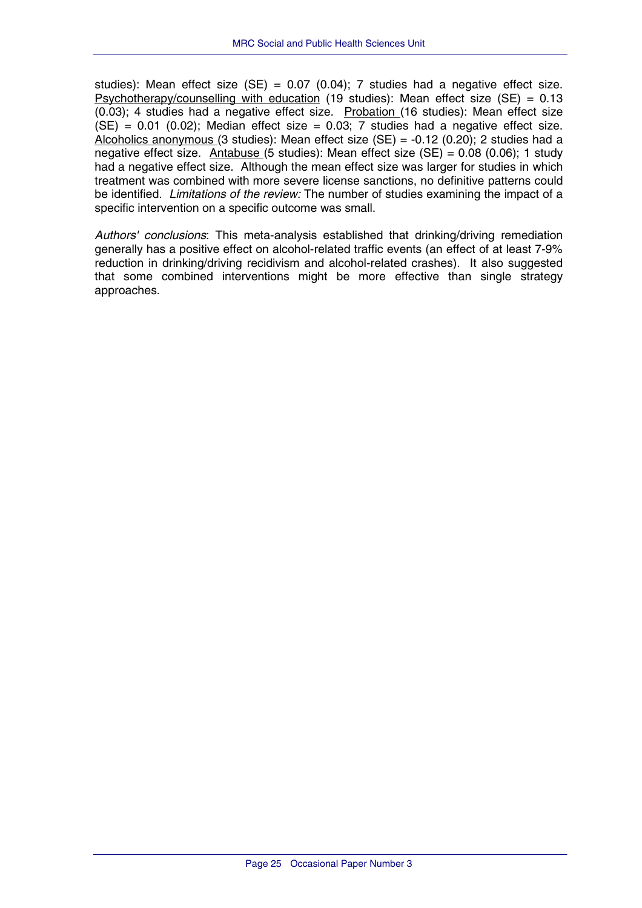studies): Mean effect size (SE) = 0.07 (0.04); 7 studies had a negative effect size. <u>Psychotherapy/counselling with education</u> (19 studies): Mean effect size (SE) = 0.13 (0.03); 4 studies had a negative effect size. <u>Probation</u> (16 studies): Mean effect size (SE) = 0.01 (0.02); Median effect size = 0.03; 7 studies had a negative effect size. <u>Alcoholics anonymous</u> (3 studies): Mean effect size (SE) = -0.12 (0.20); 2 studies had a negative effect size. <u>Antabuse</u> (5 studies): Mean effect size (SE) = 0.08 (0.06); 1 study had a negative effect size. Although the mean effect size was larger for studies in which treatment was combined with more severe license sanctions, no definitive patterns could be identified. *Limitations of the review:* The number of studies examining the impact of a specific intervention on a specific outcome was small.

*Authors' conclusions*: This meta-analysis established that drinking/driving remediation generally has a positive effect on alcohol-related traffic events (an effect of at least 7-9% reduction in drinking/driving recidivism and alcohol-related crashes). It also suggested that some combined interventions might be more effective than single strategy approaches.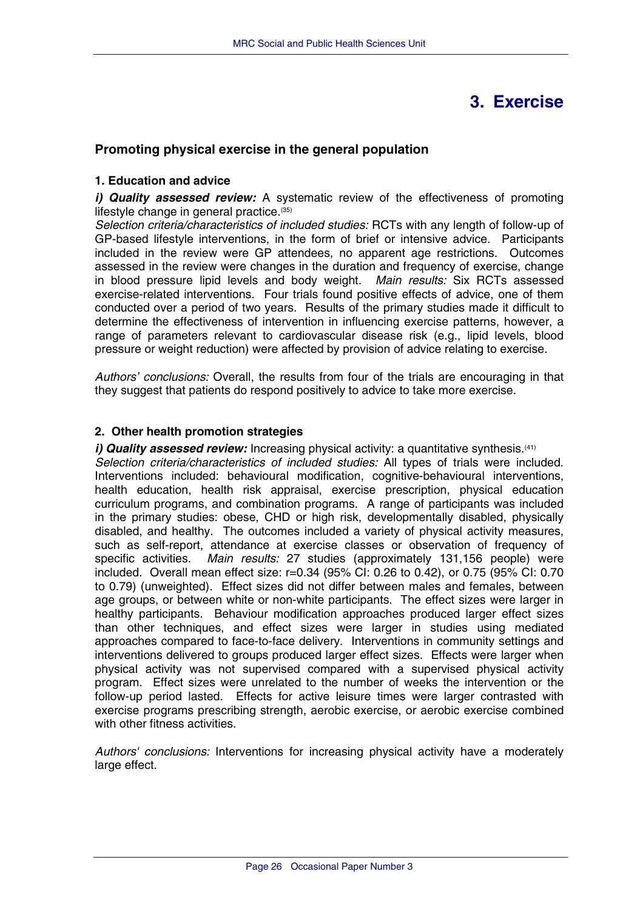# 3. Exercise

## Promoting physical exercise in the general population

### 1. Education and advice

***i) Quality assessed review:*** A systematic review of the effectiveness of promoting lifestyle change in general practice.[35]

*Selection criteria/characteristics of included studies:* RCTs with any length of follow-up of GP-based lifestyle interventions, in the form of brief or intensive advice. Participants included in the review were GP attendees, no apparent age restrictions. Outcomes assessed in the review were changes in the duration and frequency of exercise, change in blood pressure lipid levels and body weight. *Main results:* Six RCTs assessed exercise-related interventions. Four trials found positive effects of advice, one of them conducted over a period of two years. Results of the primary studies made it difficult to determine the effectiveness of intervention in influencing exercise patterns, however, a range of parameters relevant to cardiovascular disease risk (e.g., lipid levels, blood pressure or weight reduction) were affected by provision of advice relating to exercise.

*Authors' conclusions:* Overall, the results from four of the trials are encouraging in that they suggest that patients do respond positively to advice to take more exercise.

### 2. Other health promotion strategies

***i) Quality assessed review:*** Increasing physical activity: a quantitative synthesis.[41]

*Selection criteria/characteristics of included studies:* All types of trials were included. Interventions included: behavioural modification, cognitive-behavioural interventions, health education, health risk appraisal, exercise prescription, physical education curriculum programs, and combination programs. A range of participants was included in the primary studies: obese, CHD or high risk, developmentally disabled, physically disabled, and healthy. The outcomes included a variety of physical activity measures, such as self-report, attendance at exercise classes or observation of frequency of specific activities. *Main results:* 27 studies (approximately 131,156 people) were included. Overall mean effect size: r=0.34 (95% CI: 0.26 to 0.42), or 0.75 (95% CI: 0.70 to 0.79) (unweighted). Effect sizes did not differ between males and females, between age groups, or between white or non-white participants. The effect sizes were larger in healthy participants. Behaviour modification approaches produced larger effect sizes than other techniques, and effect sizes were larger in studies using mediated approaches compared to face-to-face delivery. Interventions in community settings and interventions delivered to groups produced larger effect sizes. Effects were larger when physical activity was not supervised compared with a supervised physical activity program. Effect sizes were unrelated to the number of weeks the intervention or the follow-up period lasted. Effects for active leisure times were larger contrasted with exercise programs prescribing strength, aerobic exercise, or aerobic exercise combined with other fitness activities.

*Authors' conclusions:* Interventions for increasing physical activity have a moderately large effect.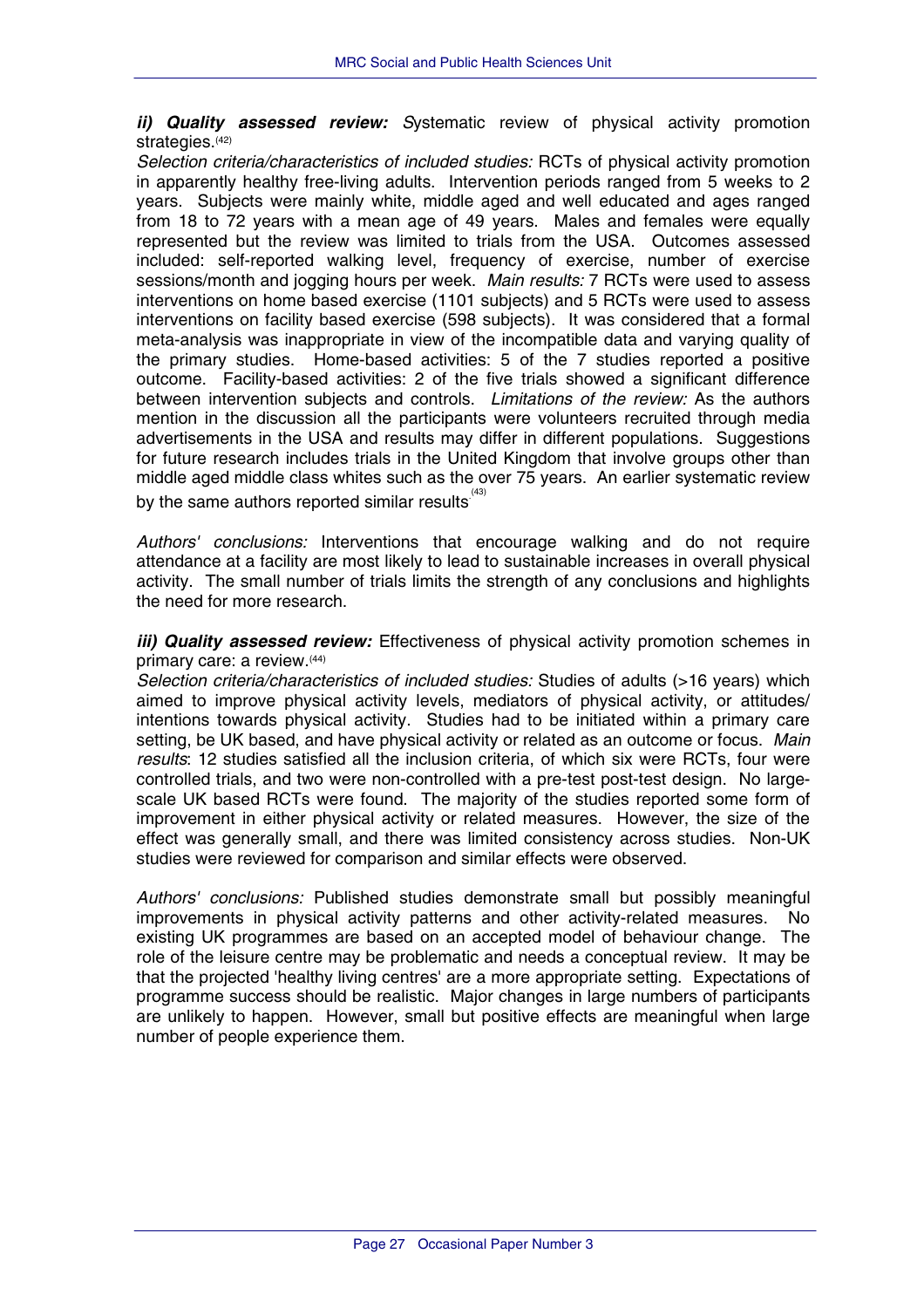***ii) Quality assessed review:*** Systematic review of physical activity promotion strategies.[42]

*Selection criteria/characteristics of included studies:* RCTs of physical activity promotion in apparently healthy free-living adults. Intervention periods ranged from 5 weeks to 2 years. Subjects were mainly white, middle aged and well educated and ages ranged from 18 to 72 years with a mean age of 49 years. Males and females were equally represented but the review was limited to trials from the USA. Outcomes assessed included: self-reported walking level, frequency of exercise, number of exercise sessions/month and jogging hours per week. *Main results:* 7 RCTs were used to assess interventions on home based exercise (1101 subjects) and 5 RCTs were used to assess interventions on facility based exercise (598 subjects). It was considered that a formal meta-analysis was inappropriate in view of the incompatible data and varying quality of the primary studies. Home-based activities: 5 of the 7 studies reported a positive outcome. Facility-based activities: 2 of the five trials showed a significant difference between intervention subjects and controls. *Limitations of the review:* As the authors mention in the discussion all the participants were volunteers recruited through media advertisements in the USA and results may differ in different populations. Suggestions for future research includes trials in the United Kingdom that involve groups other than middle aged middle class whites such as the over 75 years. An earlier systematic review by the same authors reported similar results[43]

*Authors' conclusions:* Interventions that encourage walking and do not require attendance at a facility are most likely to lead to sustainable increases in overall physical activity. The small number of trials limits the strength of any conclusions and highlights the need for more research.

***iii) Quality assessed review:*** Effectiveness of physical activity promotion schemes in primary care: a review.[44]

*Selection criteria/characteristics of included studies:* Studies of adults (>16 years) which aimed to improve physical activity levels, mediators of physical activity, or attitudes/ intentions towards physical activity. Studies had to be initiated within a primary care setting, be UK based, and have physical activity or related as an outcome or focus. *Main results*: 12 studies satisfied all the inclusion criteria, of which six were RCTs, four were controlled trials, and two were non-controlled with a pre-test post-test design. No large-scale UK based RCTs were found. The majority of the studies reported some form of improvement in either physical activity or related measures. However, the size of the effect was generally small, and there was limited consistency across studies. Non-UK studies were reviewed for comparison and similar effects were observed.

*Authors' conclusions:* Published studies demonstrate small but possibly meaningful improvements in physical activity patterns and other activity-related measures. No existing UK programmes are based on an accepted model of behaviour change. The role of the leisure centre may be problematic and needs a conceptual review. It may be that the projected 'healthy living centres' are a more appropriate setting. Expectations of programme success should be realistic. Major changes in large numbers of participants are unlikely to happen. However, small but positive effects are meaningful when large number of people experience them.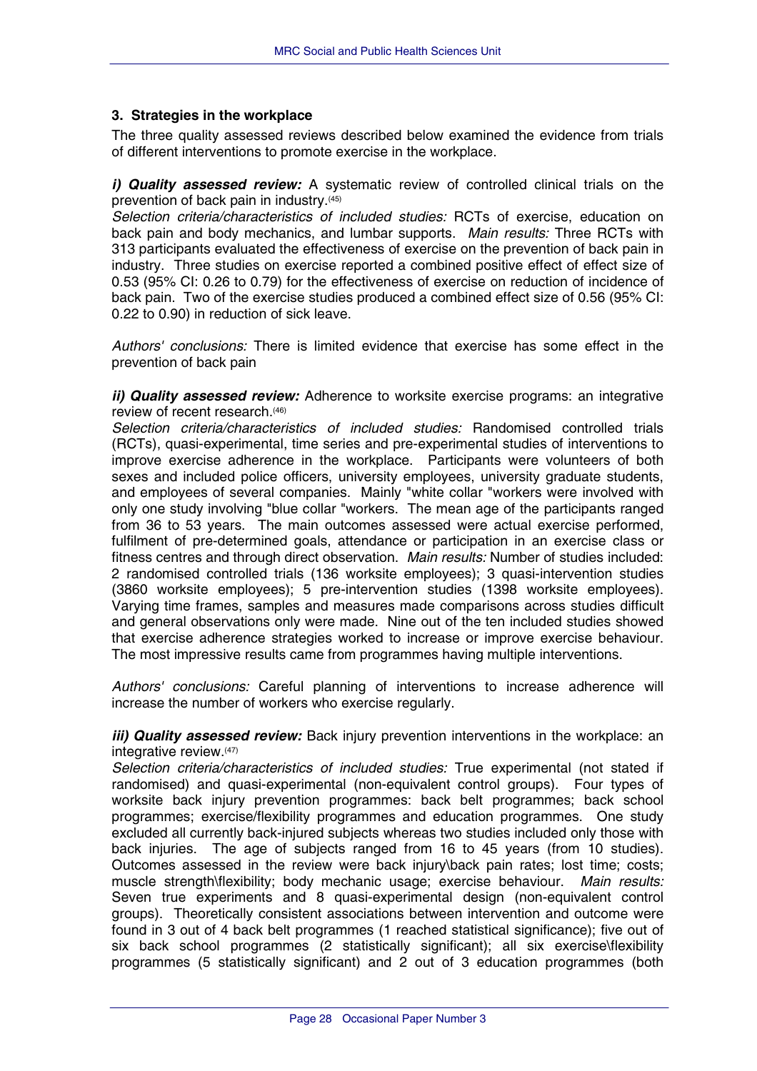### 3. Strategies in the workplace

The three quality assessed reviews described below examined the evidence from trials of different interventions to promote exercise in the workplace.

***i) Quality assessed review:*** A systematic review of controlled clinical trials on the prevention of back pain in industry.[45]

*Selection criteria/characteristics of included studies:* RCTs of exercise, education on back pain and body mechanics, and lumbar supports. *Main results:* Three RCTs with 313 participants evaluated the effectiveness of exercise on the prevention of back pain in industry. Three studies on exercise reported a combined positive effect of effect size of 0.53 (95% CI: 0.26 to 0.79) for the effectiveness of exercise on reduction of incidence of back pain. Two of the exercise studies produced a combined effect size of 0.56 (95% CI: 0.22 to 0.90) in reduction of sick leave.

*Authors' conclusions:* There is limited evidence that exercise has some effect in the prevention of back pain

***ii) Quality assessed review:*** Adherence to worksite exercise programs: an integrative review of recent research.[46]

*Selection criteria/characteristics of included studies:* Randomised controlled trials (RCTs), quasi-experimental, time series and pre-experimental studies of interventions to improve exercise adherence in the workplace. Participants were volunteers of both sexes and included police officers, university employees, university graduate students, and employees of several companies. Mainly "white collar "workers were involved with only one study involving "blue collar "workers. The mean age of the participants ranged from 36 to 53 years. The main outcomes assessed were actual exercise performed, fulfilment of pre-determined goals, attendance or participation in an exercise class or fitness centres and through direct observation. *Main results:* Number of studies included: 2 randomised controlled trials (136 worksite employees); 3 quasi-intervention studies (3860 worksite employees); 5 pre-intervention studies (1398 worksite employees). Varying time frames, samples and measures made comparisons across studies difficult and general observations only were made. Nine out of the ten included studies showed that exercise adherence strategies worked to increase or improve exercise behaviour. The most impressive results came from programmes having multiple interventions.

*Authors' conclusions:* Careful planning of interventions to increase adherence will increase the number of workers who exercise regularly.

***iii) Quality assessed review:*** Back injury prevention interventions in the workplace: an integrative review.[47]

*Selection criteria/characteristics of included studies:* True experimental (not stated if randomised) and quasi-experimental (non-equivalent control groups). Four types of worksite back injury prevention programmes: back belt programmes; back school programmes; exercise/flexibility programmes and education programmes. One study excluded all currently back-injured subjects whereas two studies included only those with back injuries. The age of subjects ranged from 16 to 45 years (from 10 studies). Outcomes assessed in the review were back injury\back pain rates; lost time; costs; muscle strength\flexibility; body mechanic usage; exercise behaviour. *Main results:* Seven true experiments and 8 quasi-experimental design (non-equivalent control groups). Theoretically consistent associations between intervention and outcome were found in 3 out of 4 back belt programmes (1 reached statistical significance); five out of six back school programmes (2 statistically significant); all six exercise\flexibility programmes (5 statistically significant) and 2 out of 3 education programmes (both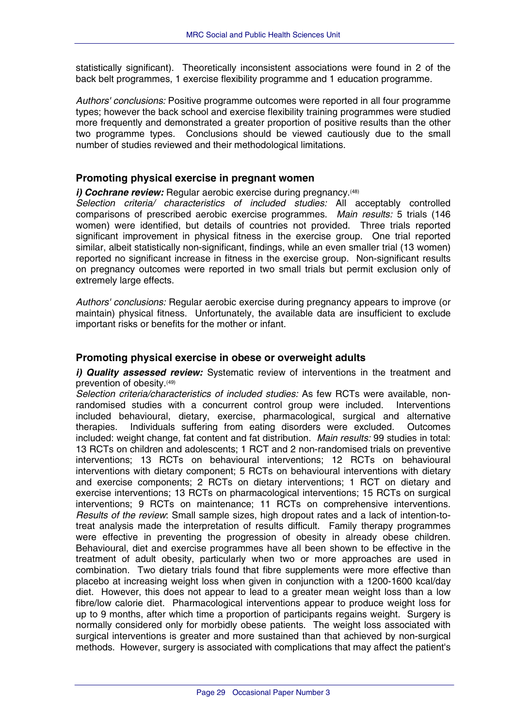statistically significant). Theoretically inconsistent associations were found in 2 of the back belt programmes, 1 exercise flexibility programme and 1 education programme.

*Authors' conclusions:* Positive programme outcomes were reported in all four programme types; however the back school and exercise flexibility training programmes were studied more frequently and demonstrated a greater proportion of positive results than the other two programme types. Conclusions should be viewed cautiously due to the small number of studies reviewed and their methodological limitations.

### Promoting physical exercise in pregnant women

***i) Cochrane review:*** Regular aerobic exercise during pregnancy.[48]

*Selection criteria/ characteristics of included studies:* All acceptably controlled comparisons of prescribed aerobic exercise programmes. *Main results:* 5 trials (146 women) were identified, but details of countries not provided. Three trials reported significant improvement in physical fitness in the exercise group. One trial reported similar, albeit statistically non-significant, findings, while an even smaller trial (13 women) reported no significant increase in fitness in the exercise group. Non-significant results on pregnancy outcomes were reported in two small trials but permit exclusion only of extremely large effects.

*Authors' conclusions:* Regular aerobic exercise during pregnancy appears to improve (or maintain) physical fitness. Unfortunately, the available data are insufficient to exclude important risks or benefits for the mother or infant.

### Promoting physical exercise in obese or overweight adults

***i) Quality assessed review:*** Systematic review of interventions in the treatment and prevention of obesity.[49]

*Selection criteria/characteristics of included studies:* As few RCTs were available, non-randomised studies with a concurrent control group were included. Interventions included behavioural, dietary, exercise, pharmacological, surgical and alternative therapies. Individuals suffering from eating disorders were excluded. Outcomes included: weight change, fat content and fat distribution. *Main results:* 99 studies in total: 13 RCTs on children and adolescents; 1 RCT and 2 non-randomised trials on preventive interventions; 13 RCTs on behavioural interventions; 12 RCTs on behavioural interventions with dietary component; 5 RCTs on behavioural interventions with dietary and exercise components; 2 RCTs on dietary interventions; 1 RCT on dietary and exercise interventions; 13 RCTs on pharmacological interventions; 15 RCTs on surgical interventions; 9 RCTs on maintenance; 11 RCTs on comprehensive interventions. *Results of the review*: Small sample sizes, high dropout rates and a lack of intention-to-treat analysis made the interpretation of results difficult. Family therapy programmes were effective in preventing the progression of obesity in already obese children. Behavioural, diet and exercise programmes have all been shown to be effective in the treatment of adult obesity, particularly when two or more approaches are used in combination. Two dietary trials found that fibre supplements were more effective than placebo at increasing weight loss when given in conjunction with a 1200-1600 kcal/day diet. However, this does not appear to lead to a greater mean weight loss than a low fibre/low calorie diet. Pharmacological interventions appear to produce weight loss for up to 9 months, after which time a proportion of participants regains weight. Surgery is normally considered only for morbidly obese patients. The weight loss associated with surgical interventions is greater and more sustained than that achieved by non-surgical methods. However, surgery is associated with complications that may affect the patient's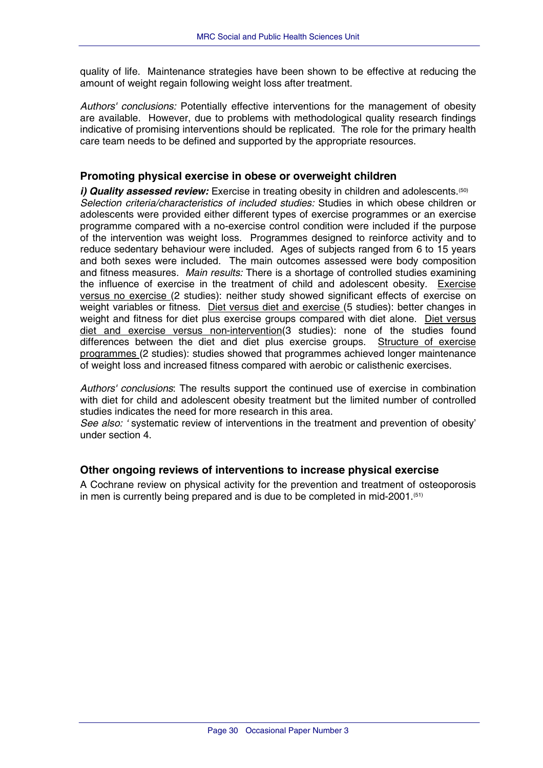quality of life. Maintenance strategies have been shown to be effective at reducing the amount of weight regain following weight loss after treatment.

*Authors' conclusions:* Potentially effective interventions for the management of obesity are available. However, due to problems with methodological quality research findings indicative of promising interventions should be replicated. The role for the primary health care team needs to be defined and supported by the appropriate resources.

## Promoting physical exercise in obese or overweight children

***i) Quality assessed review:*** Exercise in treating obesity in children and adolescents.[50] *Selection criteria/characteristics of included studies:* Studies in which obese children or adolescents were provided either different types of exercise programmes or an exercise programme compared with a no-exercise control condition were included if the purpose of the intervention was weight loss. Programmes designed to reinforce activity and to reduce sedentary behaviour were included. Ages of subjects ranged from 6 to 15 years and both sexes were included. The main outcomes assessed were body composition and fitness measures. *Main results:* There is a shortage of controlled studies examining the influence of exercise in the treatment of child and adolescent obesity. <u>Exercise versus no exercise</u> (2 studies): neither study showed significant effects of exercise on weight variables or fitness. <u>Diet versus diet and exercise</u> (5 studies): better changes in weight and fitness for diet plus exercise groups compared with diet alone. <u>Diet versus diet and exercise versus non-intervention</u>(3 studies): none of the studies found differences between the diet and diet plus exercise groups. <u>Structure of exercise programmes</u> (2 studies): studies showed that programmes achieved longer maintenance of weight loss and increased fitness compared with aerobic or calisthenic exercises.

*Authors' conclusions*: The results support the continued use of exercise in combination with diet for child and adolescent obesity treatment but the limited number of controlled studies indicates the need for more research in this area.
*See also:* ' systematic review of interventions in the treatment and prevention of obesity' under section 4.

## Other ongoing reviews of interventions to increase physical exercise

A Cochrane review on physical activity for the prevention and treatment of osteoporosis in men is currently being prepared and is due to be completed in mid-2001.[51]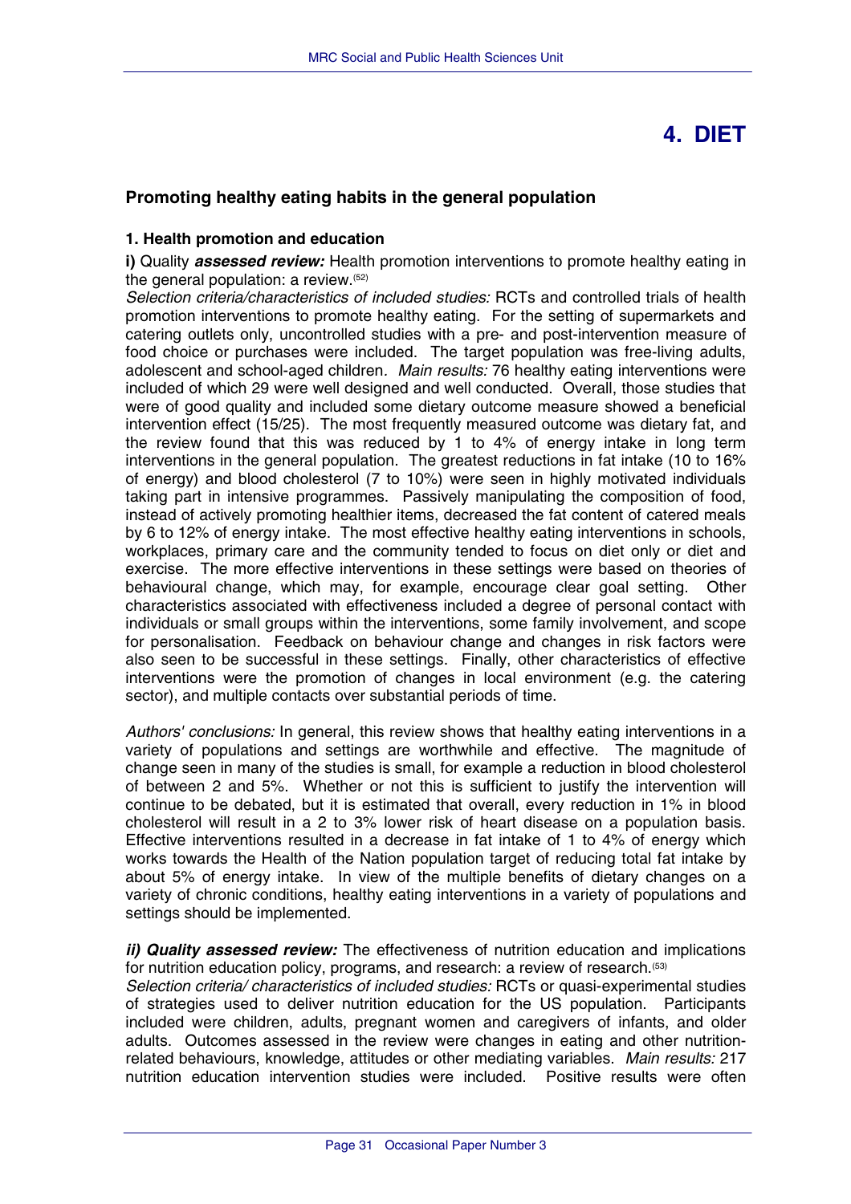# 4. DIET

## Promoting healthy eating habits in the general population

### 1. Health promotion and education

**i)** Quality ***assessed review:*** Health promotion interventions to promote healthy eating in the general population: a review.[52]

*Selection criteria/characteristics of included studies:* RCTs and controlled trials of health promotion interventions to promote healthy eating. For the setting of supermarkets and catering outlets only, uncontrolled studies with a pre- and post-intervention measure of food choice or purchases were included. The target population was free-living adults, adolescent and school-aged children. *Main results:* 76 healthy eating interventions were included of which 29 were well designed and well conducted. Overall, those studies that were of good quality and included some dietary outcome measure showed a beneficial intervention effect (15/25). The most frequently measured outcome was dietary fat, and the review found that this was reduced by 1 to 4% of energy intake in long term interventions in the general population. The greatest reductions in fat intake (10 to 16% of energy) and blood cholesterol (7 to 10%) were seen in highly motivated individuals taking part in intensive programmes. Passively manipulating the composition of food, instead of actively promoting healthier items, decreased the fat content of catered meals by 6 to 12% of energy intake. The most effective healthy eating interventions in schools, workplaces, primary care and the community tended to focus on diet only or diet and exercise. The more effective interventions in these settings were based on theories of behavioural change, which may, for example, encourage clear goal setting. Other characteristics associated with effectiveness included a degree of personal contact with individuals or small groups within the interventions, some family involvement, and scope for personalisation. Feedback on behaviour change and changes in risk factors were also seen to be successful in these settings. Finally, other characteristics of effective interventions were the promotion of changes in local environment (e.g. the catering sector), and multiple contacts over substantial periods of time.

*Authors' conclusions:* In general, this review shows that healthy eating interventions in a variety of populations and settings are worthwhile and effective. The magnitude of change seen in many of the studies is small, for example a reduction in blood cholesterol of between 2 and 5%. Whether or not this is sufficient to justify the intervention will continue to be debated, but it is estimated that overall, every reduction in 1% in blood cholesterol will result in a 2 to 3% lower risk of heart disease on a population basis. Effective interventions resulted in a decrease in fat intake of 1 to 4% of energy which works towards the Health of the Nation population target of reducing total fat intake by about 5% of energy intake. In view of the multiple benefits of dietary changes on a variety of chronic conditions, healthy eating interventions in a variety of populations and settings should be implemented.

***ii) Quality assessed review:*** The effectiveness of nutrition education and implications for nutrition education policy, programs, and research: a review of research.[53]

*Selection criteria/ characteristics of included studies:* RCTs or quasi-experimental studies of strategies used to deliver nutrition education for the US population. Participants included were children, adults, pregnant women and caregivers of infants, and older adults. Outcomes assessed in the review were changes in eating and other nutrition-related behaviours, knowledge, attitudes or other mediating variables. *Main results:* 217 nutrition education intervention studies were included. Positive results were often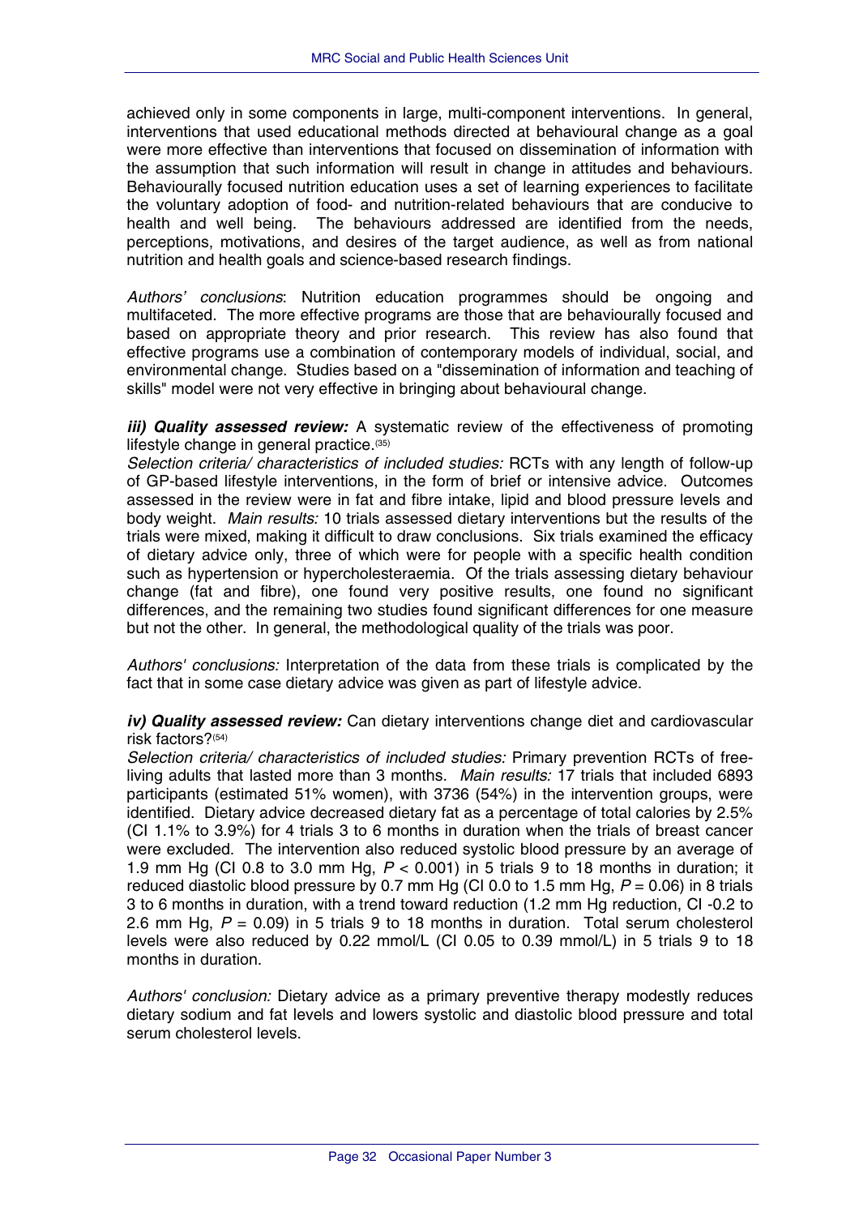achieved only in some components in large, multi-component interventions. In general, interventions that used educational methods directed at behavioural change as a goal were more effective than interventions that focused on dissemination of information with the assumption that such information will result in change in attitudes and behaviours. Behaviourally focused nutrition education uses a set of learning experiences to facilitate the voluntary adoption of food- and nutrition-related behaviours that are conducive to health and well being. The behaviours addressed are identified from the needs, perceptions, motivations, and desires of the target audience, as well as from national nutrition and health goals and science-based research findings.

*Authors' conclusions*: Nutrition education programmes should be ongoing and multifaceted. The more effective programs are those that are behaviourally focused and based on appropriate theory and prior research. This review has also found that effective programs use a combination of contemporary models of individual, social, and environmental change. Studies based on a "dissemination of information and teaching of skills" model were not very effective in bringing about behavioural change.

***iii) Quality assessed review:*** A systematic review of the effectiveness of promoting lifestyle change in general practice.[35]
*Selection criteria/ characteristics of included studies:* RCTs with any length of follow-up of GP-based lifestyle interventions, in the form of brief or intensive advice. Outcomes assessed in the review were in fat and fibre intake, lipid and blood pressure levels and body weight. *Main results:* 10 trials assessed dietary interventions but the results of the trials were mixed, making it difficult to draw conclusions. Six trials examined the efficacy of dietary advice only, three of which were for people with a specific health condition such as hypertension or hypercholesteraemia. Of the trials assessing dietary behaviour change (fat and fibre), one found very positive results, one found no significant differences, and the remaining two studies found significant differences for one measure but not the other. In general, the methodological quality of the trials was poor.

*Authors' conclusions:* Interpretation of the data from these trials is complicated by the fact that in some case dietary advice was given as part of lifestyle advice.

***iv) Quality assessed review:*** Can dietary interventions change diet and cardiovascular risk factors?[54]
*Selection criteria/ characteristics of included studies:* Primary prevention RCTs of free-living adults that lasted more than 3 months. *Main results:* 17 trials that included 6893 participants (estimated 51% women), with 3736 (54%) in the intervention groups, were identified. Dietary advice decreased dietary fat as a percentage of total calories by 2.5% (CI 1.1% to 3.9%) for 4 trials 3 to 6 months in duration when the trials of breast cancer were excluded. The intervention also reduced systolic blood pressure by an average of 1.9 mm Hg (CI 0.8 to 3.0 mm Hg, $P < 0.001$) in 5 trials 9 to 18 months in duration; it reduced diastolic blood pressure by 0.7 mm Hg (CI 0.0 to 1.5 mm Hg, $P = 0.06$) in 8 trials 3 to 6 months in duration, with a trend toward reduction (1.2 mm Hg reduction, CI -0.2 to 2.6 mm Hg, $P = 0.09$) in 5 trials 9 to 18 months in duration. Total serum cholesterol levels were also reduced by 0.22 mmol/L (CI 0.05 to 0.39 mmol/L) in 5 trials 9 to 18 months in duration.

*Authors' conclusion:* Dietary advice as a primary preventive therapy modestly reduces dietary sodium and fat levels and lowers systolic and diastolic blood pressure and total serum cholesterol levels.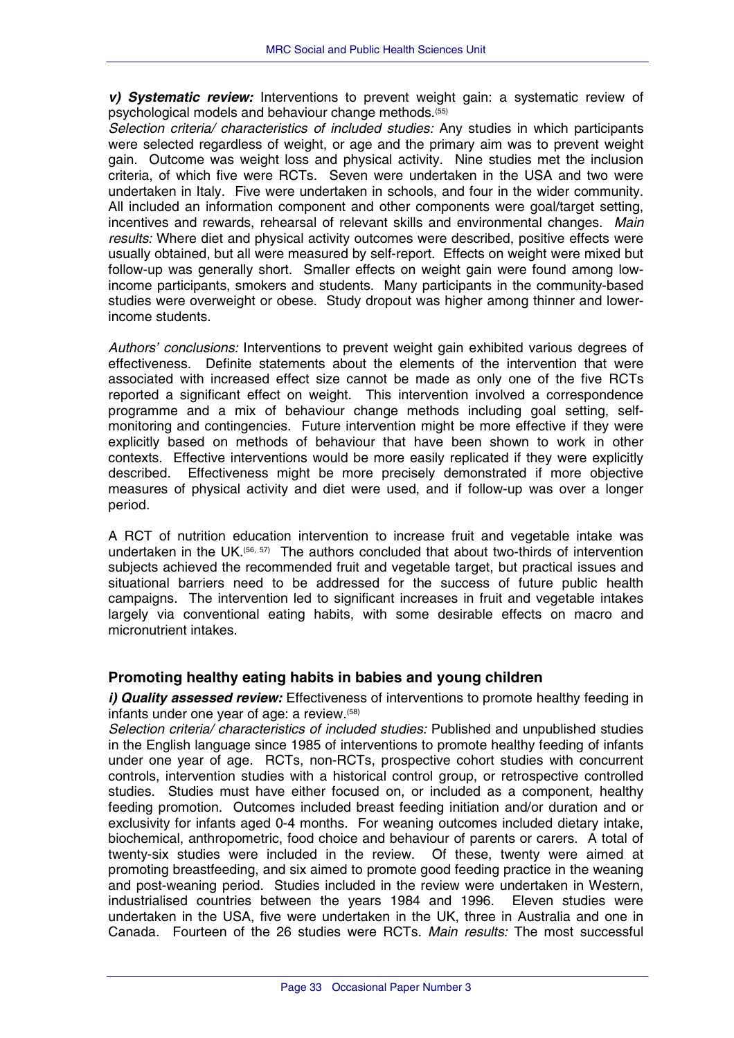***v) Systematic review:*** Interventions to prevent weight gain: a systematic review of psychological models and behaviour change methods.[55]

*Selection criteria/ characteristics of included studies:* Any studies in which participants were selected regardless of weight, or age and the primary aim was to prevent weight gain. Outcome was weight loss and physical activity. Nine studies met the inclusion criteria, of which five were RCTs. Seven were undertaken in the USA and two were undertaken in Italy. Five were undertaken in schools, and four in the wider community. All included an information component and other components were goal/target setting, incentives and rewards, rehearsal of relevant skills and environmental changes. *Main results:* Where diet and physical activity outcomes were described, positive effects were usually obtained, but all were measured by self-report. Effects on weight were mixed but follow-up was generally short. Smaller effects on weight gain were found among low-income participants, smokers and students. Many participants in the community-based studies were overweight or obese. Study dropout was higher among thinner and lower-income students.

*Authors' conclusions:* Interventions to prevent weight gain exhibited various degrees of effectiveness. Definite statements about the elements of the intervention that were associated with increased effect size cannot be made as only one of the five RCTs reported a significant effect on weight. This intervention involved a correspondence programme and a mix of behaviour change methods including goal setting, self-monitoring and contingencies. Future intervention might be more effective if they were explicitly based on methods of behaviour that have been shown to work in other contexts. Effective interventions would be more easily replicated if they were explicitly described. Effectiveness might be more precisely demonstrated if more objective measures of physical activity and diet were used, and if follow-up was over a longer period.

A RCT of nutrition education intervention to increase fruit and vegetable intake was undertaken in the UK.[56, 57] The authors concluded that about two-thirds of intervention subjects achieved the recommended fruit and vegetable target, but practical issues and situational barriers need to be addressed for the success of future public health campaigns. The intervention led to significant increases in fruit and vegetable intakes largely via conventional eating habits, with some desirable effects on macro and micronutrient intakes.

## Promoting healthy eating habits in babies and young children

***i) Quality assessed review:*** Effectiveness of interventions to promote healthy feeding in infants under one year of age: a review.[58]

*Selection criteria/ characteristics of included studies:* Published and unpublished studies in the English language since 1985 of interventions to promote healthy feeding of infants under one year of age. RCTs, non-RCTs, prospective cohort studies with concurrent controls, intervention studies with a historical control group, or retrospective controlled studies. Studies must have either focused on, or included as a component, healthy feeding promotion. Outcomes included breast feeding initiation and/or duration and or exclusivity for infants aged 0-4 months. For weaning outcomes included dietary intake, biochemical, anthropometric, food choice and behaviour of parents or carers. A total of twenty-six studies were included in the review. Of these, twenty were aimed at promoting breastfeeding, and six aimed to promote good feeding practice in the weaning and post-weaning period. Studies included in the review were undertaken in Western, industrialised countries between the years 1984 and 1996. Eleven studies were undertaken in the USA, five were undertaken in the UK, three in Australia and one in Canada. Fourteen of the 26 studies were RCTs. *Main results:* The most successful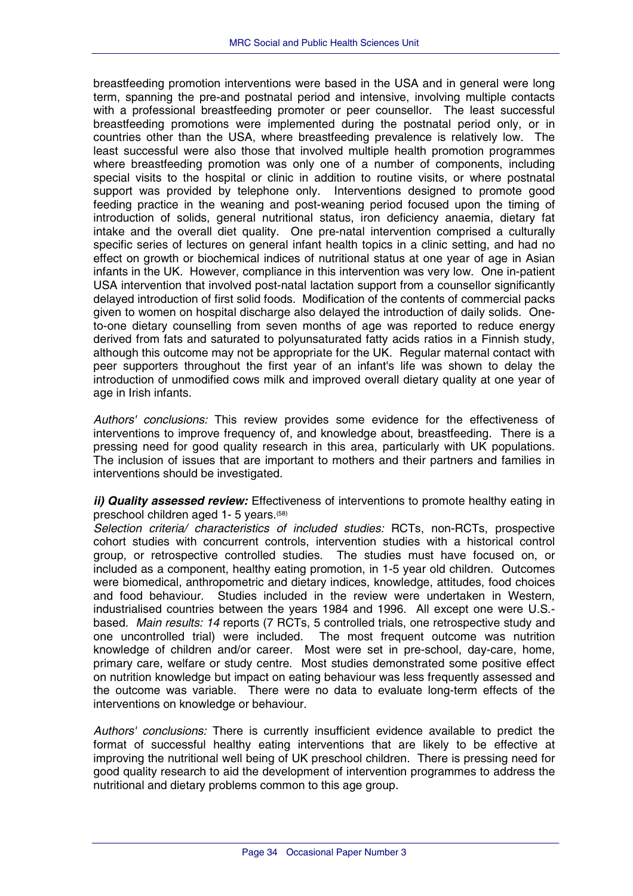breastfeeding promotion interventions were based in the USA and in general were long term, spanning the pre-and postnatal period and intensive, involving multiple contacts with a professional breastfeeding promoter or peer counsellor. The least successful breastfeeding promotions were implemented during the postnatal period only, or in countries other than the USA, where breastfeeding prevalence is relatively low. The least successful were also those that involved multiple health promotion programmes where breastfeeding promotion was only one of a number of components, including special visits to the hospital or clinic in addition to routine visits, or where postnatal support was provided by telephone only. Interventions designed to promote good feeding practice in the weaning and post-weaning period focused upon the timing of introduction of solids, general nutritional status, iron deficiency anaemia, dietary fat intake and the overall diet quality. One pre-natal intervention comprised a culturally specific series of lectures on general infant health topics in a clinic setting, and had no effect on growth or biochemical indices of nutritional status at one year of age in Asian infants in the UK. However, compliance in this intervention was very low. One in-patient USA intervention that involved post-natal lactation support from a counsellor significantly delayed introduction of first solid foods. Modification of the contents of commercial packs given to women on hospital discharge also delayed the introduction of daily solids. One-to-one dietary counselling from seven months of age was reported to reduce energy derived from fats and saturated to polyunsaturated fatty acids ratios in a Finnish study, although this outcome may not be appropriate for the UK. Regular maternal contact with peer supporters throughout the first year of an infant's life was shown to delay the introduction of unmodified cows milk and improved overall dietary quality at one year of age in Irish infants.

*Authors' conclusions:* This review provides some evidence for the effectiveness of interventions to improve frequency of, and knowledge about, breastfeeding. There is a pressing need for good quality research in this area, particularly with UK populations. The inclusion of issues that are important to mothers and their partners and families in interventions should be investigated.

***ii) Quality assessed review:*** Effectiveness of interventions to promote healthy eating in preschool children aged 1- 5 years.[58]

*Selection criteria/ characteristics of included studies:* RCTs, non-RCTs, prospective cohort studies with concurrent controls, intervention studies with a historical control group, or retrospective controlled studies. The studies must have focused on, or included as a component, healthy eating promotion, in 1-5 year old children. Outcomes were biomedical, anthropometric and dietary indices, knowledge, attitudes, food choices and food behaviour. Studies included in the review were undertaken in Western, industrialised countries between the years 1984 and 1996. All except one were U.S.-based. *Main results: 14* reports (7 RCTs, 5 controlled trials, one retrospective study and one uncontrolled trial) were included. The most frequent outcome was nutrition knowledge of children and/or career. Most were set in pre-school, day-care, home, primary care, welfare or study centre. Most studies demonstrated some positive effect on nutrition knowledge but impact on eating behaviour was less frequently assessed and the outcome was variable. There were no data to evaluate long-term effects of the interventions on knowledge or behaviour.

*Authors' conclusions:* There is currently insufficient evidence available to predict the format of successful healthy eating interventions that are likely to be effective at improving the nutritional well being of UK preschool children. There is pressing need for good quality research to aid the development of intervention programmes to address the nutritional and dietary problems common to this age group.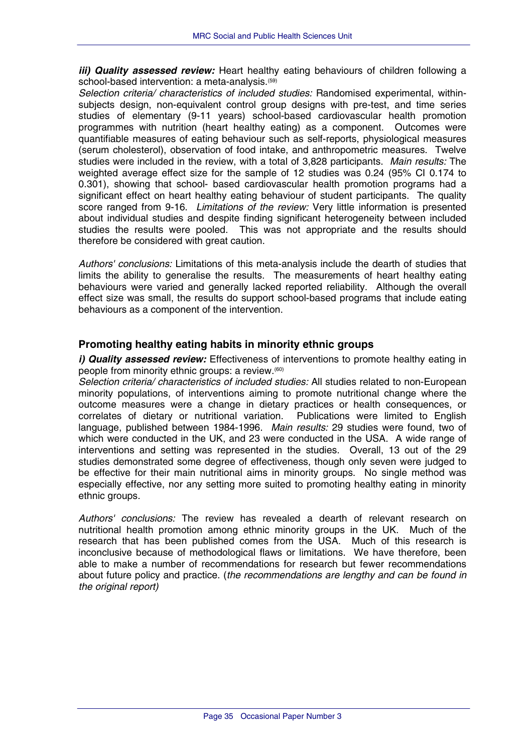***iii) Quality assessed review:*** Heart healthy eating behaviours of children following a school-based intervention: a meta-analysis.[59]

*Selection criteria/ characteristics of included studies:* Randomised experimental, within-subjects design, non-equivalent control group designs with pre-test, and time series studies of elementary (9-11 years) school-based cardiovascular health promotion programmes with nutrition (heart healthy eating) as a component. Outcomes were quantifiable measures of eating behaviour such as self-reports, physiological measures (serum cholesterol), observation of food intake, and anthropometric measures. Twelve studies were included in the review, with a total of 3,828 participants. *Main results:* The weighted average effect size for the sample of 12 studies was 0.24 (95% CI 0.174 to 0.301), showing that school- based cardiovascular health promotion programs had a significant effect on heart healthy eating behaviour of student participants. The quality score ranged from 9-16. *Limitations of the review:* Very little information is presented about individual studies and despite finding significant heterogeneity between included studies the results were pooled. This was not appropriate and the results should therefore be considered with great caution.

*Authors' conclusions:* Limitations of this meta-analysis include the dearth of studies that limits the ability to generalise the results. The measurements of heart healthy eating behaviours were varied and generally lacked reported reliability. Although the overall effect size was small, the results do support school-based programs that include eating behaviours as a component of the intervention.

## Promoting healthy eating habits in minority ethnic groups

***i) Quality assessed review:*** Effectiveness of interventions to promote healthy eating in people from minority ethnic groups: a review.[60]

*Selection criteria/ characteristics of included studies:* All studies related to non-European minority populations, of interventions aiming to promote nutritional change where the outcome measures were a change in dietary practices or health consequences, or correlates of dietary or nutritional variation. Publications were limited to English language, published between 1984-1996. *Main results:* 29 studies were found, two of which were conducted in the UK, and 23 were conducted in the USA. A wide range of interventions and setting was represented in the studies. Overall, 13 out of the 29 studies demonstrated some degree of effectiveness, though only seven were judged to be effective for their main nutritional aims in minority groups. No single method was especially effective, nor any setting more suited to promoting healthy eating in minority ethnic groups.

*Authors' conclusions:* The review has revealed a dearth of relevant research on nutritional health promotion among ethnic minority groups in the UK. Much of the research that has been published comes from the USA. Much of this research is inconclusive because of methodological flaws or limitations. We have therefore, been able to make a number of recommendations for research but fewer recommendations about future policy and practice. (*the recommendations are lengthy and can be found in the original report)*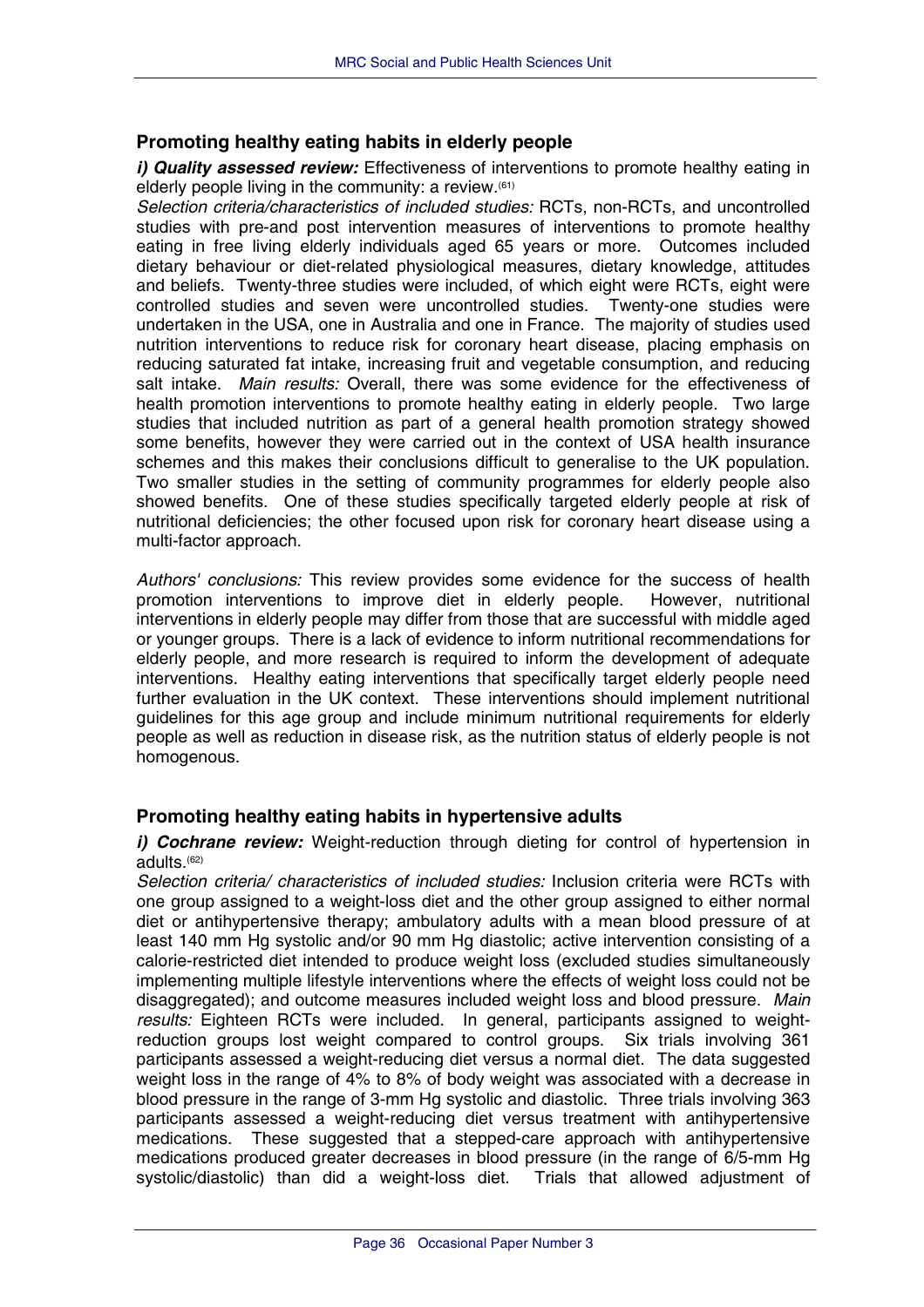## Promoting healthy eating habits in elderly people

***i) Quality assessed review:*** Effectiveness of interventions to promote healthy eating in elderly people living in the community: a review.[61]

*Selection criteria/characteristics of included studies:* RCTs, non-RCTs, and uncontrolled studies with pre-and post intervention measures of interventions to promote healthy eating in free living elderly individuals aged 65 years or more. Outcomes included dietary behaviour or diet-related physiological measures, dietary knowledge, attitudes and beliefs. Twenty-three studies were included, of which eight were RCTs, eight were controlled studies and seven were uncontrolled studies. Twenty-one studies were undertaken in the USA, one in Australia and one in France. The majority of studies used nutrition interventions to reduce risk for coronary heart disease, placing emphasis on reducing saturated fat intake, increasing fruit and vegetable consumption, and reducing salt intake. *Main results:* Overall, there was some evidence for the effectiveness of health promotion interventions to promote healthy eating in elderly people. Two large studies that included nutrition as part of a general health promotion strategy showed some benefits, however they were carried out in the context of USA health insurance schemes and this makes their conclusions difficult to generalise to the UK population. Two smaller studies in the setting of community programmes for elderly people also showed benefits. One of these studies specifically targeted elderly people at risk of nutritional deficiencies; the other focused upon risk for coronary heart disease using a multi-factor approach.

*Authors' conclusions:* This review provides some evidence for the success of health promotion interventions to improve diet in elderly people. However, nutritional interventions in elderly people may differ from those that are successful with middle aged or younger groups. There is a lack of evidence to inform nutritional recommendations for elderly people, and more research is required to inform the development of adequate interventions. Healthy eating interventions that specifically target elderly people need further evaluation in the UK context. These interventions should implement nutritional guidelines for this age group and include minimum nutritional requirements for elderly people as well as reduction in disease risk, as the nutrition status of elderly people is not homogenous.

## Promoting healthy eating habits in hypertensive adults

***i) Cochrane review:*** Weight-reduction through dieting for control of hypertension in adults.[62]

*Selection criteria/ characteristics of included studies:* Inclusion criteria were RCTs with one group assigned to a weight-loss diet and the other group assigned to either normal diet or antihypertensive therapy; ambulatory adults with a mean blood pressure of at least 140 mm Hg systolic and/or 90 mm Hg diastolic; active intervention consisting of a calorie-restricted diet intended to produce weight loss (excluded studies simultaneously implementing multiple lifestyle interventions where the effects of weight loss could not be disaggregated); and outcome measures included weight loss and blood pressure. *Main results:* Eighteen RCTs were included. In general, participants assigned to weight-reduction groups lost weight compared to control groups. Six trials involving 361 participants assessed a weight-reducing diet versus a normal diet. The data suggested weight loss in the range of 4% to 8% of body weight was associated with a decrease in blood pressure in the range of 3-mm Hg systolic and diastolic. Three trials involving 363 participants assessed a weight-reducing diet versus treatment with antihypertensive medications. These suggested that a stepped-care approach with antihypertensive medications produced greater decreases in blood pressure (in the range of 6/5-mm Hg systolic/diastolic) than did a weight-loss diet. Trials that allowed adjustment of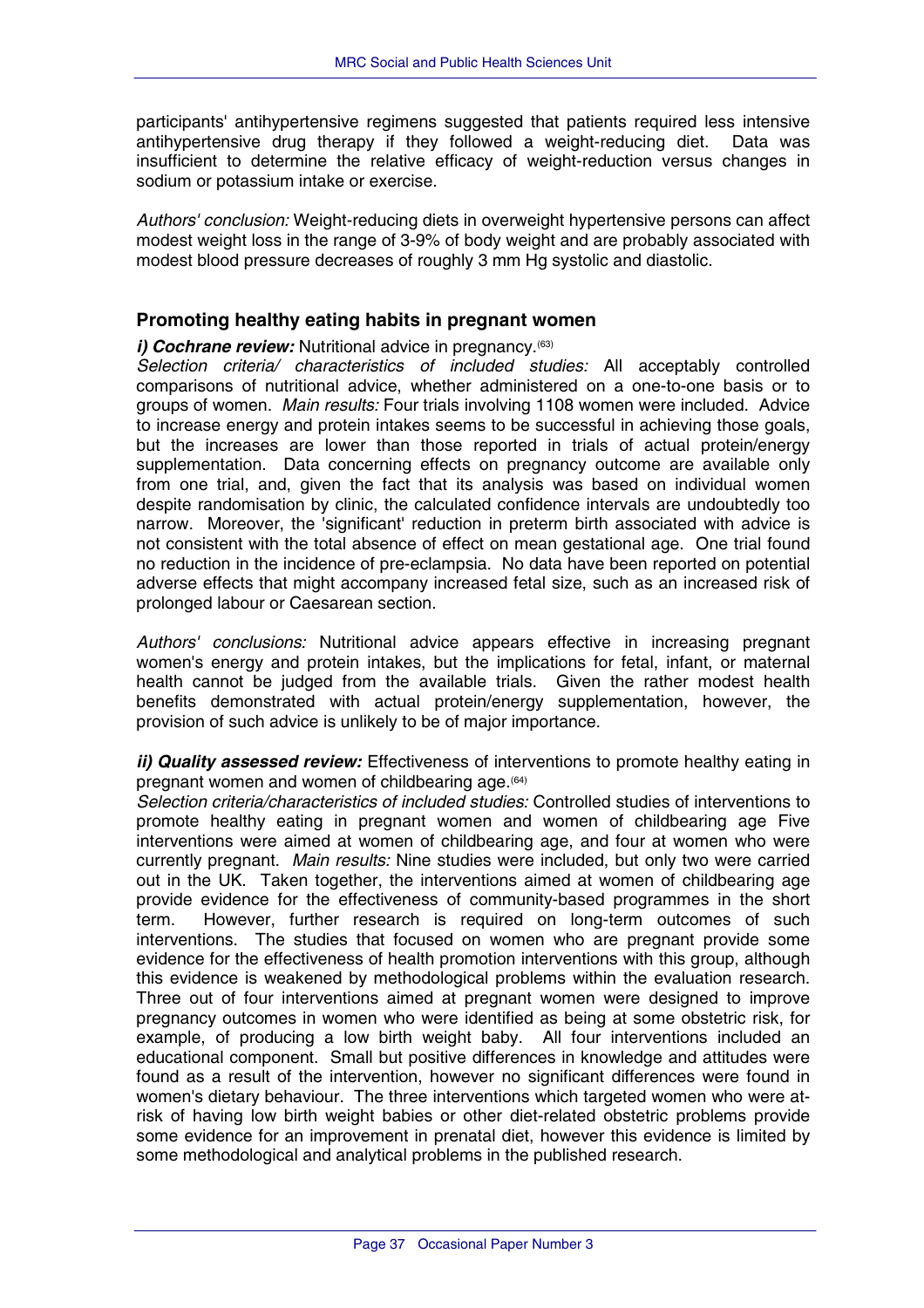participants' antihypertensive regimens suggested that patients required less intensive antihypertensive drug therapy if they followed a weight-reducing diet. Data was insufficient to determine the relative efficacy of weight-reduction versus changes in sodium or potassium intake or exercise.

*Authors' conclusion:* Weight-reducing diets in overweight hypertensive persons can affect modest weight loss in the range of 3-9% of body weight and are probably associated with modest blood pressure decreases of roughly 3 mm Hg systolic and diastolic.

### Promoting healthy eating habits in pregnant women

***i) Cochrane review:*** Nutritional advice in pregnancy.[63]
*Selection criteria/ characteristics of included studies:* All acceptably controlled comparisons of nutritional advice, whether administered on a one-to-one basis or to groups of women. *Main results:* Four trials involving 1108 women were included. Advice to increase energy and protein intakes seems to be successful in achieving those goals, but the increases are lower than those reported in trials of actual protein/energy supplementation. Data concerning effects on pregnancy outcome are available only from one trial, and, given the fact that its analysis was based on individual women despite randomisation by clinic, the calculated confidence intervals are undoubtedly too narrow. Moreover, the 'significant' reduction in preterm birth associated with advice is not consistent with the total absence of effect on mean gestational age. One trial found no reduction in the incidence of pre-eclampsia. No data have been reported on potential adverse effects that might accompany increased fetal size, such as an increased risk of prolonged labour or Caesarean section.

*Authors' conclusions:* Nutritional advice appears effective in increasing pregnant women's energy and protein intakes, but the implications for fetal, infant, or maternal health cannot be judged from the available trials. Given the rather modest health benefits demonstrated with actual protein/energy supplementation, however, the provision of such advice is unlikely to be of major importance.

***ii) Quality assessed review:*** Effectiveness of interventions to promote healthy eating in pregnant women and women of childbearing age.[64]
*Selection criteria/characteristics of included studies:* Controlled studies of interventions to promote healthy eating in pregnant women and women of childbearing age Five interventions were aimed at women of childbearing age, and four at women who were currently pregnant. *Main results:* Nine studies were included, but only two were carried out in the UK. Taken together, the interventions aimed at women of childbearing age provide evidence for the effectiveness of community-based programmes in the short term. However, further research is required on long-term outcomes of such interventions. The studies that focused on women who are pregnant provide some evidence for the effectiveness of health promotion interventions with this group, although this evidence is weakened by methodological problems within the evaluation research. Three out of four interventions aimed at pregnant women were designed to improve pregnancy outcomes in women who were identified as being at some obstetric risk, for example, of producing a low birth weight baby. All four interventions included an educational component. Small but positive differences in knowledge and attitudes were found as a result of the intervention, however no significant differences were found in women's dietary behaviour. The three interventions which targeted women who were at-risk of having low birth weight babies or other diet-related obstetric problems provide some evidence for an improvement in prenatal diet, however this evidence is limited by some methodological and analytical problems in the published research.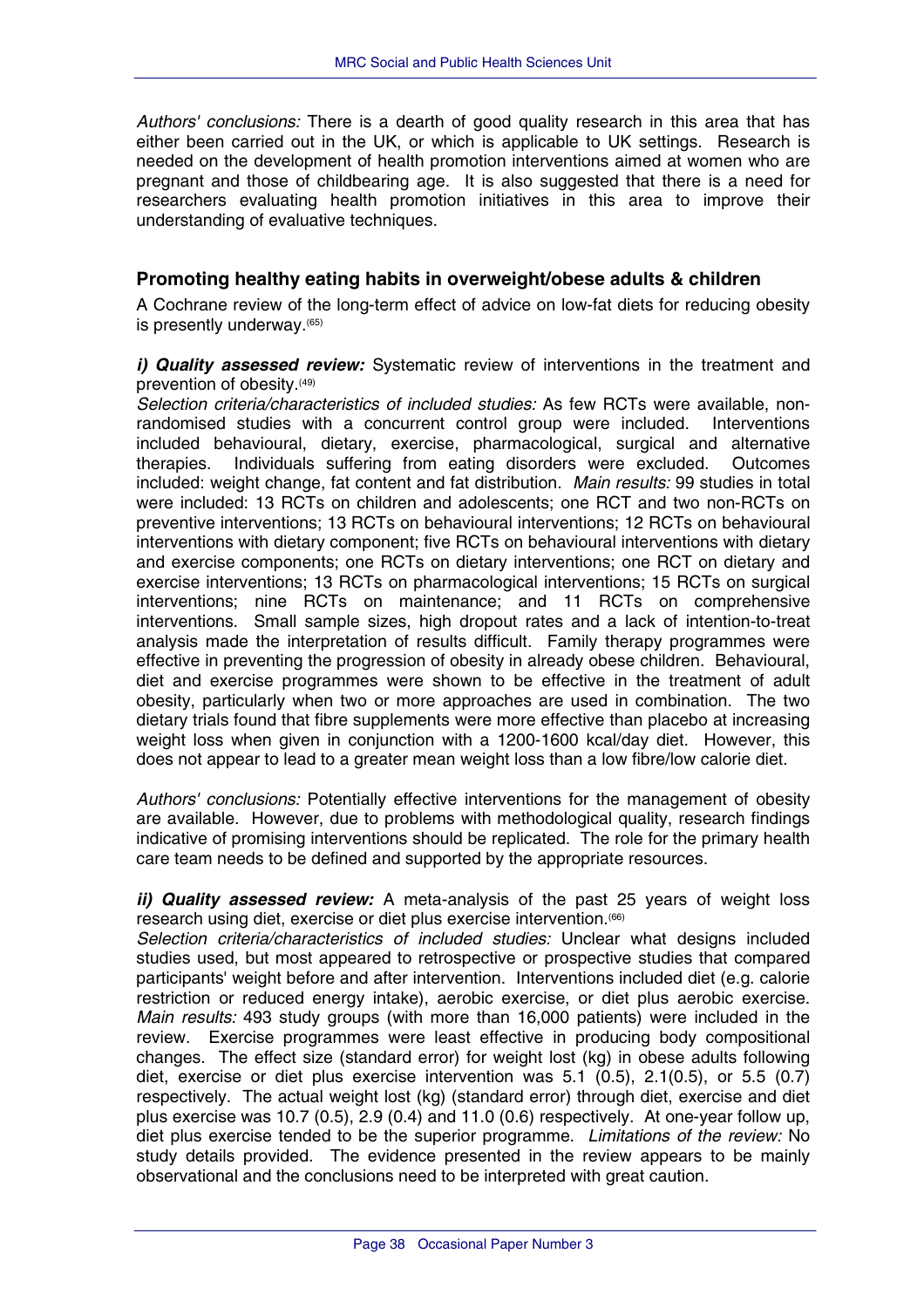*Authors' conclusions:* There is a dearth of good quality research in this area that has either been carried out in the UK, or which is applicable to UK settings. Research is needed on the development of health promotion interventions aimed at women who are pregnant and those of childbearing age. It is also suggested that there is a need for researchers evaluating health promotion initiatives in this area to improve their understanding of evaluative techniques.

### Promoting healthy eating habits in overweight/obese adults & children

A Cochrane review of the long-term effect of advice on low-fat diets for reducing obesity is presently underway.[65]

***i) Quality assessed review:*** Systematic review of interventions in the treatment and prevention of obesity.[49]
*Selection criteria/characteristics of included studies:* As few RCTs were available, non-randomised studies with a concurrent control group were included. Interventions included behavioural, dietary, exercise, pharmacological, surgical and alternative therapies. Individuals suffering from eating disorders were excluded. Outcomes included: weight change, fat content and fat distribution. *Main results:* 99 studies in total were included: 13 RCTs on children and adolescents; one RCT and two non-RCTs on preventive interventions; 13 RCTs on behavioural interventions; 12 RCTs on behavioural interventions with dietary component; five RCTs on behavioural interventions with dietary and exercise components; one RCTs on dietary interventions; one RCT on dietary and exercise interventions; 13 RCTs on pharmacological interventions; 15 RCTs on surgical interventions; nine RCTs on maintenance; and 11 RCTs on comprehensive interventions. Small sample sizes, high dropout rates and a lack of intention-to-treat analysis made the interpretation of results difficult. Family therapy programmes were effective in preventing the progression of obesity in already obese children. Behavioural, diet and exercise programmes were shown to be effective in the treatment of adult obesity, particularly when two or more approaches are used in combination. The two dietary trials found that fibre supplements were more effective than placebo at increasing weight loss when given in conjunction with a 1200-1600 kcal/day diet. However, this does not appear to lead to a greater mean weight loss than a low fibre/low calorie diet.

*Authors' conclusions:* Potentially effective interventions for the management of obesity are available. However, due to problems with methodological quality, research findings indicative of promising interventions should be replicated. The role for the primary health care team needs to be defined and supported by the appropriate resources.

***ii) Quality assessed review:*** A meta-analysis of the past 25 years of weight loss research using diet, exercise or diet plus exercise intervention.[66]
*Selection criteria/characteristics of included studies:* Unclear what designs included studies used, but most appeared to retrospective or prospective studies that compared participants' weight before and after intervention. Interventions included diet (e.g. calorie restriction or reduced energy intake), aerobic exercise, or diet plus aerobic exercise. *Main results:* 493 study groups (with more than 16,000 patients) were included in the review. Exercise programmes were least effective in producing body compositional changes. The effect size (standard error) for weight lost (kg) in obese adults following diet, exercise or diet plus exercise intervention was 5.1 (0.5), 2.1(0.5), or 5.5 (0.7) respectively. The actual weight lost (kg) (standard error) through diet, exercise and diet plus exercise was 10.7 (0.5), 2.9 (0.4) and 11.0 (0.6) respectively. At one-year follow up, diet plus exercise tended to be the superior programme. *Limitations of the review:* No study details provided. The evidence presented in the review appears to be mainly observational and the conclusions need to be interpreted with great caution.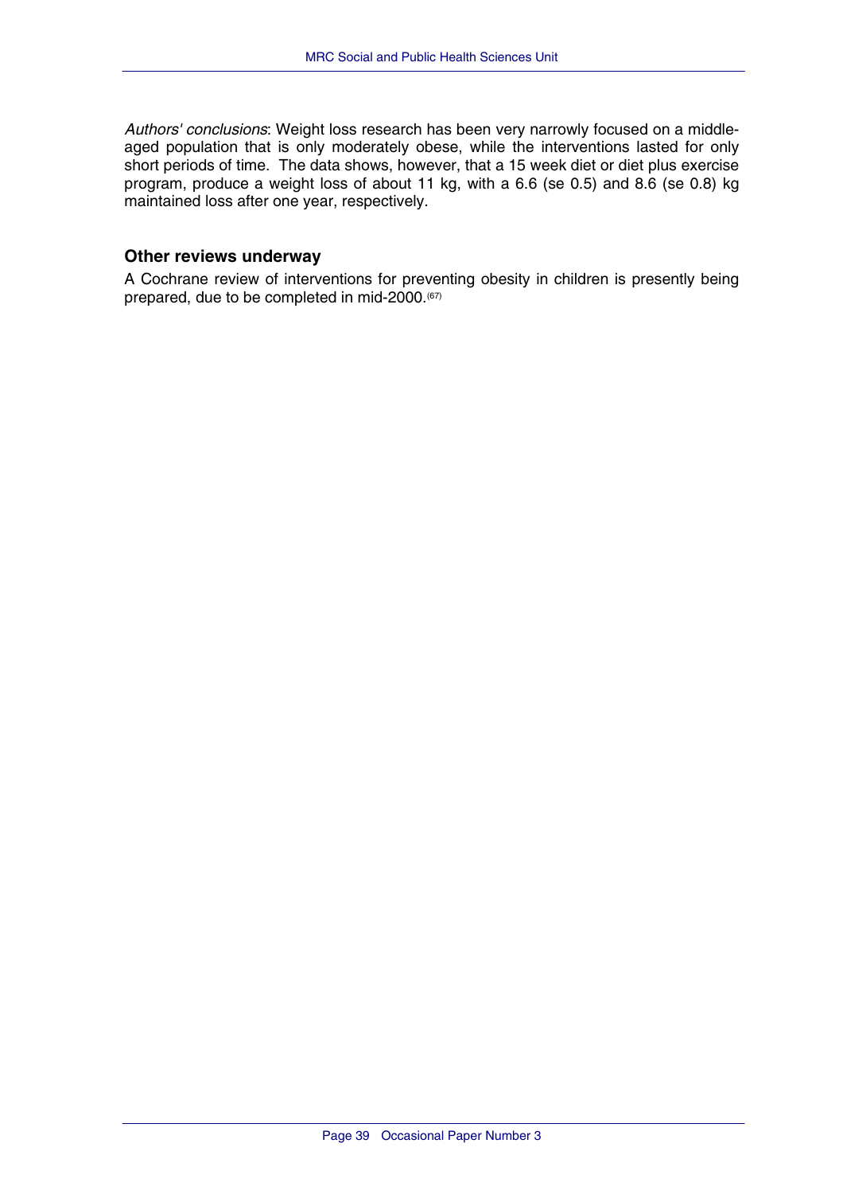*Authors' conclusions*: Weight loss research has been very narrowly focused on a middle-aged population that is only moderately obese, while the interventions lasted for only short periods of time. The data shows, however, that a 15 week diet or diet plus exercise program, produce a weight loss of about 11 kg, with a 6.6 (se 0.5) and 8.6 (se 0.8) kg maintained loss after one year, respectively.

### Other reviews underway

A Cochrane review of interventions for preventing obesity in children is presently being prepared, due to be completed in mid-2000.(67)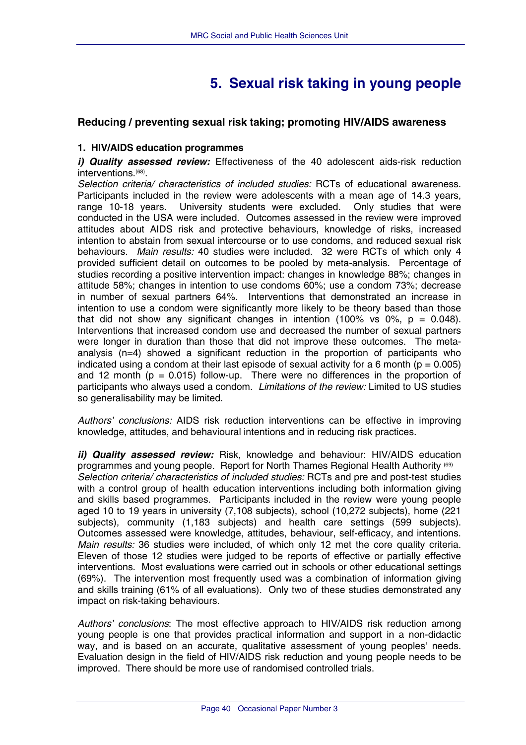# 5. Sexual risk taking in young people

## Reducing / preventing sexual risk taking; promoting HIV/AIDS awareness

### 1. HIV/AIDS education programmes

***i) Quality assessed review:*** Effectiveness of the 40 adolescent aids-risk reduction interventions.[68].

*Selection criteria/ characteristics of included studies:* RCTs of educational awareness. Participants included in the review were adolescents with a mean age of 14.3 years, range 10-18 years. University students were excluded. Only studies that were conducted in the USA were included. Outcomes assessed in the review were improved attitudes about AIDS risk and protective behaviours, knowledge of risks, increased intention to abstain from sexual intercourse or to use condoms, and reduced sexual risk behaviours. *Main results:* 40 studies were included. 32 were RCTs of which only 4 provided sufficient detail on outcomes to be pooled by meta-analysis. Percentage of studies recording a positive intervention impact: changes in knowledge 88%; changes in attitude 58%; changes in intention to use condoms 60%; use a condom 73%; decrease in number of sexual partners 64%. Interventions that demonstrated an increase in intention to use a condom were significantly more likely to be theory based than those that did not show any significant changes in intention (100% vs 0%, $p = 0.048$). Interventions that increased condom use and decreased the number of sexual partners were longer in duration than those that did not improve these outcomes. The meta-analysis (n=4) showed a significant reduction in the proportion of participants who indicated using a condom at their last episode of sexual activity for a 6 month ($p = 0.005$) and 12 month ($p = 0.015$) follow-up. There were no differences in the proportion of participants who always used a condom. *Limitations of the review:* Limited to US studies so generalisability may be limited.

*Authors' conclusions:* AIDS risk reduction interventions can be effective in improving knowledge, attitudes, and behavioural intentions and in reducing risk practices.

***ii) Quality assessed review:*** Risk, knowledge and behaviour: HIV/AIDS education programmes and young people. Report for North Thames Regional Health Authority [69]

*Selection criteria/ characteristics of included studies:* RCTs and pre and post-test studies with a control group of health education interventions including both information giving and skills based programmes. Participants included in the review were young people aged 10 to 19 years in university (7,108 subjects), school (10,272 subjects), home (221 subjects), community (1,183 subjects) and health care settings (599 subjects). Outcomes assessed were knowledge, attitudes, behaviour, self-efficacy, and intentions. *Main results:* 36 studies were included, of which only 12 met the core quality criteria. Eleven of those 12 studies were judged to be reports of effective or partially effective interventions. Most evaluations were carried out in schools or other educational settings (69%). The intervention most frequently used was a combination of information giving and skills training (61% of all evaluations). Only two of these studies demonstrated any impact on risk-taking behaviours.

*Authors' conclusions*: The most effective approach to HIV/AIDS risk reduction among young people is one that provides practical information and support in a non-didactic way, and is based on an accurate, qualitative assessment of young peoples' needs. Evaluation design in the field of HIV/AIDS risk reduction and young people needs to be improved. There should be more use of randomised controlled trials.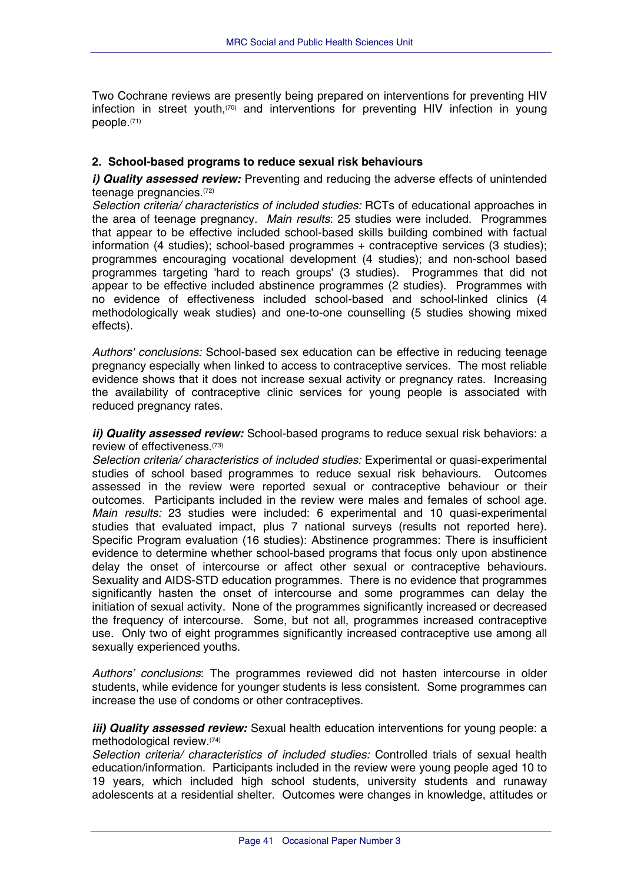Two Cochrane reviews are presently being prepared on interventions for preventing HIV infection in street youth,[70] and interventions for preventing HIV infection in young people.[71]

### 2. School-based programs to reduce sexual risk behaviours

***i) Quality assessed review:*** Preventing and reducing the adverse effects of unintended teenage pregnancies.[72]

*Selection criteria/ characteristics of included studies:* RCTs of educational approaches in the area of teenage pregnancy. *Main results*: 25 studies were included. Programmes that appear to be effective included school-based skills building combined with factual information (4 studies); school-based programmes + contraceptive services (3 studies); programmes encouraging vocational development (4 studies); and non-school based programmes targeting 'hard to reach groups' (3 studies). Programmes that did not appear to be effective included abstinence programmes (2 studies). Programmes with no evidence of effectiveness included school-based and school-linked clinics (4 methodologically weak studies) and one-to-one counselling (5 studies showing mixed effects).

*Authors' conclusions:* School-based sex education can be effective in reducing teenage pregnancy especially when linked to access to contraceptive services. The most reliable evidence shows that it does not increase sexual activity or pregnancy rates. Increasing the availability of contraceptive clinic services for young people is associated with reduced pregnancy rates.

***ii) Quality assessed review:*** School-based programs to reduce sexual risk behaviors: a review of effectiveness.[73]

*Selection criteria/ characteristics of included studies:* Experimental or quasi-experimental studies of school based programmes to reduce sexual risk behaviours. Outcomes assessed in the review were reported sexual or contraceptive behaviour or their outcomes. Participants included in the review were males and females of school age. *Main results:* 23 studies were included: 6 experimental and 10 quasi-experimental studies that evaluated impact, plus 7 national surveys (results not reported here). Specific Program evaluation (16 studies): Abstinence programmes: There is insufficient evidence to determine whether school-based programs that focus only upon abstinence delay the onset of intercourse or affect other sexual or contraceptive behaviours. Sexuality and AIDS-STD education programmes. There is no evidence that programmes significantly hasten the onset of intercourse and some programmes can delay the initiation of sexual activity. None of the programmes significantly increased or decreased the frequency of intercourse. Some, but not all, programmes increased contraceptive use. Only two of eight programmes significantly increased contraceptive use among all sexually experienced youths.

*Authors' conclusions*: The programmes reviewed did not hasten intercourse in older students, while evidence for younger students is less consistent. Some programmes can increase the use of condoms or other contraceptives.

***iii) Quality assessed review:*** Sexual health education interventions for young people: a methodological review.[74]

*Selection criteria/ characteristics of included studies:* Controlled trials of sexual health education/information. Participants included in the review were young people aged 10 to 19 years, which included high school students, university students and runaway adolescents at a residential shelter. Outcomes were changes in knowledge, attitudes or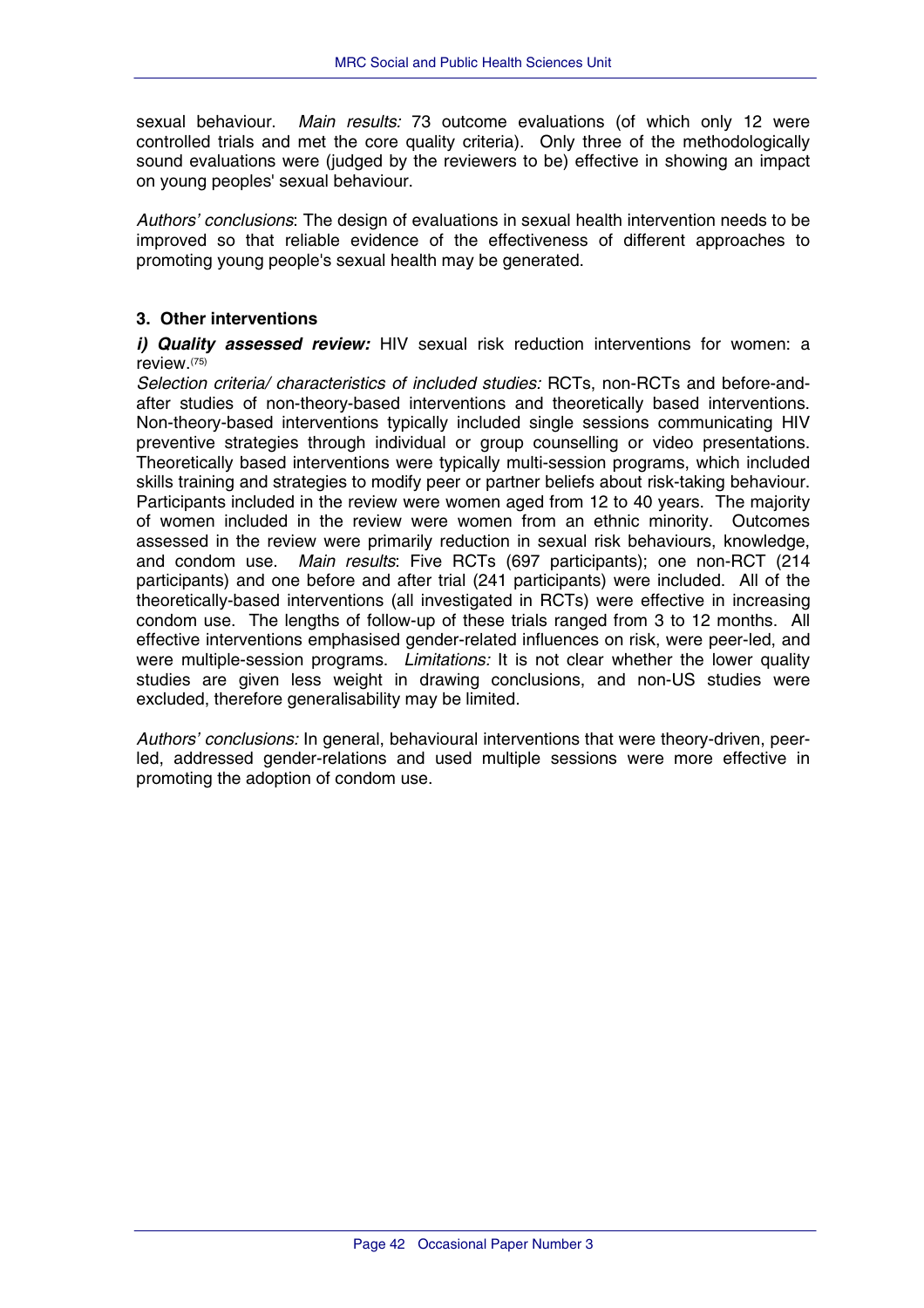sexual behaviour. *Main results:* 73 outcome evaluations (of which only 12 were controlled trials and met the core quality criteria). Only three of the methodologically sound evaluations were (judged by the reviewers to be) effective in showing an impact on young peoples' sexual behaviour.

*Authors' conclusions*: The design of evaluations in sexual health intervention needs to be improved so that reliable evidence of the effectiveness of different approaches to promoting young people's sexual health may be generated.

### 3. Other interventions

***i) Quality assessed review:*** HIV sexual risk reduction interventions for women: a review.[75]
*Selection criteria/ characteristics of included studies:* RCTs, non-RCTs and before-and-after studies of non-theory-based interventions and theoretically based interventions. Non-theory-based interventions typically included single sessions communicating HIV preventive strategies through individual or group counselling or video presentations. Theoretically based interventions were typically multi-session programs, which included skills training and strategies to modify peer or partner beliefs about risk-taking behaviour. Participants included in the review were women aged from 12 to 40 years. The majority of women included in the review were women from an ethnic minority. Outcomes assessed in the review were primarily reduction in sexual risk behaviours, knowledge, and condom use. *Main results*: Five RCTs (697 participants); one non-RCT (214 participants) and one before and after trial (241 participants) were included. All of the theoretically-based interventions (all investigated in RCTs) were effective in increasing condom use. The lengths of follow-up of these trials ranged from 3 to 12 months. All effective interventions emphasised gender-related influences on risk, were peer-led, and were multiple-session programs. *Limitations:* It is not clear whether the lower quality studies are given less weight in drawing conclusions, and non-US studies were excluded, therefore generalisability may be limited.

*Authors' conclusions:* In general, behavioural interventions that were theory-driven, peer-led, addressed gender-relations and used multiple sessions were more effective in promoting the adoption of condom use.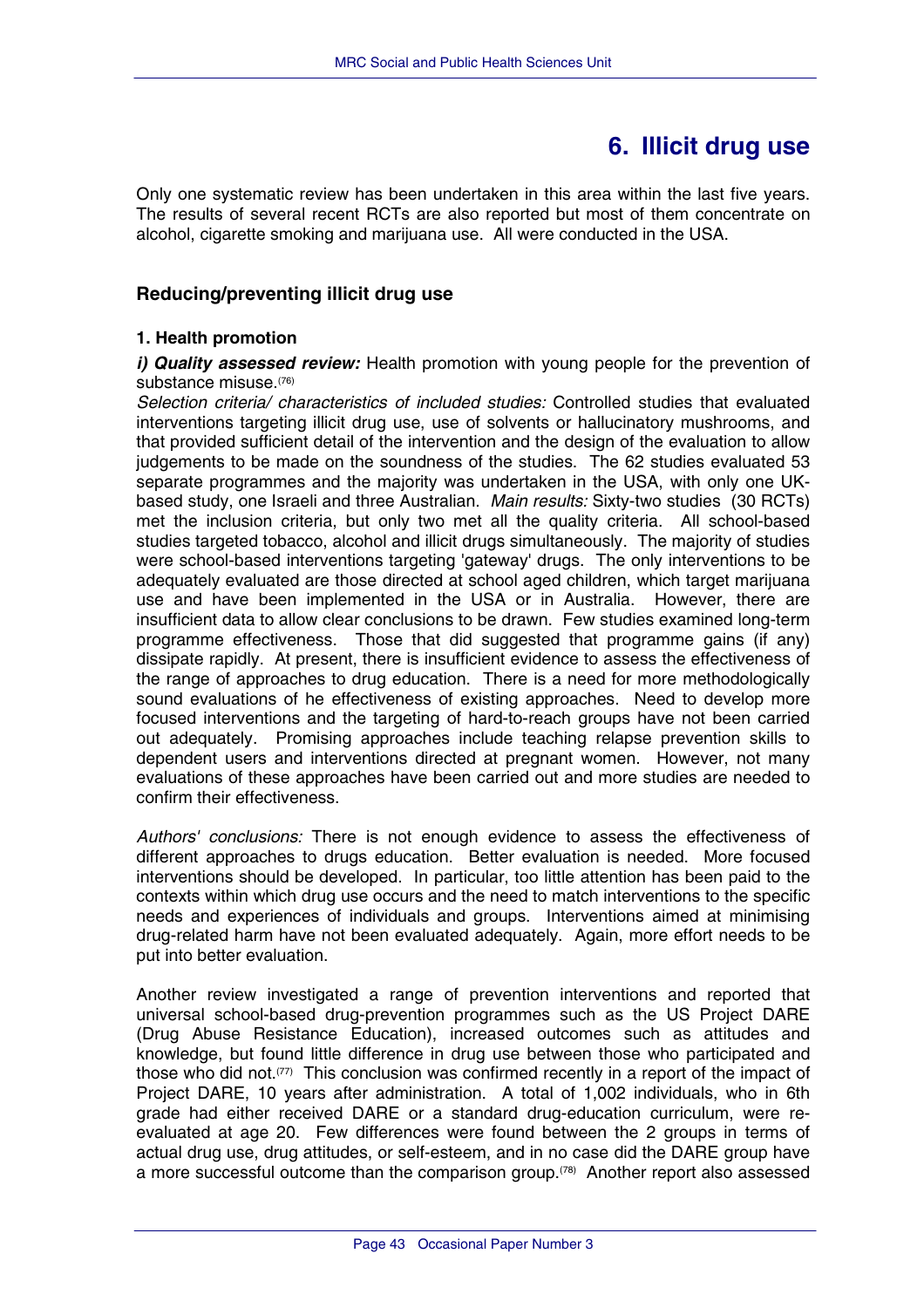# 6. Illicit drug use

Only one systematic review has been undertaken in this area within the last five years. The results of several recent RCTs are also reported but most of them concentrate on alcohol, cigarette smoking and marijuana use. All were conducted in the USA.

## Reducing/preventing illicit drug use

### 1. Health promotion

***i) Quality assessed review:*** Health promotion with young people for the prevention of substance misuse.[76]

*Selection criteria/ characteristics of included studies:* Controlled studies that evaluated interventions targeting illicit drug use, use of solvents or hallucinatory mushrooms, and that provided sufficient detail of the intervention and the design of the evaluation to allow judgements to be made on the soundness of the studies. The 62 studies evaluated 53 separate programmes and the majority was undertaken in the USA, with only one UK-based study, one Israeli and three Australian. *Main results:* Sixty-two studies (30 RCTs) met the inclusion criteria, but only two met all the quality criteria. All school-based studies targeted tobacco, alcohol and illicit drugs simultaneously. The majority of studies were school-based interventions targeting 'gateway' drugs. The only interventions to be adequately evaluated are those directed at school aged children, which target marijuana use and have been implemented in the USA or in Australia. However, there are insufficient data to allow clear conclusions to be drawn. Few studies examined long-term programme effectiveness. Those that did suggested that programme gains (if any) dissipate rapidly. At present, there is insufficient evidence to assess the effectiveness of the range of approaches to drug education. There is a need for more methodologically sound evaluations of he effectiveness of existing approaches. Need to develop more focused interventions and the targeting of hard-to-reach groups have not been carried out adequately. Promising approaches include teaching relapse prevention skills to dependent users and interventions directed at pregnant women. However, not many evaluations of these approaches have been carried out and more studies are needed to confirm their effectiveness.

*Authors' conclusions:* There is not enough evidence to assess the effectiveness of different approaches to drugs education. Better evaluation is needed. More focused interventions should be developed. In particular, too little attention has been paid to the contexts within which drug use occurs and the need to match interventions to the specific needs and experiences of individuals and groups. Interventions aimed at minimising drug-related harm have not been evaluated adequately. Again, more effort needs to be put into better evaluation.

Another review investigated a range of prevention interventions and reported that universal school-based drug-prevention programmes such as the US Project DARE (Drug Abuse Resistance Education), increased outcomes such as attitudes and knowledge, but found little difference in drug use between those who participated and those who did not.[77] This conclusion was confirmed recently in a report of the impact of Project DARE, 10 years after administration. A total of 1,002 individuals, who in 6th grade had either received DARE or a standard drug-education curriculum, were re-evaluated at age 20. Few differences were found between the 2 groups in terms of actual drug use, drug attitudes, or self-esteem, and in no case did the DARE group have a more successful outcome than the comparison group.[78] Another report also assessed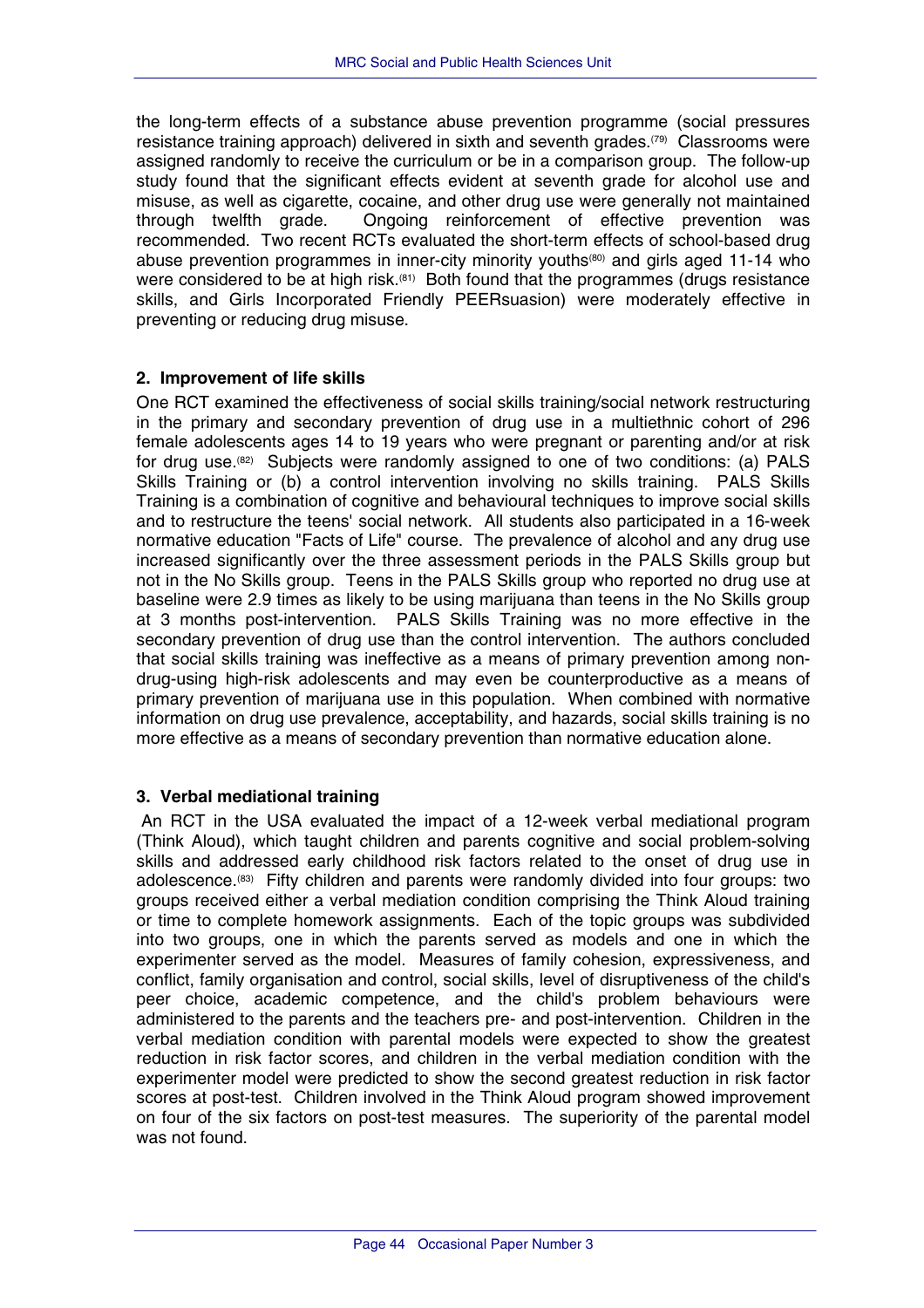the long-term effects of a substance abuse prevention programme (social pressures resistance training approach) delivered in sixth and seventh grades.[79] Classrooms were assigned randomly to receive the curriculum or be in a comparison group. The follow-up study found that the significant effects evident at seventh grade for alcohol use and misuse, as well as cigarette, cocaine, and other drug use were generally not maintained through twelfth grade. Ongoing reinforcement of effective prevention was recommended. Two recent RCTs evaluated the short-term effects of school-based drug abuse prevention programmes in inner-city minority youths[80] and girls aged 11-14 who were considered to be at high risk.[81] Both found that the programmes (drugs resistance skills, and Girls Incorporated Friendly PEERsuasion) were moderately effective in preventing or reducing drug misuse.

### 2. Improvement of life skills

One RCT examined the effectiveness of social skills training/social network restructuring in the primary and secondary prevention of drug use in a multiethnic cohort of 296 female adolescents ages 14 to 19 years who were pregnant or parenting and/or at risk for drug use.[82] Subjects were randomly assigned to one of two conditions: (a) PALS Skills Training or (b) a control intervention involving no skills training. PALS Skills Training is a combination of cognitive and behavioural techniques to improve social skills and to restructure the teens' social network. All students also participated in a 16-week normative education "Facts of Life" course. The prevalence of alcohol and any drug use increased significantly over the three assessment periods in the PALS Skills group but not in the No Skills group. Teens in the PALS Skills group who reported no drug use at baseline were 2.9 times as likely to be using marijuana than teens in the No Skills group at 3 months post-intervention. PALS Skills Training was no more effective in the secondary prevention of drug use than the control intervention. The authors concluded that social skills training was ineffective as a means of primary prevention among non-drug-using high-risk adolescents and may even be counterproductive as a means of primary prevention of marijuana use in this population. When combined with normative information on drug use prevalence, acceptability, and hazards, social skills training is no more effective as a means of secondary prevention than normative education alone.

### 3. Verbal mediational training

An RCT in the USA evaluated the impact of a 12-week verbal mediational program (Think Aloud), which taught children and parents cognitive and social problem-solving skills and addressed early childhood risk factors related to the onset of drug use in adolescence.[83] Fifty children and parents were randomly divided into four groups: two groups received either a verbal mediation condition comprising the Think Aloud training or time to complete homework assignments. Each of the topic groups was subdivided into two groups, one in which the parents served as models and one in which the experimenter served as the model. Measures of family cohesion, expressiveness, and conflict, family organisation and control, social skills, level of disruptiveness of the child's peer choice, academic competence, and the child's problem behaviours were administered to the parents and the teachers pre- and post-intervention. Children in the verbal mediation condition with parental models were expected to show the greatest reduction in risk factor scores, and children in the verbal mediation condition with the experimenter model were predicted to show the second greatest reduction in risk factor scores at post-test. Children involved in the Think Aloud program showed improvement on four of the six factors on post-test measures. The superiority of the parental model was not found.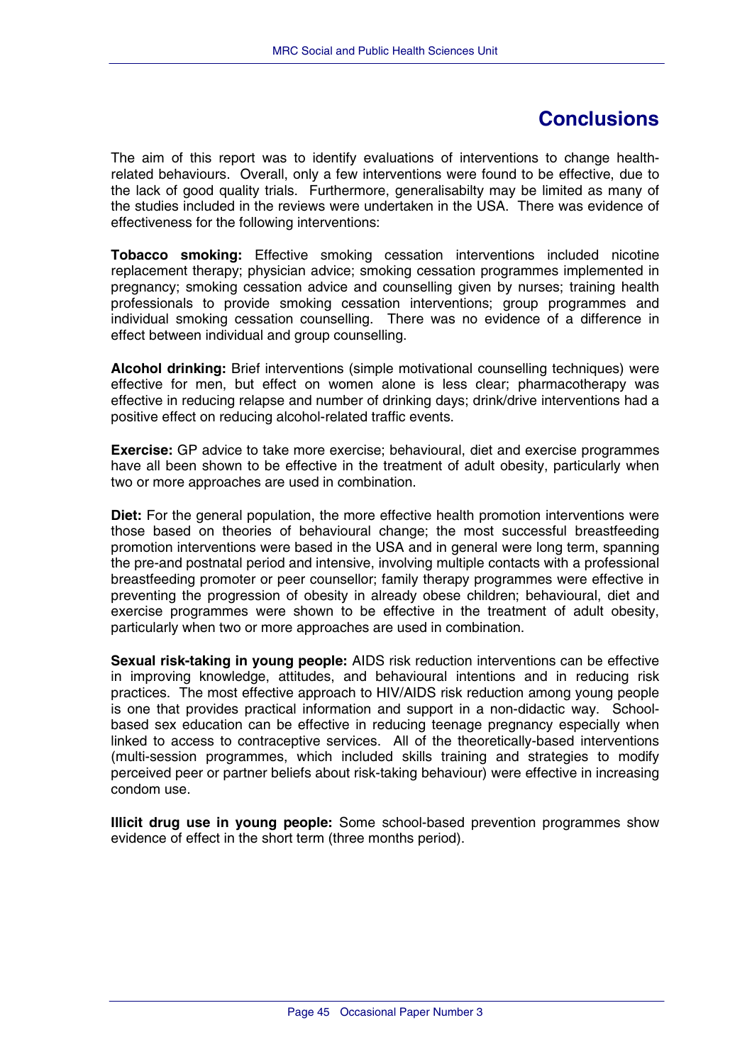# Conclusions

The aim of this report was to identify evaluations of interventions to change health-related behaviours. Overall, only a few interventions were found to be effective, due to the lack of good quality trials. Furthermore, generalisabilty may be limited as many of the studies included in the reviews were undertaken in the USA. There was evidence of effectiveness for the following interventions:

**Tobacco smoking:** Effective smoking cessation interventions included nicotine replacement therapy; physician advice; smoking cessation programmes implemented in pregnancy; smoking cessation advice and counselling given by nurses; training health professionals to provide smoking cessation interventions; group programmes and individual smoking cessation counselling. There was no evidence of a difference in effect between individual and group counselling.

**Alcohol drinking:** Brief interventions (simple motivational counselling techniques) were effective for men, but effect on women alone is less clear; pharmacotherapy was effective in reducing relapse and number of drinking days; drink/drive interventions had a positive effect on reducing alcohol-related traffic events.

**Exercise:** GP advice to take more exercise; behavioural, diet and exercise programmes have all been shown to be effective in the treatment of adult obesity, particularly when two or more approaches are used in combination.

**Diet:** For the general population, the more effective health promotion interventions were those based on theories of behavioural change; the most successful breastfeeding promotion interventions were based in the USA and in general were long term, spanning the pre-and postnatal period and intensive, involving multiple contacts with a professional breastfeeding promoter or peer counsellor; family therapy programmes were effective in preventing the progression of obesity in already obese children; behavioural, diet and exercise programmes were shown to be effective in the treatment of adult obesity, particularly when two or more approaches are used in combination.

**Sexual risk-taking in young people:** AIDS risk reduction interventions can be effective in improving knowledge, attitudes, and behavioural intentions and in reducing risk practices. The most effective approach to HIV/AIDS risk reduction among young people is one that provides practical information and support in a non-didactic way. School-based sex education can be effective in reducing teenage pregnancy especially when linked to access to contraceptive services. All of the theoretically-based interventions (multi-session programmes, which included skills training and strategies to modify perceived peer or partner beliefs about risk-taking behaviour) were effective in increasing condom use.

**Illicit drug use in young people:** Some school-based prevention programmes show evidence of effect in the short term (three months period).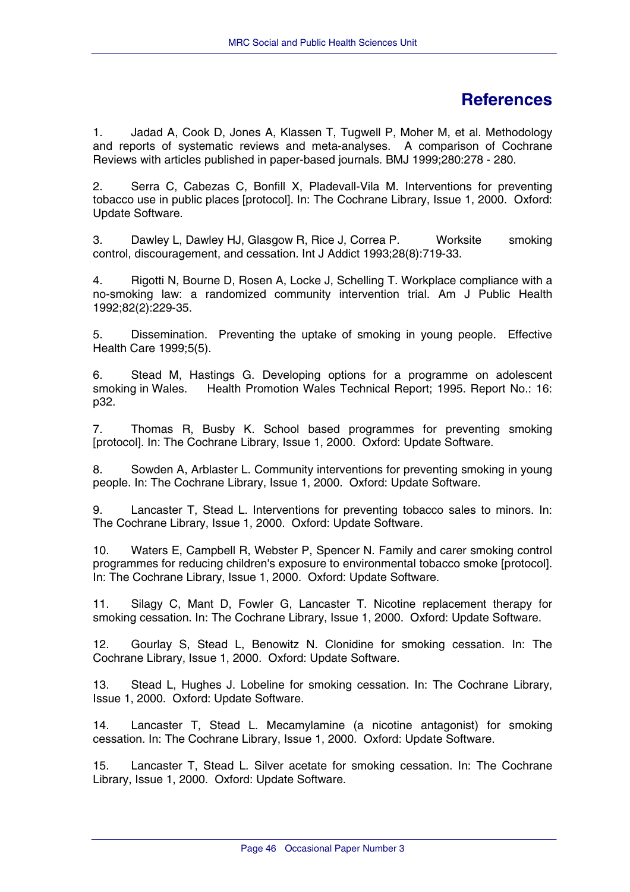# References

1. Jadad A, Cook D, Jones A, Klassen T, Tugwell P, Moher M, et al. Methodology and reports of systematic reviews and meta-analyses. A comparison of Cochrane Reviews with articles published in paper-based journals. BMJ 1999;280:278 - 280.

2. Serra C, Cabezas C, Bonfill X, Pladevall-Vila M. Interventions for preventing tobacco use in public places [protocol]. In: The Cochrane Library, Issue 1, 2000. Oxford: Update Software.

3. Dawley L, Dawley HJ, Glasgow R, Rice J, Correa P. Worksite smoking control, discouragement, and cessation. Int J Addict 1993;28(8):719-33.

4. Rigotti N, Bourne D, Rosen A, Locke J, Schelling T. Workplace compliance with a no-smoking law: a randomized community intervention trial. Am J Public Health 1992;82(2):229-35.

5. Dissemination. Preventing the uptake of smoking in young people. Effective Health Care 1999;5(5).

6. Stead M, Hastings G. Developing options for a programme on adolescent smoking in Wales. Health Promotion Wales Technical Report; 1995. Report No.: 16: p32.

7. Thomas R, Busby K. School based programmes for preventing smoking [protocol]. In: The Cochrane Library, Issue 1, 2000. Oxford: Update Software.

8. Sowden A, Arblaster L. Community interventions for preventing smoking in young people. In: The Cochrane Library, Issue 1, 2000. Oxford: Update Software.

9. Lancaster T, Stead L. Interventions for preventing tobacco sales to minors. In: The Cochrane Library, Issue 1, 2000. Oxford: Update Software.

10. Waters E, Campbell R, Webster P, Spencer N. Family and carer smoking control programmes for reducing children's exposure to environmental tobacco smoke [protocol]. In: The Cochrane Library, Issue 1, 2000. Oxford: Update Software.

11. Silagy C, Mant D, Fowler G, Lancaster T. Nicotine replacement therapy for smoking cessation. In: The Cochrane Library, Issue 1, 2000. Oxford: Update Software.

12. Gourlay S, Stead L, Benowitz N. Clonidine for smoking cessation. In: The Cochrane Library, Issue 1, 2000. Oxford: Update Software.

13. Stead L, Hughes J. Lobeline for smoking cessation. In: The Cochrane Library, Issue 1, 2000. Oxford: Update Software.

14. Lancaster T, Stead L. Mecamylamine (a nicotine antagonist) for smoking cessation. In: The Cochrane Library, Issue 1, 2000. Oxford: Update Software.

15. Lancaster T, Stead L. Silver acetate for smoking cessation. In: The Cochrane Library, Issue 1, 2000. Oxford: Update Software.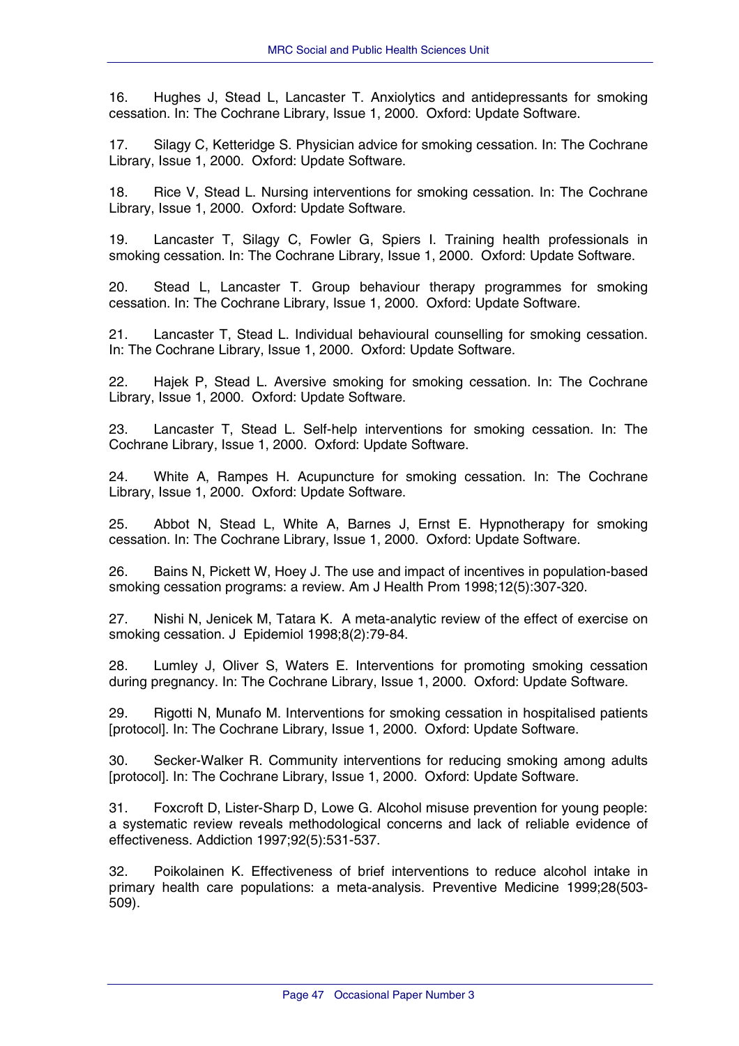16. Hughes J, Stead L, Lancaster T. Anxiolytics and antidepressants for smoking cessation. In: The Cochrane Library, Issue 1, 2000. Oxford: Update Software.

17. Silagy C, Ketteridge S. Physician advice for smoking cessation. In: The Cochrane Library, Issue 1, 2000. Oxford: Update Software.

18. Rice V, Stead L. Nursing interventions for smoking cessation. In: The Cochrane Library, Issue 1, 2000. Oxford: Update Software.

19. Lancaster T, Silagy C, Fowler G, Spiers I. Training health professionals in smoking cessation. In: The Cochrane Library, Issue 1, 2000. Oxford: Update Software.

20. Stead L, Lancaster T. Group behaviour therapy programmes for smoking cessation. In: The Cochrane Library, Issue 1, 2000. Oxford: Update Software.

21. Lancaster T, Stead L. Individual behavioural counselling for smoking cessation. In: The Cochrane Library, Issue 1, 2000. Oxford: Update Software.

22. Hajek P, Stead L. Aversive smoking for smoking cessation. In: The Cochrane Library, Issue 1, 2000. Oxford: Update Software.

23. Lancaster T, Stead L. Self-help interventions for smoking cessation. In: The Cochrane Library, Issue 1, 2000. Oxford: Update Software.

24. White A, Rampes H. Acupuncture for smoking cessation. In: The Cochrane Library, Issue 1, 2000. Oxford: Update Software.

25. Abbot N, Stead L, White A, Barnes J, Ernst E. Hypnotherapy for smoking cessation. In: The Cochrane Library, Issue 1, 2000. Oxford: Update Software.

26. Bains N, Pickett W, Hoey J. The use and impact of incentives in population-based smoking cessation programs: a review. Am J Health Prom 1998;12(5):307-320.

27. Nishi N, Jenicek M, Tatara K. A meta-analytic review of the effect of exercise on smoking cessation. J Epidemiol 1998;8(2):79-84.

28. Lumley J, Oliver S, Waters E. Interventions for promoting smoking cessation during pregnancy. In: The Cochrane Library, Issue 1, 2000. Oxford: Update Software.

29. Rigotti N, Munafo M. Interventions for smoking cessation in hospitalised patients [protocol]. In: The Cochrane Library, Issue 1, 2000. Oxford: Update Software.

30. Secker-Walker R. Community interventions for reducing smoking among adults [protocol]. In: The Cochrane Library, Issue 1, 2000. Oxford: Update Software.

31. Foxcroft D, Lister-Sharp D, Lowe G. Alcohol misuse prevention for young people: a systematic review reveals methodological concerns and lack of reliable evidence of effectiveness. Addiction 1997;92(5):531-537.

32. Poikolainen K. Effectiveness of brief interventions to reduce alcohol intake in primary health care populations: a meta-analysis. Preventive Medicine 1999;28(503-509).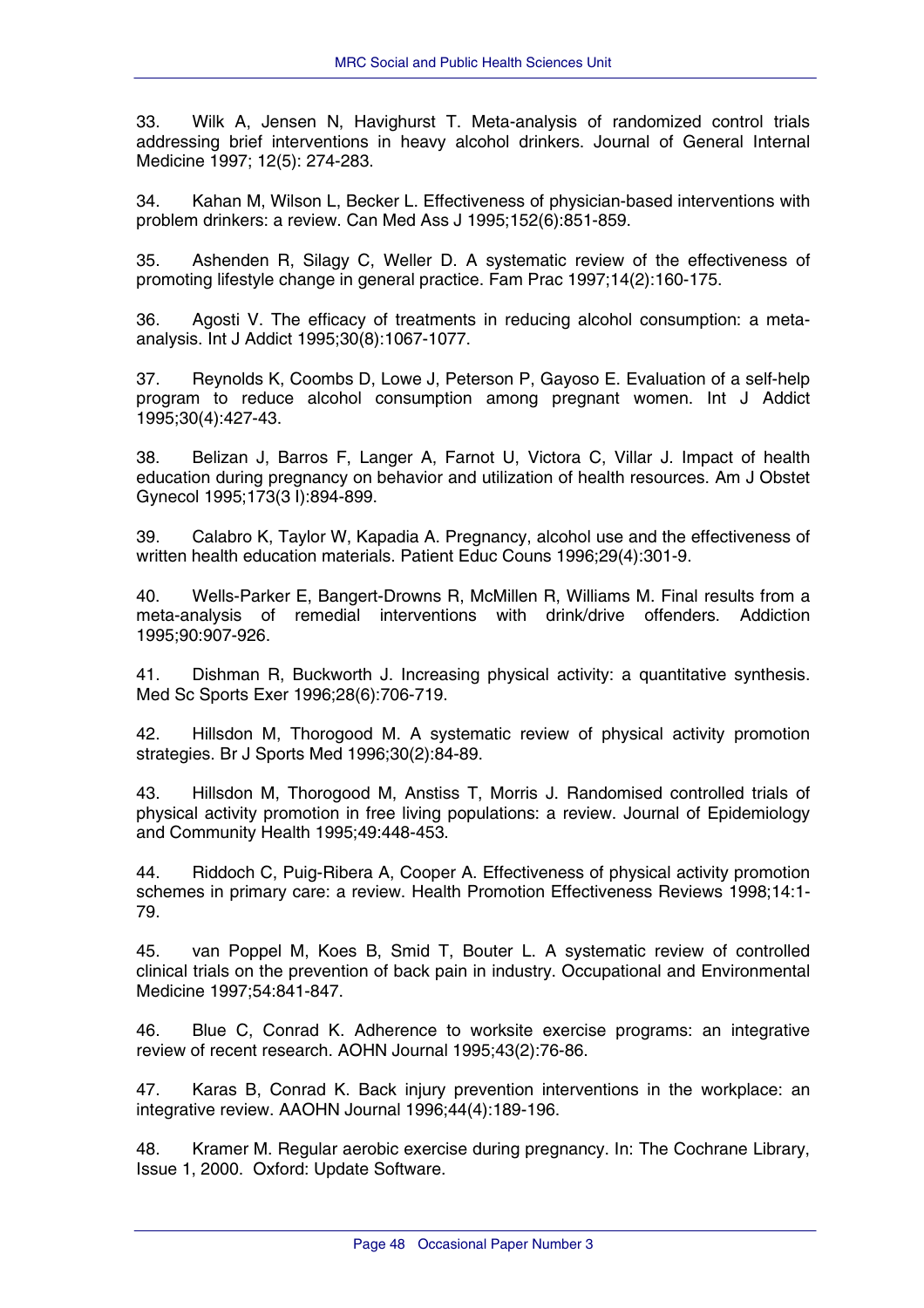33. Wilk A, Jensen N, Havighurst T. Meta-analysis of randomized control trials addressing brief interventions in heavy alcohol drinkers. Journal of General Internal Medicine 1997; 12(5): 274-283.

34. Kahan M, Wilson L, Becker L. Effectiveness of physician-based interventions with problem drinkers: a review. Can Med Ass J 1995;152(6):851-859.

35. Ashenden R, Silagy C, Weller D. A systematic review of the effectiveness of promoting lifestyle change in general practice. Fam Prac 1997;14(2):160-175.

36. Agosti V. The efficacy of treatments in reducing alcohol consumption: a meta-analysis. Int J Addict 1995;30(8):1067-1077.

37. Reynolds K, Coombs D, Lowe J, Peterson P, Gayoso E. Evaluation of a self-help program to reduce alcohol consumption among pregnant women. Int J Addict 1995;30(4):427-43.

38. Belizan J, Barros F, Langer A, Farnot U, Victora C, Villar J. Impact of health education during pregnancy on behavior and utilization of health resources. Am J Obstet Gynecol 1995;173(3 I):894-899.

39. Calabro K, Taylor W, Kapadia A. Pregnancy, alcohol use and the effectiveness of written health education materials. Patient Educ Couns 1996;29(4):301-9.

40. Wells-Parker E, Bangert-Drowns R, McMillen R, Williams M. Final results from a meta-analysis of remedial interventions with drink/drive offenders. Addiction 1995;90:907-926.

41. Dishman R, Buckworth J. Increasing physical activity: a quantitative synthesis. Med Sc Sports Exer 1996;28(6):706-719.

42. Hillsdon M, Thorogood M. A systematic review of physical activity promotion strategies. Br J Sports Med 1996;30(2):84-89.

43. Hillsdon M, Thorogood M, Anstiss T, Morris J. Randomised controlled trials of physical activity promotion in free living populations: a review. Journal of Epidemiology and Community Health 1995;49:448-453.

44. Riddoch C, Puig-Ribera A, Cooper A. Effectiveness of physical activity promotion schemes in primary care: a review. Health Promotion Effectiveness Reviews 1998;14:1-79.

45. van Poppel M, Koes B, Smid T, Bouter L. A systematic review of controlled clinical trials on the prevention of back pain in industry. Occupational and Environmental Medicine 1997;54:841-847.

46. Blue C, Conrad K. Adherence to worksite exercise programs: an integrative review of recent research. AOHN Journal 1995;43(2):76-86.

47. Karas B, Conrad K. Back injury prevention interventions in the workplace: an integrative review. AAOHN Journal 1996;44(4):189-196.

48. Kramer M. Regular aerobic exercise during pregnancy. In: The Cochrane Library, Issue 1, 2000. Oxford: Update Software.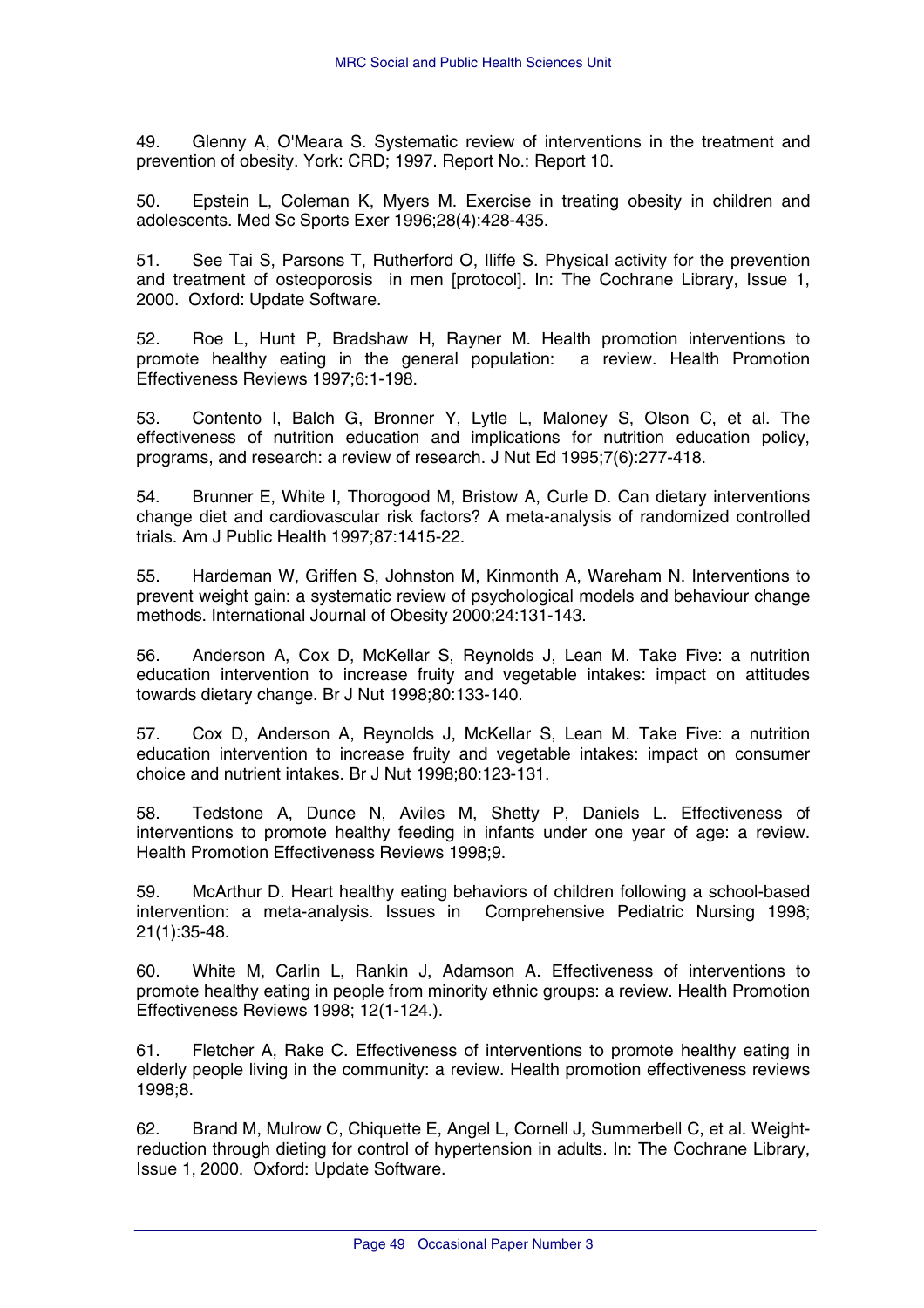49. Glenny A, O'Meara S. Systematic review of interventions in the treatment and prevention of obesity. York: CRD; 1997. Report No.: Report 10.

50. Epstein L, Coleman K, Myers M. Exercise in treating obesity in children and adolescents. Med Sc Sports Exer 1996;28(4):428-435.

51. See Tai S, Parsons T, Rutherford O, Iliffe S. Physical activity for the prevention and treatment of osteoporosis in men [protocol]. In: The Cochrane Library, Issue 1, 2000. Oxford: Update Software.

52. Roe L, Hunt P, Bradshaw H, Rayner M. Health promotion interventions to promote healthy eating in the general population: a review. Health Promotion Effectiveness Reviews 1997;6:1-198.

53. Contento I, Balch G, Bronner Y, Lytle L, Maloney S, Olson C, et al. The effectiveness of nutrition education and implications for nutrition education policy, programs, and research: a review of research. J Nut Ed 1995;7(6):277-418.

54. Brunner E, White I, Thorogood M, Bristow A, Curle D. Can dietary interventions change diet and cardiovascular risk factors? A meta-analysis of randomized controlled trials. Am J Public Health 1997;87:1415-22.

55. Hardeman W, Griffen S, Johnston M, Kinmonth A, Wareham N. Interventions to prevent weight gain: a systematic review of psychological models and behaviour change methods. International Journal of Obesity 2000;24:131-143.

56. Anderson A, Cox D, McKellar S, Reynolds J, Lean M. Take Five: a nutrition education intervention to increase fruity and vegetable intakes: impact on attitudes towards dietary change. Br J Nut 1998;80:133-140.

57. Cox D, Anderson A, Reynolds J, McKellar S, Lean M. Take Five: a nutrition education intervention to increase fruity and vegetable intakes: impact on consumer choice and nutrient intakes. Br J Nut 1998;80:123-131.

58. Tedstone A, Dunce N, Aviles M, Shetty P, Daniels L. Effectiveness of interventions to promote healthy feeding in infants under one year of age: a review. Health Promotion Effectiveness Reviews 1998;9.

59. McArthur D. Heart healthy eating behaviors of children following a school-based intervention: a meta-analysis. Issues in Comprehensive Pediatric Nursing 1998; 21(1):35-48.

60. White M, Carlin L, Rankin J, Adamson A. Effectiveness of interventions to promote healthy eating in people from minority ethnic groups: a review. Health Promotion Effectiveness Reviews 1998; 12(1-124.).

61. Fletcher A, Rake C. Effectiveness of interventions to promote healthy eating in elderly people living in the community: a review. Health promotion effectiveness reviews 1998;8.

62. Brand M, Mulrow C, Chiquette E, Angel L, Cornell J, Summerbell C, et al. Weight-reduction through dieting for control of hypertension in adults. In: The Cochrane Library, Issue 1, 2000. Oxford: Update Software.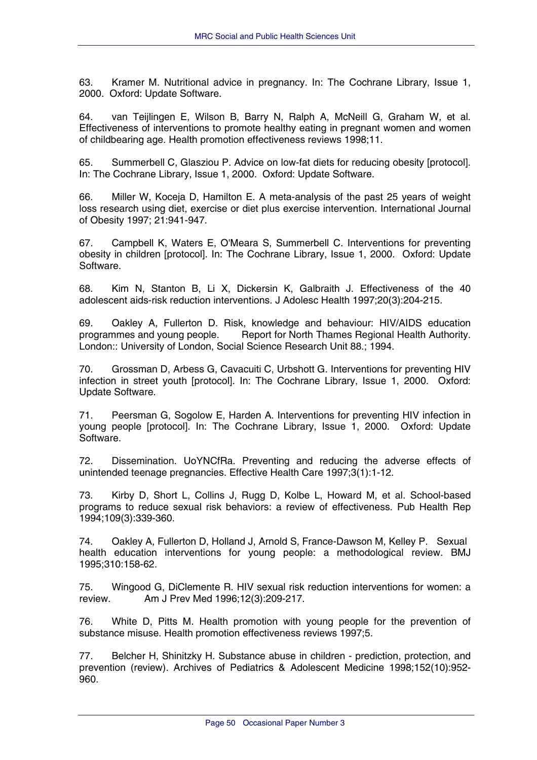63. Kramer M. Nutritional advice in pregnancy. In: The Cochrane Library, Issue 1, 2000. Oxford: Update Software.

64. van Teijlingen E, Wilson B, Barry N, Ralph A, McNeill G, Graham W, et al. Effectiveness of interventions to promote healthy eating in pregnant women and women of childbearing age. Health promotion effectiveness reviews 1998;11.

65. Summerbell C, Glasziou P. Advice on low-fat diets for reducing obesity [protocol]. In: The Cochrane Library, Issue 1, 2000. Oxford: Update Software.

66. Miller W, Koceja D, Hamilton E. A meta-analysis of the past 25 years of weight loss research using diet, exercise or diet plus exercise intervention. International Journal of Obesity 1997; 21:941-947.

67. Campbell K, Waters E, O'Meara S, Summerbell C. Interventions for preventing obesity in children [protocol]. In: The Cochrane Library, Issue 1, 2000. Oxford: Update Software.

68. Kim N, Stanton B, Li X, Dickersin K, Galbraith J. Effectiveness of the 40 adolescent aids-risk reduction interventions. J Adolesc Health 1997;20(3):204-215.

69. Oakley A, Fullerton D. Risk, knowledge and behaviour: HIV/AIDS education programmes and young people. Report for North Thames Regional Health Authority. London:: University of London, Social Science Research Unit 88.; 1994.

70. Grossman D, Arbess G, Cavacuiti C, Urbshott G. Interventions for preventing HIV infection in street youth [protocol]. In: The Cochrane Library, Issue 1, 2000. Oxford: Update Software.

71. Peersman G, Sogolow E, Harden A. Interventions for preventing HIV infection in young people [protocol]. In: The Cochrane Library, Issue 1, 2000. Oxford: Update Software.

72. Dissemination. UoYNCfRa. Preventing and reducing the adverse effects of unintended teenage pregnancies. Effective Health Care 1997;3(1):1-12.

73. Kirby D, Short L, Collins J, Rugg D, Kolbe L, Howard M, et al. School-based programs to reduce sexual risk behaviors: a review of effectiveness. Pub Health Rep 1994;109(3):339-360.

74. Oakley A, Fullerton D, Holland J, Arnold S, France-Dawson M, Kelley P. Sexual health education interventions for young people: a methodological review. BMJ 1995;310:158-62.

75. Wingood G, DiClemente R. HIV sexual risk reduction interventions for women: a review. Am J Prev Med 1996;12(3):209-217.

76. White D, Pitts M. Health promotion with young people for the prevention of substance misuse. Health promotion effectiveness reviews 1997;5.

77. Belcher H, Shinitzky H. Substance abuse in children - prediction, protection, and prevention (review). Archives of Pediatrics & Adolescent Medicine 1998;152(10):952-960.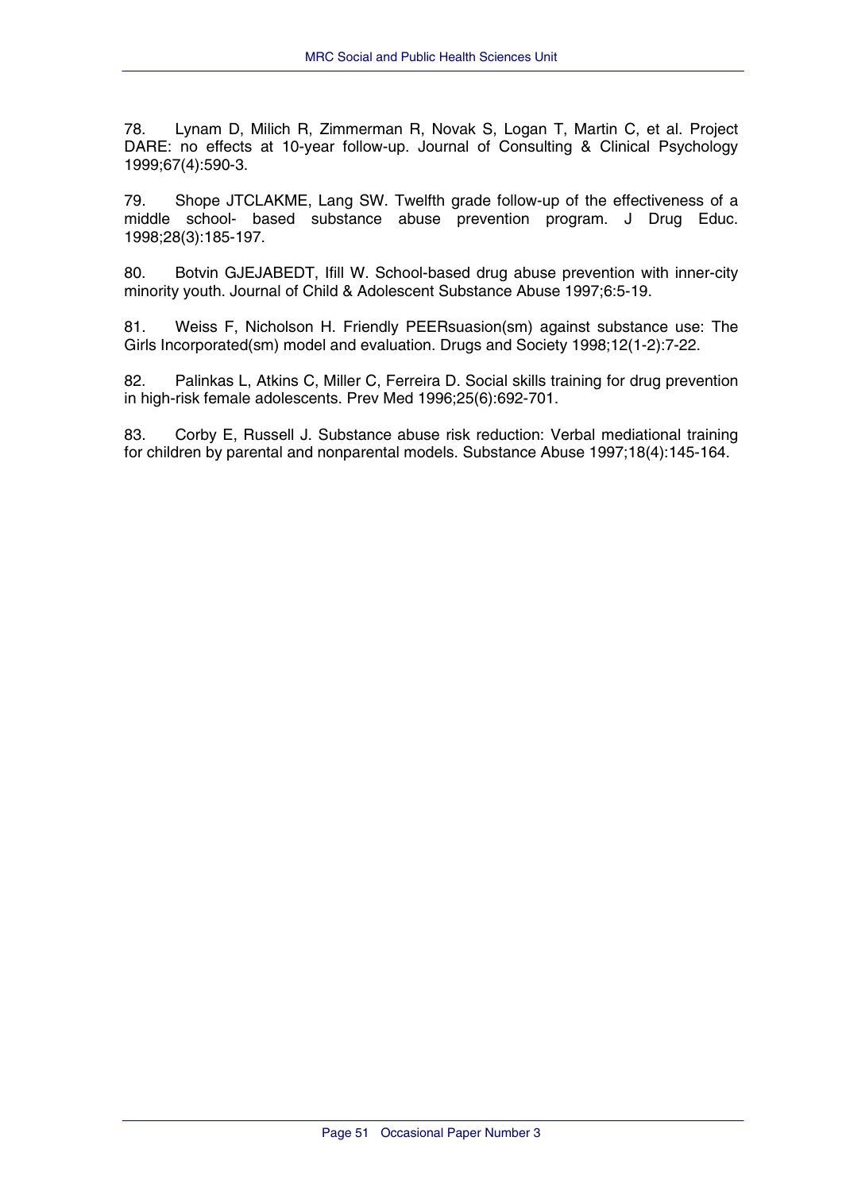78. Lynam D, Milich R, Zimmerman R, Novak S, Logan T, Martin C, et al. Project DARE: no effects at 10-year follow-up. Journal of Consulting & Clinical Psychology 1999;67(4):590-3.

79. Shope JTCLAKME, Lang SW. Twelfth grade follow-up of the effectiveness of a middle school- based substance abuse prevention program. J Drug Educ. 1998;28(3):185-197.

80. Botvin GJEJABEDT, Ifill W. School-based drug abuse prevention with inner-city minority youth. Journal of Child & Adolescent Substance Abuse 1997;6:5-19.

81. Weiss F, Nicholson H. Friendly PEERsuasion(sm) against substance use: The Girls Incorporated(sm) model and evaluation. Drugs and Society 1998;12(1-2):7-22.

82. Palinkas L, Atkins C, Miller C, Ferreira D. Social skills training for drug prevention in high-risk female adolescents. Prev Med 1996;25(6):692-701.

83. Corby E, Russell J. Substance abuse risk reduction: Verbal mediational training for children by parental and nonparental models. Substance Abuse 1997;18(4):145-164.